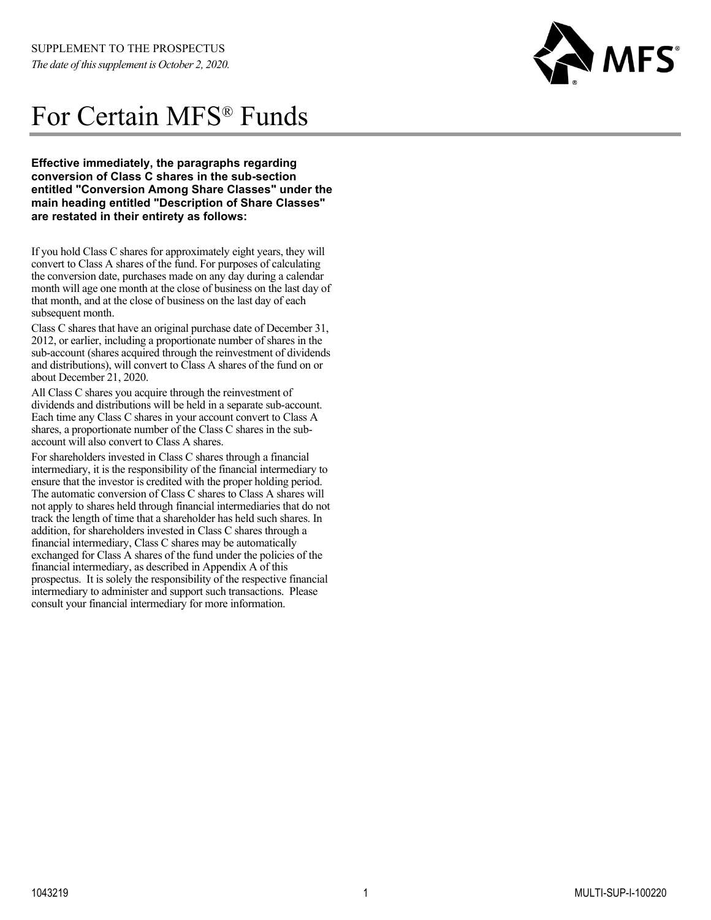SUPPLEMENT TO THE PROSPECTUS

*The date of this supplement is October 2, 2020.*

# For Certain MFS® Funds

**Effective immediately, the paragraphs regarding conversion of Class C shares in the sub-section entitled "Conversion Among Share Classes" under the main heading entitled "Description of Share Classes" are restated in their entirety as follows:**

If you hold Class C shares for approximately eight years, they will convert to Class A shares of the fund. For purposes of calculating the conversion date, purchases made on any day during a calendar month will age one month at the close of business on the last day of that month, and at the close of business on the last day of each subsequent month.

Class C shares that have an original purchase date of December 31, 2012, or earlier, including a proportionate number of shares in the sub-account (shares acquired through the reinvestment of dividends and distributions), will convert to Class A shares of the fund on or about December 21, 2020.

All Class C shares you acquire through the reinvestment of dividends and distributions will be held in a separate sub-account. Each time any Class C shares in your account convert to Class A shares, a proportionate number of the Class C shares in the sub-account will also convert to Class A shares.

For shareholders invested in Class C shares through a financial intermediary, it is the responsibility of the financial intermediary to ensure that the investor is credited with the proper holding period. The automatic conversion of Class C shares to Class A shares will not apply to shares held through financial intermediaries that do not track the length of time that a shareholder has held such shares. In addition, for shareholders invested in Class C shares through a financial intermediary, Class C shares may be automatically exchanged for Class A shares of the fund under the policies of the financial intermediary, as described in Appendix A of this prospectus. It is solely the responsibility of the respective financial intermediary to administer and support such transactions. Please consult your financial intermediary for more information.

1043219 MULTI-SUP-I-100220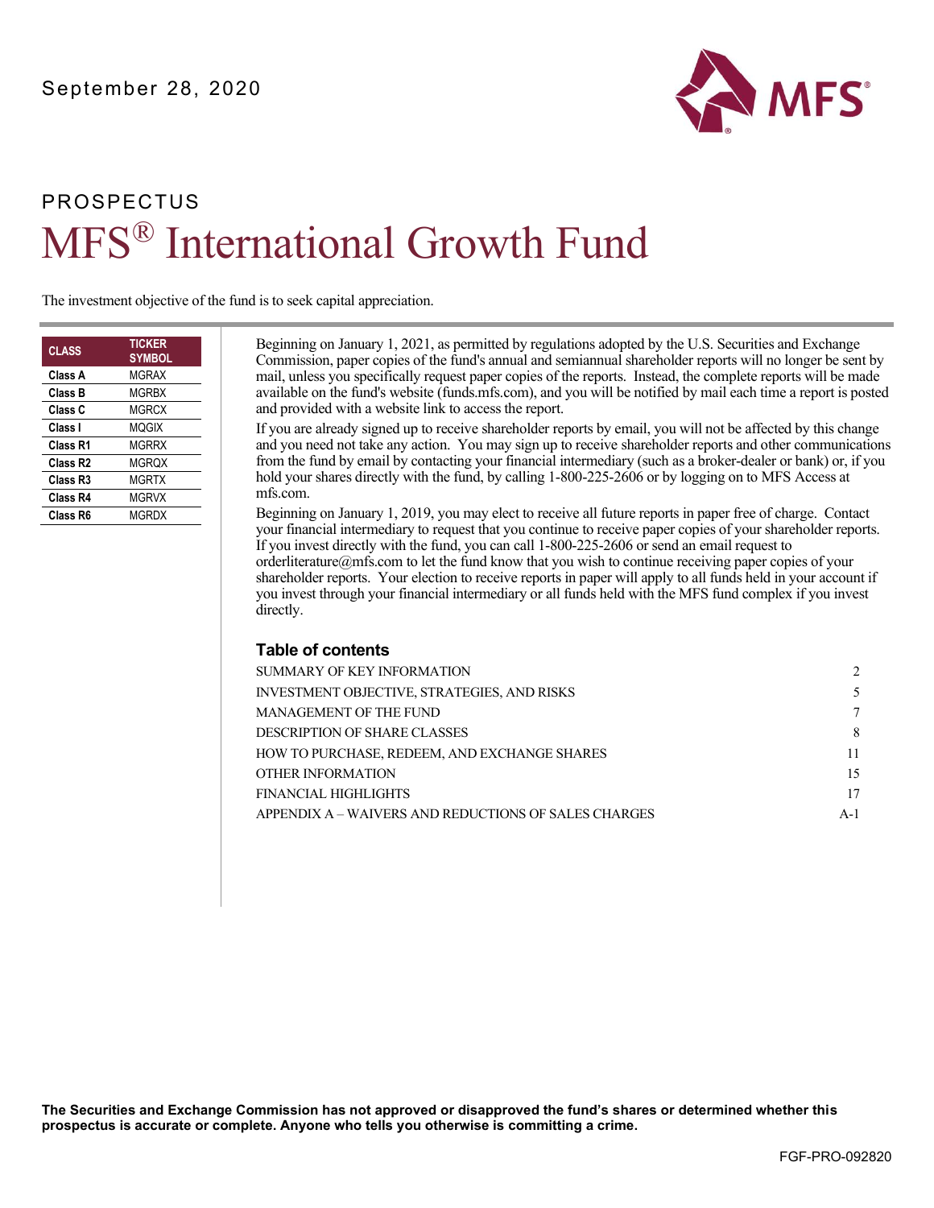September 28, 2020

# PROSPECTUS

# MFS® International Growth Fund

The investment objective of the fund is to seek capital appreciation.

| CLASS | TICKER SYMBOL |
| --- | --- |
| Class A | MGRAX |
| Class B | MGRBX |
| Class C | MGRCX |
| Class I | MQGIX |
| Class R1 | MGRRX |
| Class R2 | MGRQX |
| Class R3 | MGRTX |
| Class R4 | MGRVX |
| Class R6 | MGRDX |

Beginning on January 1, 2021, as permitted by regulations adopted by the U.S. Securities and Exchange Commission, paper copies of the fund's annual and semiannual shareholder reports will no longer be sent by mail, unless you specifically request paper copies of the reports. Instead, the complete reports will be made available on the fund's website (funds.mfs.com), and you will be notified by mail each time a report is posted and provided with a website link to access the report.

If you are already signed up to receive shareholder reports by email, you will not be affected by this change and you need not take any action. You may sign up to receive shareholder reports and other communications from the fund by email by contacting your financial intermediary (such as a broker-dealer or bank) or, if you hold your shares directly with the fund, by calling 1-800-225-2606 or by logging on to MFS Access at mfs.com.

Beginning on January 1, 2019, you may elect to receive all future reports in paper free of charge. Contact your financial intermediary to request that you continue to receive paper copies of your shareholder reports. If you invest directly with the fund, you can call 1-800-225-2606 or send an email request to orderliterature@mfs.com to let the fund know that you wish to continue receiving paper copies of your shareholder reports. Your election to receive reports in paper will apply to all funds held in your account if you invest through your financial intermediary or all funds held with the MFS fund complex if you invest directly.

## Table of contents

| | |
| --- | --- |
| SUMMARY OF KEY INFORMATION | 2 |
| INVESTMENT OBJECTIVE, STRATEGIES, AND RISKS | 5 |
| MANAGEMENT OF THE FUND | 7 |
| DESCRIPTION OF SHARE CLASSES | 8 |
| HOW TO PURCHASE, REDEEM, AND EXCHANGE SHARES | 11 |
| OTHER INFORMATION | 15 |
| FINANCIAL HIGHLIGHTS | 17 |
| APPENDIX A – WAIVERS AND REDUCTIONS OF SALES CHARGES | A-1 |

**The Securities and Exchange Commission has not approved or disapproved the fund's shares or determined whether this prospectus is accurate or complete. Anyone who tells you otherwise is committing a crime.**

FGF-PRO-092820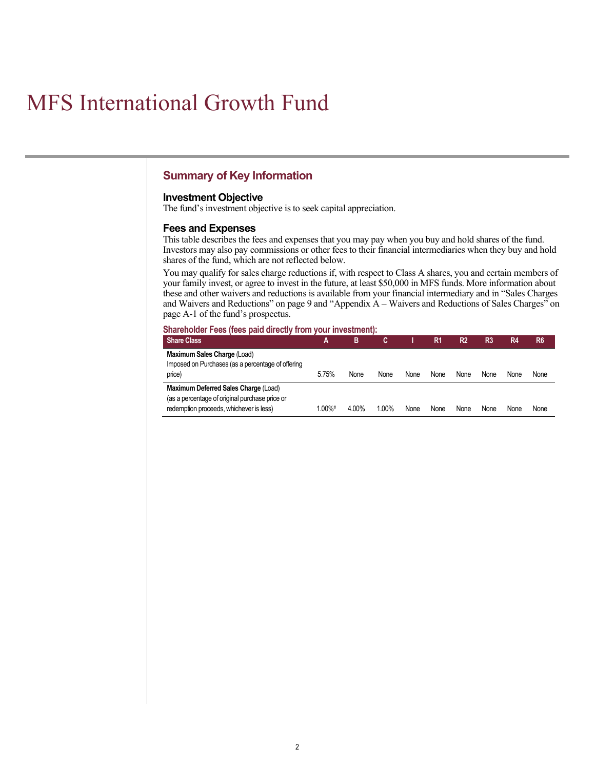# MFS International Growth Fund

## Summary of Key Information

### Investment Objective

The fund's investment objective is to seek capital appreciation.

### Fees and Expenses

This table describes the fees and expenses that you may pay when you buy and hold shares of the fund. Investors may also pay commissions or other fees to their financial intermediaries when they buy and hold shares of the fund, which are not reflected below.

You may qualify for sales charge reductions if, with respect to Class A shares, you and certain members of your family invest, or agree to invest in the future, at least $50,000 in MFS funds. More information about these and other waivers and reductions is available from your financial intermediary and in "Sales Charges and Waivers and Reductions" on page 9 and "Appendix A – Waivers and Reductions of Sales Charges" on page A-1 of the fund's prospectus.

**Shareholder Fees (fees paid directly from your investment):**

| Share Class | A | B | C | I | R1 | R2 | R3 | R4 | R6 |
|---|---|---|---|---|---|---|---|---|---|
| **Maximum Sales Charge** (Load) Imposed on Purchases (as a percentage of offering price) | 5.75% | None | None | None | None | None | None | None | None |
| **Maximum Deferred Sales Charge** (Load) (as a percentage of original purchase price or redemption proceeds, whichever is less) | 1.00%# | 4.00% | 1.00% | None | None | None | None | None | None |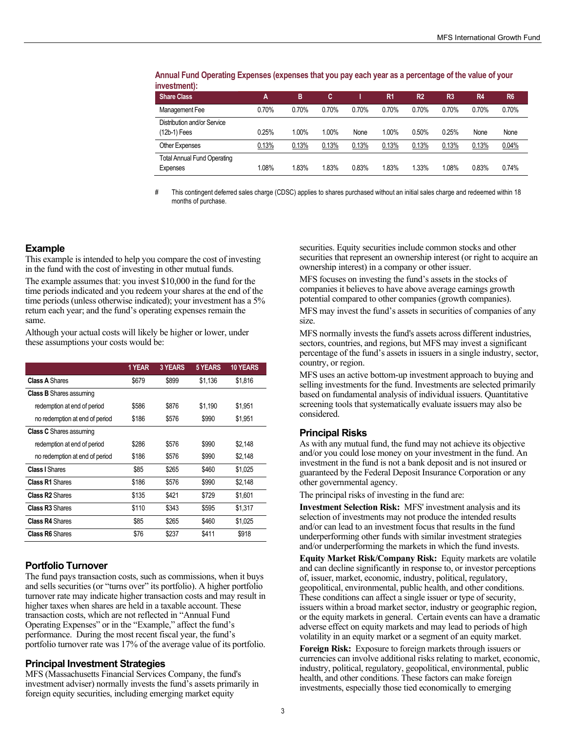**Annual Fund Operating Expenses (expenses that you pay each year as a percentage of the value of your investment):**

| Share Class | A | B | C | I | R1 | R2 | R3 | R4 | R6 |
|---|---|---|---|---|---|---|---|---|---|
| Management Fee | 0.70% | 0.70% | 0.70% | 0.70% | 0.70% | 0.70% | 0.70% | 0.70% | 0.70% |
| Distribution and/or Service (12b-1) Fees | 0.25% | 1.00% | 1.00% | None | 1.00% | 0.50% | 0.25% | None | None |
| Other Expenses | 0.13% | 0.13% | 0.13% | 0.13% | 0.13% | 0.13% | 0.13% | 0.13% | 0.04% |
| Total Annual Fund Operating Expenses | 1.08% | 1.83% | 1.83% | 0.83% | 1.83% | 1.33% | 1.08% | 0.83% | 0.74% |

# This contingent deferred sales charge (CDSC) applies to shares purchased without an initial sales charge and redeemed within 18 months of purchase.

## Example

This example is intended to help you compare the cost of investing in the fund with the cost of investing in other mutual funds.

The example assumes that: you invest $10,000 in the fund for the time periods indicated and you redeem your shares at the end of the time periods (unless otherwise indicated); your investment has a 5% return each year; and the fund's operating expenses remain the same.

Although your actual costs will likely be higher or lower, under these assumptions your costs would be:

| | 1 YEAR | 3 YEARS | 5 YEARS | 10 YEARS |
|---|---|---|---|---|
| **Class A** Shares | $679 | $899 | $1,136 | $1,816 |
| **Class B** Shares assuming | | | | |
| redemption at end of period | $586 | $876 | $1,190 | $1,951 |
| no redemption at end of period | $186 | $576 | $990 | $1,951 |
| **Class C** Shares assuming | | | | |
| redemption at end of period | $286 | $576 | $990 | $2,148 |
| no redemption at end of period | $186 | $576 | $990 | $2,148 |
| **Class I** Shares | $85 | $265 | $460 | $1,025 |
| **Class R1** Shares | $186 | $576 | $990 | $2,148 |
| **Class R2** Shares | $135 | $421 | $729 | $1,601 |
| **Class R3** Shares | $110 | $343 | $595 | $1,317 |
| **Class R4** Shares | $85 | $265 | $460 | $1,025 |
| **Class R6** Shares | $76 | $237 | $411 | $918 |

## Portfolio Turnover

The fund pays transaction costs, such as commissions, when it buys and sells securities (or "turns over" its portfolio). A higher portfolio turnover rate may indicate higher transaction costs and may result in higher taxes when shares are held in a taxable account. These transaction costs, which are not reflected in "Annual Fund Operating Expenses" or in the "Example," affect the fund's performance. During the most recent fiscal year, the fund's portfolio turnover rate was 17% of the average value of its portfolio.

## Principal Investment Strategies

MFS (Massachusetts Financial Services Company, the fund's investment adviser) normally invests the fund's assets primarily in foreign equity securities, including emerging market equity securities. Equity securities include common stocks and other securities that represent an ownership interest (or right to acquire an ownership interest) in a company or other issuer.

MFS focuses on investing the fund's assets in the stocks of companies it believes to have above average earnings growth potential compared to other companies (growth companies).

MFS may invest the fund's assets in securities of companies of any size.

MFS normally invests the fund's assets across different industries, sectors, countries, and regions, but MFS may invest a significant percentage of the fund's assets in issuers in a single industry, sector, country, or region.

MFS uses an active bottom-up investment approach to buying and selling investments for the fund. Investments are selected primarily based on fundamental analysis of individual issuers. Quantitative screening tools that systematically evaluate issuers may also be considered.

## Principal Risks

As with any mutual fund, the fund may not achieve its objective and/or you could lose money on your investment in the fund. An investment in the fund is not a bank deposit and is not insured or guaranteed by the Federal Deposit Insurance Corporation or any other governmental agency.

The principal risks of investing in the fund are:

**Investment Selection Risk:** MFS' investment analysis and its selection of investments may not produce the intended results and/or can lead to an investment focus that results in the fund underperforming other funds with similar investment strategies and/or underperforming the markets in which the fund invests.

**Equity Market Risk/Company Risk:** Equity markets are volatile and can decline significantly in response to, or investor perceptions of, issuer, market, economic, industry, political, regulatory, geopolitical, environmental, public health, and other conditions. These conditions can affect a single issuer or type of security, issuers within a broad market sector, industry or geographic region, or the equity markets in general. Certain events can have a dramatic adverse effect on equity markets and may lead to periods of high volatility in an equity market or a segment of an equity market.

**Foreign Risk:** Exposure to foreign markets through issuers or currencies can involve additional risks relating to market, economic, industry, political, regulatory, geopolitical, environmental, public health, and other conditions. These factors can make foreign investments, especially those tied economically to emerging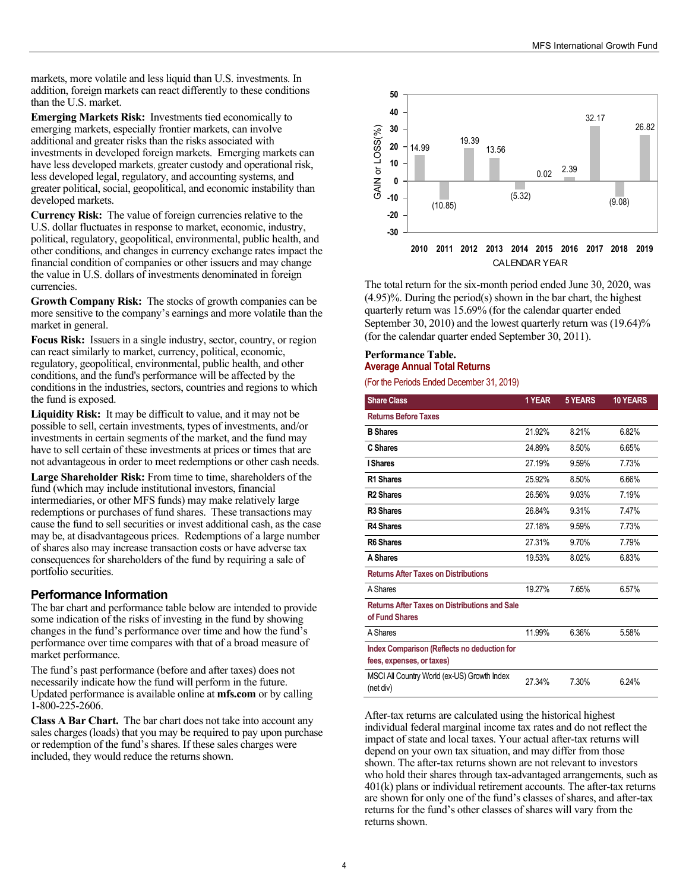markets, more volatile and less liquid than U.S. investments. In addition, foreign markets can react differently to these conditions than the U.S. market.

**Emerging Markets Risk:** Investments tied economically to emerging markets, especially frontier markets, can involve additional and greater risks than the risks associated with investments in developed foreign markets. Emerging markets can have less developed markets, greater custody and operational risk, less developed legal, regulatory, and accounting systems, and greater political, social, geopolitical, and economic instability than developed markets.

**Currency Risk:** The value of foreign currencies relative to the U.S. dollar fluctuates in response to market, economic, industry, political, regulatory, geopolitical, environmental, public health, and other conditions, and changes in currency exchange rates impact the financial condition of companies or other issuers and may change the value in U.S. dollars of investments denominated in foreign currencies.

**Growth Company Risk:** The stocks of growth companies can be more sensitive to the company's earnings and more volatile than the market in general.

**Focus Risk:** Issuers in a single industry, sector, country, or region can react similarly to market, currency, political, economic, regulatory, geopolitical, environmental, public health, and other conditions, and the fund's performance will be affected by the conditions in the industries, sectors, countries and regions to which the fund is exposed.

**Liquidity Risk:** It may be difficult to value, and it may not be possible to sell, certain investments, types of investments, and/or investments in certain segments of the market, and the fund may have to sell certain of these investments at prices or times that are not advantageous in order to meet redemptions or other cash needs.

**Large Shareholder Risk:** From time to time, shareholders of the fund (which may include institutional investors, financial intermediaries, or other MFS funds) may make relatively large redemptions or purchases of fund shares. These transactions may cause the fund to sell securities or invest additional cash, as the case may be, at disadvantageous prices. Redemptions of a large number of shares also may increase transaction costs or have adverse tax consequences for shareholders of the fund by requiring a sale of portfolio securities.

## Performance Information

The bar chart and performance table below are intended to provide some indication of the risks of investing in the fund by showing changes in the fund's performance over time and how the fund's performance over time compares with that of a broad measure of market performance.

The fund's past performance (before and after taxes) does not necessarily indicate how the fund will perform in the future. Updated performance is available online at **mfs.com** or by calling 1-800-225-2606.

**Class A Bar Chart.** The bar chart does not take into account any sales charges (loads) that you may be required to pay upon purchase or redemption of the fund's shares. If these sales charges were included, they would reduce the returns shown.

| CALENDAR YEAR | GAIN or LOSS(%) |
|---|---|
| 2010 | 14.99 |
| 2011 | (10.85) |
| 2012 | 19.39 |
| 2013 | 13.56 |
| 2014 | (5.32) |
| 2015 | 0.02 |
| 2016 | 2.39 |
| 2017 | 32.17 |
| 2018 | (9.08) |
| 2019 | 26.82 |

The total return for the six-month period ended June 30, 2020, was (4.95)%. During the period(s) shown in the bar chart, the highest quarterly return was 15.69% (for the calendar quarter ended September 30, 2010) and the lowest quarterly return was (19.64)% (for the calendar quarter ended September 30, 2011).

**Performance Table.**

**Average Annual Total Returns**

(For the Periods Ended December 31, 2019)

| Share Class | 1 YEAR | 5 YEARS | 10 YEARS |
|---|---|---|---|
| **Returns Before Taxes** | | | |
| **B Shares** | 21.92% | 8.21% | 6.82% |
| **C Shares** | 24.89% | 8.50% | 6.65% |
| **I Shares** | 27.19% | 9.59% | 7.73% |
| **R1 Shares** | 25.92% | 8.50% | 6.66% |
| **R2 Shares** | 26.56% | 9.03% | 7.19% |
| **R3 Shares** | 26.84% | 9.31% | 7.47% |
| **R4 Shares** | 27.18% | 9.59% | 7.73% |
| **R6 Shares** | 27.31% | 9.70% | 7.79% |
| **A Shares** | 19.53% | 8.02% | 6.83% |
| **Returns After Taxes on Distributions** | | | |
| A Shares | 19.27% | 7.65% | 6.57% |
| **Returns After Taxes on Distributions and Sale of Fund Shares** | | | |
| A Shares | 11.99% | 6.36% | 5.58% |
| **Index Comparison (Reflects no deduction for fees, expenses, or taxes)** | | | |
| MSCI All Country World (ex-US) Growth Index (net div) | 27.34% | 7.30% | 6.24% |

After-tax returns are calculated using the historical highest individual federal marginal income tax rates and do not reflect the impact of state and local taxes. Your actual after-tax returns will depend on your own tax situation, and may differ from those shown. The after-tax returns shown are not relevant to investors who hold their shares through tax-advantaged arrangements, such as 401(k) plans or individual retirement accounts. The after-tax returns are shown for only one of the fund's classes of shares, and after-tax returns for the fund's other classes of shares will vary from the returns shown.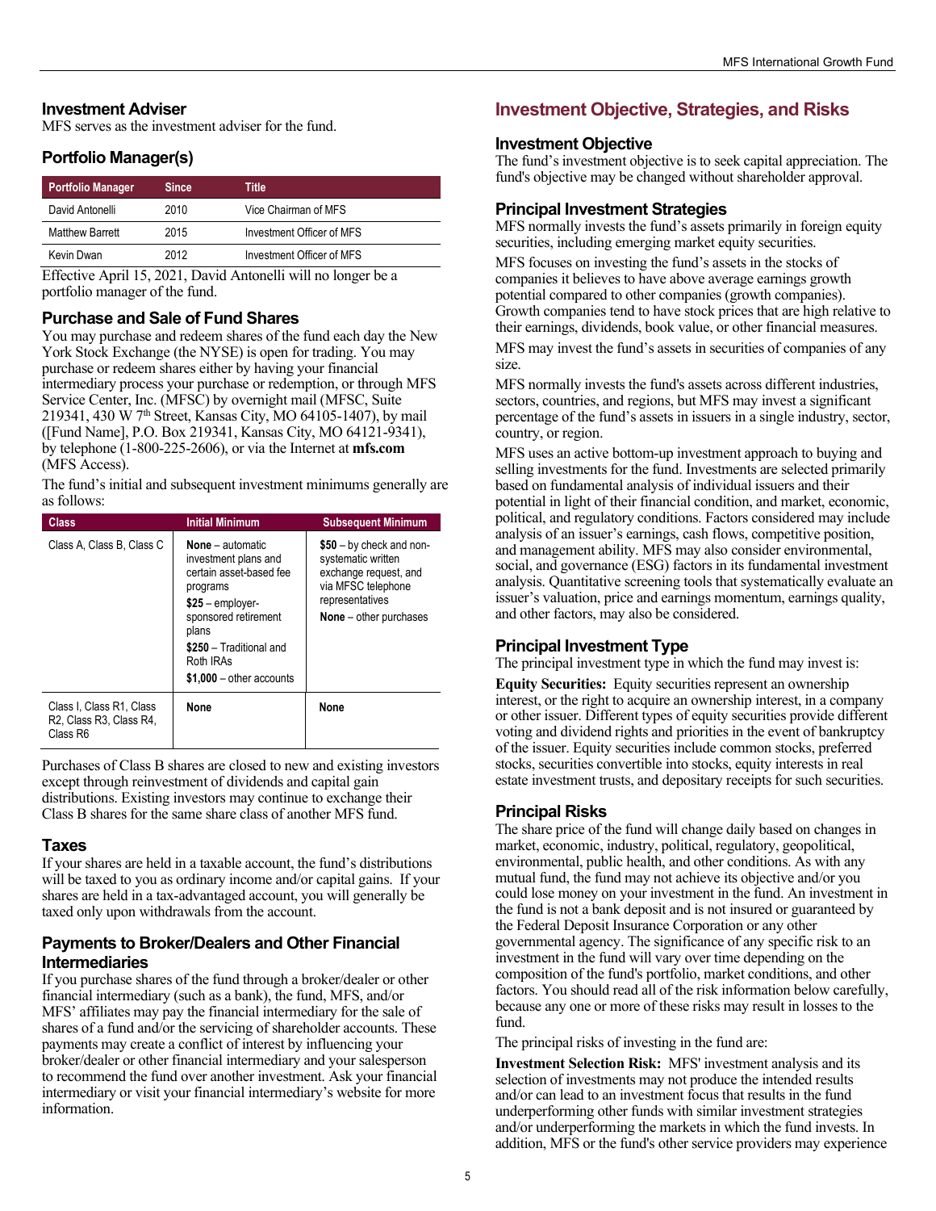## Investment Adviser

MFS serves as the investment adviser for the fund.

## Portfolio Manager(s)

| Portfolio Manager | Since | Title |
|---|---|---|
| David Antonelli | 2010 | Vice Chairman of MFS |
| Matthew Barrett | 2015 | Investment Officer of MFS |
| Kevin Dwan | 2012 | Investment Officer of MFS |

Effective April 15, 2021, David Antonelli will no longer be a portfolio manager of the fund.

## Purchase and Sale of Fund Shares

You may purchase and redeem shares of the fund each day the New York Stock Exchange (the NYSE) is open for trading. You may purchase or redeem shares either by having your financial intermediary process your purchase or redemption, or through MFS Service Center, Inc. (MFSC) by overnight mail (MFSC, Suite 219341, 430 W 7th Street, Kansas City, MO 64105-1407), by mail ([Fund Name], P.O. Box 219341, Kansas City, MO 64121-9341), by telephone (1-800-225-2606), or via the Internet at **mfs.com** (MFS Access).

The fund's initial and subsequent investment minimums generally are as follows:

| Class | Initial Minimum | Subsequent Minimum |
|---|---|---|
| Class A, Class B, Class C | **None** – automatic investment plans and certain asset-based fee programs<br>**$25** – employer-sponsored retirement plans<br>**$250** – Traditional and Roth IRAs<br>**$1,000** – other accounts | **$50** – by check and non-systematic written exchange request, and via MFSC telephone representatives<br>**None** – other purchases |
| Class I, Class R1, Class R2, Class R3, Class R4, Class R6 | **None** | **None** |

Purchases of Class B shares are closed to new and existing investors except through reinvestment of dividends and capital gain distributions. Existing investors may continue to exchange their Class B shares for the same share class of another MFS fund.

## Taxes

If your shares are held in a taxable account, the fund's distributions will be taxed to you as ordinary income and/or capital gains. If your shares are held in a tax-advantaged account, you will generally be taxed only upon withdrawals from the account.

## Payments to Broker/Dealers and Other Financial Intermediaries

If you purchase shares of the fund through a broker/dealer or other financial intermediary (such as a bank), the fund, MFS, and/or MFS' affiliates may pay the financial intermediary for the sale of shares of a fund and/or the servicing of shareholder accounts. These payments may create a conflict of interest by influencing your broker/dealer or other financial intermediary and your salesperson to recommend the fund over another investment. Ask your financial intermediary or visit your financial intermediary's website for more information.

# Investment Objective, Strategies, and Risks

## Investment Objective

The fund's investment objective is to seek capital appreciation. The fund's objective may be changed without shareholder approval.

## Principal Investment Strategies

MFS normally invests the fund's assets primarily in foreign equity securities, including emerging market equity securities.

MFS focuses on investing the fund's assets in the stocks of companies it believes to have above average earnings growth potential compared to other companies (growth companies). Growth companies tend to have stock prices that are high relative to their earnings, dividends, book value, or other financial measures.

MFS may invest the fund's assets in securities of companies of any size.

MFS normally invests the fund's assets across different industries, sectors, countries, and regions, but MFS may invest a significant percentage of the fund's assets in issuers in a single industry, sector, country, or region.

MFS uses an active bottom-up investment approach to buying and selling investments for the fund. Investments are selected primarily based on fundamental analysis of individual issuers and their potential in light of their financial condition, and market, economic, political, and regulatory conditions. Factors considered may include analysis of an issuer's earnings, cash flows, competitive position, and management ability. MFS may also consider environmental, social, and governance (ESG) factors in its fundamental investment analysis. Quantitative screening tools that systematically evaluate an issuer's valuation, price and earnings momentum, earnings quality, and other factors, may also be considered.

## Principal Investment Type

The principal investment type in which the fund may invest is:

**Equity Securities:** Equity securities represent an ownership interest, or the right to acquire an ownership interest, in a company or other issuer. Different types of equity securities provide different voting and dividend rights and priorities in the event of bankruptcy of the issuer. Equity securities include common stocks, preferred stocks, securities convertible into stocks, equity interests in real estate investment trusts, and depositary receipts for such securities.

## Principal Risks

The share price of the fund will change daily based on changes in market, economic, industry, political, regulatory, geopolitical, environmental, public health, and other conditions. As with any mutual fund, the fund may not achieve its objective and/or you could lose money on your investment in the fund. An investment in the fund is not a bank deposit and is not insured or guaranteed by the Federal Deposit Insurance Corporation or any other governmental agency. The significance of any specific risk to an investment in the fund will vary over time depending on the composition of the fund's portfolio, market conditions, and other factors. You should read all of the risk information below carefully, because any one or more of these risks may result in losses to the fund.

The principal risks of investing in the fund are:

**Investment Selection Risk:** MFS' investment analysis and its selection of investments may not produce the intended results and/or can lead to an investment focus that results in the fund underperforming other funds with similar investment strategies and/or underperforming the markets in which the fund invests. In addition, MFS or the fund's other service providers may experience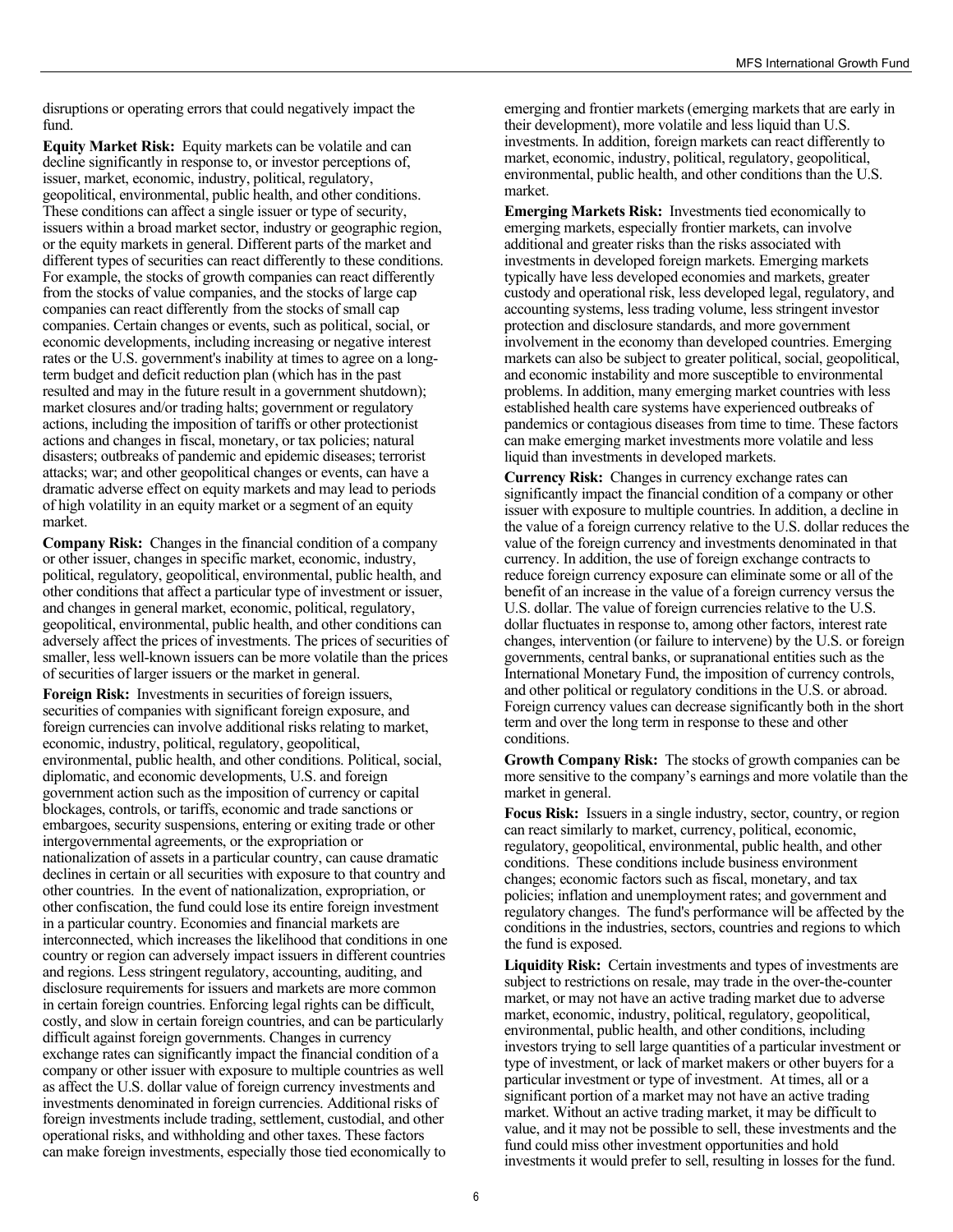disruptions or operating errors that could negatively impact the fund.

**Equity Market Risk:** Equity markets can be volatile and can decline significantly in response to, or investor perceptions of, issuer, market, economic, industry, political, regulatory, geopolitical, environmental, public health, and other conditions. These conditions can affect a single issuer or type of security, issuers within a broad market sector, industry or geographic region, or the equity markets in general. Different parts of the market and different types of securities can react differently to these conditions. For example, the stocks of growth companies can react differently from the stocks of value companies, and the stocks of large cap companies can react differently from the stocks of small cap companies. Certain changes or events, such as political, social, or economic developments, including increasing or negative interest rates or the U.S. government's inability at times to agree on a long-term budget and deficit reduction plan (which has in the past resulted and may in the future result in a government shutdown); market closures and/or trading halts; government or regulatory actions, including the imposition of tariffs or other protectionist actions and changes in fiscal, monetary, or tax policies; natural disasters; outbreaks of pandemic and epidemic diseases; terrorist attacks; war; and other geopolitical changes or events, can have a dramatic adverse effect on equity markets and may lead to periods of high volatility in an equity market or a segment of an equity market.

**Company Risk:** Changes in the financial condition of a company or other issuer, changes in specific market, economic, industry, political, regulatory, geopolitical, environmental, public health, and other conditions that affect a particular type of investment or issuer, and changes in general market, economic, political, regulatory, geopolitical, environmental, public health, and other conditions can adversely affect the prices of investments. The prices of securities of smaller, less well-known issuers can be more volatile than the prices of securities of larger issuers or the market in general.

**Foreign Risk:** Investments in securities of foreign issuers, securities of companies with significant foreign exposure, and foreign currencies can involve additional risks relating to market, economic, industry, political, regulatory, geopolitical, environmental, public health, and other conditions. Political, social, diplomatic, and economic developments, U.S. and foreign government action such as the imposition of currency or capital blockages, controls, or tariffs, economic and trade sanctions or embargoes, security suspensions, entering or exiting trade or other intergovernmental agreements, or the expropriation or nationalization of assets in a particular country, can cause dramatic declines in certain or all securities with exposure to that country and other countries. In the event of nationalization, expropriation, or other confiscation, the fund could lose its entire foreign investment in a particular country. Economies and financial markets are interconnected, which increases the likelihood that conditions in one country or region can adversely impact issuers in different countries and regions. Less stringent regulatory, accounting, auditing, and disclosure requirements for issuers and markets are more common in certain foreign countries. Enforcing legal rights can be difficult, costly, and slow in certain foreign countries, and can be particularly difficult against foreign governments. Changes in currency exchange rates can significantly impact the financial condition of a company or other issuer with exposure to multiple countries as well as affect the U.S. dollar value of foreign currency investments and investments denominated in foreign currencies. Additional risks of foreign investments include trading, settlement, custodial, and other operational risks, and withholding and other taxes. These factors can make foreign investments, especially those tied economically to emerging and frontier markets (emerging markets that are early in their development), more volatile and less liquid than U.S. investments. In addition, foreign markets can react differently to market, economic, industry, political, regulatory, geopolitical, environmental, public health, and other conditions than the U.S. market.

**Emerging Markets Risk:** Investments tied economically to emerging markets, especially frontier markets, can involve additional and greater risks than the risks associated with investments in developed foreign markets. Emerging markets typically have less developed economies and markets, greater custody and operational risk, less developed legal, regulatory, and accounting systems, less trading volume, less stringent investor protection and disclosure standards, and more government involvement in the economy than developed countries. Emerging markets can also be subject to greater political, social, geopolitical, and economic instability and more susceptible to environmental problems. In addition, many emerging market countries with less established health care systems have experienced outbreaks of pandemics or contagious diseases from time to time. These factors can make emerging market investments more volatile and less liquid than investments in developed markets.

**Currency Risk:** Changes in currency exchange rates can significantly impact the financial condition of a company or other issuer with exposure to multiple countries. In addition, a decline in the value of a foreign currency relative to the U.S. dollar reduces the value of the foreign currency and investments denominated in that currency. In addition, the use of foreign exchange contracts to reduce foreign currency exposure can eliminate some or all of the benefit of an increase in the value of a foreign currency versus the U.S. dollar. The value of foreign currencies relative to the U.S. dollar fluctuates in response to, among other factors, interest rate changes, intervention (or failure to intervene) by the U.S. or foreign governments, central banks, or supranational entities such as the International Monetary Fund, the imposition of currency controls, and other political or regulatory conditions in the U.S. or abroad. Foreign currency values can decrease significantly both in the short term and over the long term in response to these and other conditions.

**Growth Company Risk:** The stocks of growth companies can be more sensitive to the company's earnings and more volatile than the market in general.

**Focus Risk:** Issuers in a single industry, sector, country, or region can react similarly to market, currency, political, economic, regulatory, geopolitical, environmental, public health, and other conditions. These conditions include business environment changes; economic factors such as fiscal, monetary, and tax policies; inflation and unemployment rates; and government and regulatory changes. The fund's performance will be affected by the conditions in the industries, sectors, countries and regions to which the fund is exposed.

**Liquidity Risk:** Certain investments and types of investments are subject to restrictions on resale, may trade in the over-the-counter market, or may not have an active trading market due to adverse market, economic, industry, political, regulatory, geopolitical, environmental, public health, and other conditions, including investors trying to sell large quantities of a particular investment or type of investment, or lack of market makers or other buyers for a particular investment or type of investment. At times, all or a significant portion of a market may not have an active trading market. Without an active trading market, it may be difficult to value, and it may not be possible to sell, these investments and the fund could miss other investment opportunities and hold investments it would prefer to sell, resulting in losses for the fund.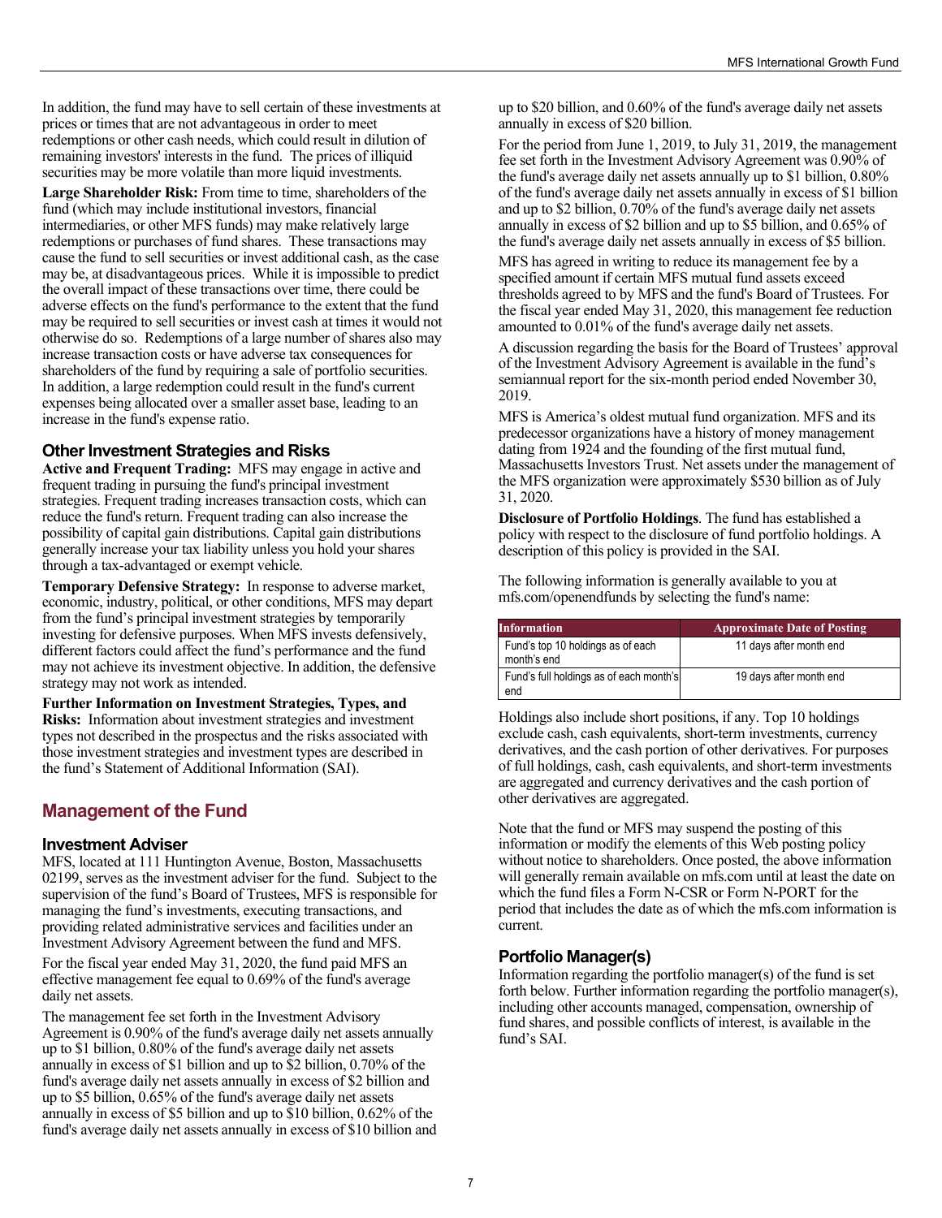In addition, the fund may have to sell certain of these investments at prices or times that are not advantageous in order to meet redemptions or other cash needs, which could result in dilution of remaining investors' interests in the fund. The prices of illiquid securities may be more volatile than more liquid investments.

**Large Shareholder Risk:** From time to time, shareholders of the fund (which may include institutional investors, financial intermediaries, or other MFS funds) may make relatively large redemptions or purchases of fund shares. These transactions may cause the fund to sell securities or invest additional cash, as the case may be, at disadvantageous prices. While it is impossible to predict the overall impact of these transactions over time, there could be adverse effects on the fund's performance to the extent that the fund may be required to sell securities or invest cash at times it would not otherwise do so. Redemptions of a large number of shares also may increase transaction costs or have adverse tax consequences for shareholders of the fund by requiring a sale of portfolio securities. In addition, a large redemption could result in the fund's current expenses being allocated over a smaller asset base, leading to an increase in the fund's expense ratio.

### Other Investment Strategies and Risks

**Active and Frequent Trading:** MFS may engage in active and frequent trading in pursuing the fund's principal investment strategies. Frequent trading increases transaction costs, which can reduce the fund's return. Frequent trading can also increase the possibility of capital gain distributions. Capital gain distributions generally increase your tax liability unless you hold your shares through a tax-advantaged or exempt vehicle.

**Temporary Defensive Strategy:** In response to adverse market, economic, industry, political, or other conditions, MFS may depart from the fund's principal investment strategies by temporarily investing for defensive purposes. When MFS invests defensively, different factors could affect the fund's performance and the fund may not achieve its investment objective. In addition, the defensive strategy may not work as intended.

**Further Information on Investment Strategies, Types, and Risks:** Information about investment strategies and investment types not described in the prospectus and the risks associated with those investment strategies and investment types are described in the fund's Statement of Additional Information (SAI).

## Management of the Fund

### Investment Adviser

MFS, located at 111 Huntington Avenue, Boston, Massachusetts 02199, serves as the investment adviser for the fund. Subject to the supervision of the fund's Board of Trustees, MFS is responsible for managing the fund's investments, executing transactions, and providing related administrative services and facilities under an Investment Advisory Agreement between the fund and MFS.

For the fiscal year ended May 31, 2020, the fund paid MFS an effective management fee equal to 0.69% of the fund's average daily net assets.

The management fee set forth in the Investment Advisory Agreement is 0.90% of the fund's average daily net assets annually up to $1 billion, 0.80% of the fund's average daily net assets annually in excess of $1 billion and up to $2 billion, 0.70% of the fund's average daily net assets annually in excess of $2 billion and up to $5 billion, 0.65% of the fund's average daily net assets annually in excess of $5 billion and up to $10 billion, 0.62% of the fund's average daily net assets annually in excess of $10 billion and up to $20 billion, and 0.60% of the fund's average daily net assets annually in excess of $20 billion.

For the period from June 1, 2019, to July 31, 2019, the management fee set forth in the Investment Advisory Agreement was 0.90% of the fund's average daily net assets annually up to $1 billion, 0.80% of the fund's average daily net assets annually in excess of $1 billion and up to $2 billion, 0.70% of the fund's average daily net assets annually in excess of $2 billion and up to $5 billion, and 0.65% of the fund's average daily net assets annually in excess of $5 billion.

MFS has agreed in writing to reduce its management fee by a specified amount if certain MFS mutual fund assets exceed thresholds agreed to by MFS and the fund's Board of Trustees. For the fiscal year ended May 31, 2020, this management fee reduction amounted to 0.01% of the fund's average daily net assets.

A discussion regarding the basis for the Board of Trustees' approval of the Investment Advisory Agreement is available in the fund's semiannual report for the six-month period ended November 30, 2019.

MFS is America's oldest mutual fund organization. MFS and its predecessor organizations have a history of money management dating from 1924 and the founding of the first mutual fund, Massachusetts Investors Trust. Net assets under the management of the MFS organization were approximately $530 billion as of July 31, 2020.

**Disclosure of Portfolio Holdings**. The fund has established a policy with respect to the disclosure of fund portfolio holdings. A description of this policy is provided in the SAI.

The following information is generally available to you at mfs.com/openendfunds by selecting the fund's name:

| Information | Approximate Date of Posting |
|---|---|
| Fund's top 10 holdings as of each month's end | 11 days after month end |
| Fund's full holdings as of each month's end | 19 days after month end |

Holdings also include short positions, if any. Top 10 holdings exclude cash, cash equivalents, short-term investments, currency derivatives, and the cash portion of other derivatives. For purposes of full holdings, cash, cash equivalents, and short-term investments are aggregated and currency derivatives and the cash portion of other derivatives are aggregated.

Note that the fund or MFS may suspend the posting of this information or modify the elements of this Web posting policy without notice to shareholders. Once posted, the above information will generally remain available on mfs.com until at least the date on which the fund files a Form N-CSR or Form N-PORT for the period that includes the date as of which the mfs.com information is current.

### Portfolio Manager(s)

Information regarding the portfolio manager(s) of the fund is set forth below. Further information regarding the portfolio manager(s), including other accounts managed, compensation, ownership of fund shares, and possible conflicts of interest, is available in the fund's SAI.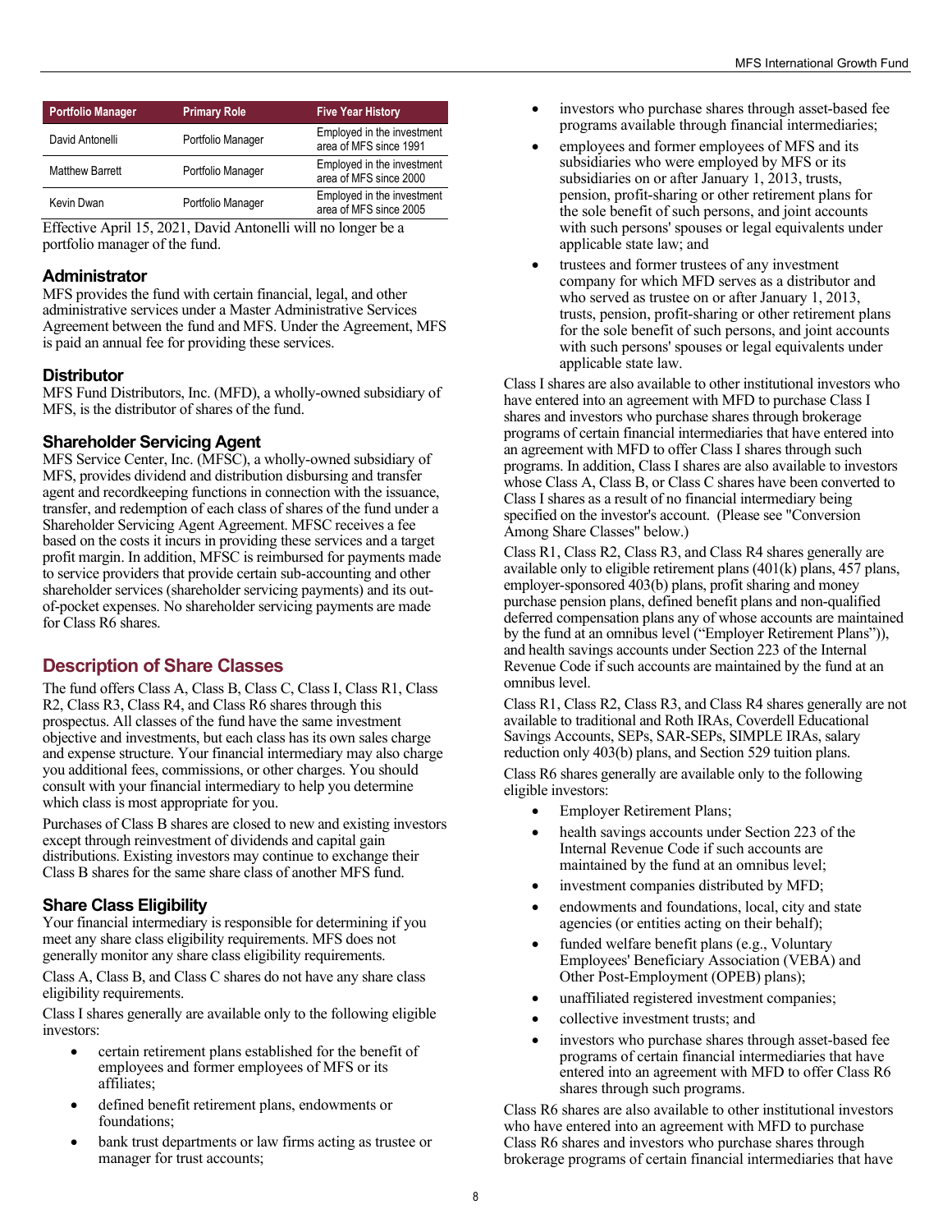| Portfolio Manager | Primary Role | Five Year History |
|---|---|---|
| David Antonelli | Portfolio Manager | Employed in the investment area of MFS since 1991 |
| Matthew Barrett | Portfolio Manager | Employed in the investment area of MFS since 2000 |
| Kevin Dwan | Portfolio Manager | Employed in the investment area of MFS since 2005 |

Effective April 15, 2021, David Antonelli will no longer be a portfolio manager of the fund.

### Administrator

MFS provides the fund with certain financial, legal, and other administrative services under a Master Administrative Services Agreement between the fund and MFS. Under the Agreement, MFS is paid an annual fee for providing these services.

### Distributor

MFS Fund Distributors, Inc. (MFD), a wholly-owned subsidiary of MFS, is the distributor of shares of the fund.

### Shareholder Servicing Agent

MFS Service Center, Inc. (MFSC), a wholly-owned subsidiary of MFS, provides dividend and distribution disbursing and transfer agent and recordkeeping functions in connection with the issuance, transfer, and redemption of each class of shares of the fund under a Shareholder Servicing Agent Agreement. MFSC receives a fee based on the costs it incurs in providing these services and a target profit margin. In addition, MFSC is reimbursed for payments made to service providers that provide certain sub-accounting and other shareholder services (shareholder servicing payments) and its out-of-pocket expenses. No shareholder servicing payments are made for Class R6 shares.

## Description of Share Classes

The fund offers Class A, Class B, Class C, Class I, Class R1, Class R2, Class R3, Class R4, and Class R6 shares through this prospectus. All classes of the fund have the same investment objective and investments, but each class has its own sales charge and expense structure. Your financial intermediary may also charge you additional fees, commissions, or other charges. You should consult with your financial intermediary to help you determine which class is most appropriate for you.

Purchases of Class B shares are closed to new and existing investors except through reinvestment of dividends and capital gain distributions. Existing investors may continue to exchange their Class B shares for the same share class of another MFS fund.

### Share Class Eligibility

Your financial intermediary is responsible for determining if you meet any share class eligibility requirements. MFS does not generally monitor any share class eligibility requirements.

Class A, Class B, and Class C shares do not have any share class eligibility requirements.

Class I shares generally are available only to the following eligible investors:

- certain retirement plans established for the benefit of employees and former employees of MFS or its affiliates;
- defined benefit retirement plans, endowments or foundations;
- bank trust departments or law firms acting as trustee or manager for trust accounts;
- investors who purchase shares through asset-based fee programs available through financial intermediaries;
- employees and former employees of MFS and its subsidiaries who were employed by MFS or its subsidiaries on or after January 1, 2013, trusts, pension, profit-sharing or other retirement plans for the sole benefit of such persons, and joint accounts with such persons' spouses or legal equivalents under applicable state law; and
- trustees and former trustees of any investment company for which MFD serves as a distributor and who served as trustee on or after January 1, 2013, trusts, pension, profit-sharing or other retirement plans for the sole benefit of such persons, and joint accounts with such persons' spouses or legal equivalents under applicable state law.

Class I shares are also available to other institutional investors who have entered into an agreement with MFD to purchase Class I shares and investors who purchase shares through brokerage programs of certain financial intermediaries that have entered into an agreement with MFD to offer Class I shares through such programs. In addition, Class I shares are also available to investors whose Class A, Class B, or Class C shares have been converted to Class I shares as a result of no financial intermediary being specified on the investor's account. (Please see "Conversion Among Share Classes" below.)

Class R1, Class R2, Class R3, and Class R4 shares generally are available only to eligible retirement plans (401(k) plans, 457 plans, employer-sponsored 403(b) plans, profit sharing and money purchase pension plans, defined benefit plans and non-qualified deferred compensation plans any of whose accounts are maintained by the fund at an omnibus level ("Employer Retirement Plans")), and health savings accounts under Section 223 of the Internal Revenue Code if such accounts are maintained by the fund at an omnibus level.

Class R1, Class R2, Class R3, and Class R4 shares generally are not available to traditional and Roth IRAs, Coverdell Educational Savings Accounts, SEPs, SAR-SEPs, SIMPLE IRAs, salary reduction only 403(b) plans, and Section 529 tuition plans.

Class R6 shares generally are available only to the following eligible investors:

- Employer Retirement Plans;
- health savings accounts under Section 223 of the Internal Revenue Code if such accounts are maintained by the fund at an omnibus level;
- investment companies distributed by MFD;
- endowments and foundations, local, city and state agencies (or entities acting on their behalf);
- funded welfare benefit plans (e.g., Voluntary Employees' Beneficiary Association (VEBA) and Other Post-Employment (OPEB) plans);
- unaffiliated registered investment companies;
- collective investment trusts; and
- investors who purchase shares through asset-based fee programs of certain financial intermediaries that have entered into an agreement with MFD to offer Class R6 shares through such programs.

Class R6 shares are also available to other institutional investors who have entered into an agreement with MFD to purchase Class R6 shares and investors who purchase shares through brokerage programs of certain financial intermediaries that have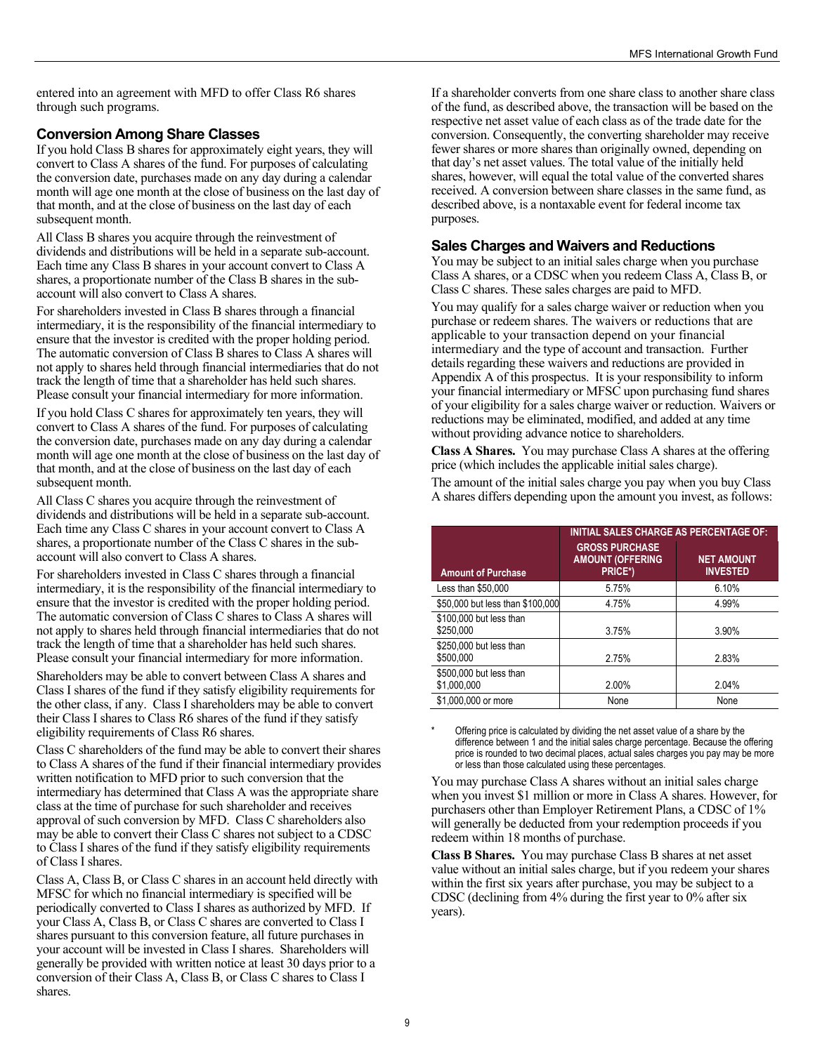entered into an agreement with MFD to offer Class R6 shares through such programs.

## Conversion Among Share Classes

If you hold Class B shares for approximately eight years, they will convert to Class A shares of the fund. For purposes of calculating the conversion date, purchases made on any day during a calendar month will age one month at the close of business on the last day of that month, and at the close of business on the last day of each subsequent month.

All Class B shares you acquire through the reinvestment of dividends and distributions will be held in a separate sub-account. Each time any Class B shares in your account convert to Class A shares, a proportionate number of the Class B shares in the sub-account will also convert to Class A shares.

For shareholders invested in Class B shares through a financial intermediary, it is the responsibility of the financial intermediary to ensure that the investor is credited with the proper holding period. The automatic conversion of Class B shares to Class A shares will not apply to shares held through financial intermediaries that do not track the length of time that a shareholder has held such shares. Please consult your financial intermediary for more information.

If you hold Class C shares for approximately ten years, they will convert to Class A shares of the fund. For purposes of calculating the conversion date, purchases made on any day during a calendar month will age one month at the close of business on the last day of that month, and at the close of business on the last day of each subsequent month.

All Class C shares you acquire through the reinvestment of dividends and distributions will be held in a separate sub-account. Each time any Class C shares in your account convert to Class A shares, a proportionate number of the Class C shares in the sub-account will also convert to Class A shares.

For shareholders invested in Class C shares through a financial intermediary, it is the responsibility of the financial intermediary to ensure that the investor is credited with the proper holding period. The automatic conversion of Class C shares to Class A shares will not apply to shares held through financial intermediaries that do not track the length of time that a shareholder has held such shares. Please consult your financial intermediary for more information.

Shareholders may be able to convert between Class A shares and Class I shares of the fund if they satisfy eligibility requirements for the other class, if any. Class I shareholders may be able to convert their Class I shares to Class R6 shares of the fund if they satisfy eligibility requirements of Class R6 shares.

Class C shareholders of the fund may be able to convert their shares to Class A shares of the fund if their financial intermediary provides written notification to MFD prior to such conversion that the intermediary has determined that Class A was the appropriate share class at the time of purchase for such shareholder and receives approval of such conversion by MFD. Class C shareholders also may be able to convert their Class C shares not subject to a CDSC to Class I shares of the fund if they satisfy eligibility requirements of Class I shares.

Class A, Class B, or Class C shares in an account held directly with MFSC for which no financial intermediary is specified will be periodically converted to Class I shares as authorized by MFD. If your Class A, Class B, or Class C shares are converted to Class I shares pursuant to this conversion feature, all future purchases in your account will be invested in Class I shares. Shareholders will generally be provided with written notice at least 30 days prior to a conversion of their Class A, Class B, or Class C shares to Class I shares.

If a shareholder converts from one share class to another share class of the fund, as described above, the transaction will be based on the respective net asset value of each class as of the trade date for the conversion. Consequently, the converting shareholder may receive fewer shares or more shares than originally owned, depending on that day's net asset values. The total value of the initially held shares, however, will equal the total value of the converted shares received. A conversion between share classes in the same fund, as described above, is a nontaxable event for federal income tax purposes.

## Sales Charges and Waivers and Reductions

You may be subject to an initial sales charge when you purchase Class A shares, or a CDSC when you redeem Class A, Class B, or Class C shares. These sales charges are paid to MFD.

You may qualify for a sales charge waiver or reduction when you purchase or redeem shares. The waivers or reductions that are applicable to your transaction depend on your financial intermediary and the type of account and transaction. Further details regarding these waivers and reductions are provided in Appendix A of this prospectus. It is your responsibility to inform your financial intermediary or MFSC upon purchasing fund shares of your eligibility for a sales charge waiver or reduction. Waivers or reductions may be eliminated, modified, and added at any time without providing advance notice to shareholders.

**Class A Shares.** You may purchase Class A shares at the offering price (which includes the applicable initial sales charge).

The amount of the initial sales charge you pay when you buy Class A shares differs depending upon the amount you invest, as follows:

| | INITIAL SALES CHARGE AS PERCENTAGE OF: | |
|---|---|---|
| Amount of Purchase | GROSS PURCHASE AMOUNT (OFFERING PRICE*) | NET AMOUNT INVESTED |
| Less than $50,000 | 5.75% | 6.10% |
| $50,000 but less than $100,000 | 4.75% | 4.99% |
| $100,000 but less than $250,000 | 3.75% | 3.90% |
| $250,000 but less than $500,000 | 2.75% | 2.83% |
| $500,000 but less than $1,000,000 | 2.00% | 2.04% |
| $1,000,000 or more | None | None |

\* Offering price is calculated by dividing the net asset value of a share by the difference between 1 and the initial sales charge percentage. Because the offering price is rounded to two decimal places, actual sales charges you pay may be more or less than those calculated using these percentages.

You may purchase Class A shares without an initial sales charge when you invest $1 million or more in Class A shares. However, for purchasers other than Employer Retirement Plans, a CDSC of 1% will generally be deducted from your redemption proceeds if you redeem within 18 months of purchase.

**Class B Shares.** You may purchase Class B shares at net asset value without an initial sales charge, but if you redeem your shares within the first six years after purchase, you may be subject to a CDSC (declining from 4% during the first year to 0% after six years).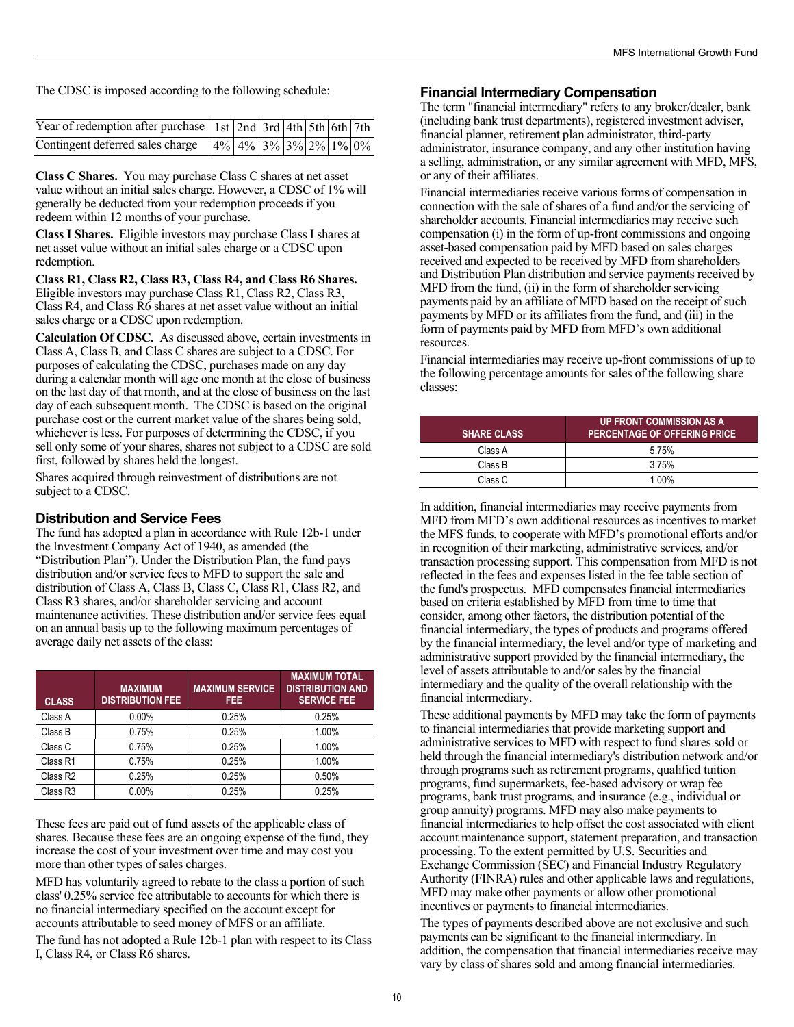The CDSC is imposed according to the following schedule:

| Year of redemption after purchase | 1st | 2nd | 3rd | 4th | 5th | 6th | 7th |
|---|---|---|---|---|---|---|---|
| Contingent deferred sales charge | 4% | 4% | 3% | 3% | 2% | 1% | 0% |

**Class C Shares.** You may purchase Class C shares at net asset value without an initial sales charge. However, a CDSC of 1% will generally be deducted from your redemption proceeds if you redeem within 12 months of your purchase.

**Class I Shares.** Eligible investors may purchase Class I shares at net asset value without an initial sales charge or a CDSC upon redemption.

**Class R1, Class R2, Class R3, Class R4, and Class R6 Shares.** Eligible investors may purchase Class R1, Class R2, Class R3, Class R4, and Class R6 shares at net asset value without an initial sales charge or a CDSC upon redemption.

**Calculation Of CDSC.** As discussed above, certain investments in Class A, Class B, and Class C shares are subject to a CDSC. For purposes of calculating the CDSC, purchases made on any day during a calendar month will age one month at the close of business on the last day of that month, and at the close of business on the last day of each subsequent month. The CDSC is based on the original purchase cost or the current market value of the shares being sold, whichever is less. For purposes of determining the CDSC, if you sell only some of your shares, shares not subject to a CDSC are sold first, followed by shares held the longest.

Shares acquired through reinvestment of distributions are not subject to a CDSC.

## Distribution and Service Fees

The fund has adopted a plan in accordance with Rule 12b-1 under the Investment Company Act of 1940, as amended (the "Distribution Plan"). Under the Distribution Plan, the fund pays distribution and/or service fees to MFD to support the sale and distribution of Class A, Class B, Class C, Class R1, Class R2, and Class R3 shares, and/or shareholder servicing and account maintenance activities. These distribution and/or service fees equal on an annual basis up to the following maximum percentages of average daily net assets of the class:

| CLASS | MAXIMUM DISTRIBUTION FEE | MAXIMUM SERVICE FEE | MAXIMUM TOTAL DISTRIBUTION AND SERVICE FEE |
|---|---|---|---|
| Class A | 0.00% | 0.25% | 0.25% |
| Class B | 0.75% | 0.25% | 1.00% |
| Class C | 0.75% | 0.25% | 1.00% |
| Class R1 | 0.75% | 0.25% | 1.00% |
| Class R2 | 0.25% | 0.25% | 0.50% |
| Class R3 | 0.00% | 0.25% | 0.25% |

These fees are paid out of fund assets of the applicable class of shares. Because these fees are an ongoing expense of the fund, they increase the cost of your investment over time and may cost you more than other types of sales charges.

MFD has voluntarily agreed to rebate to the class a portion of such class' 0.25% service fee attributable to accounts for which there is no financial intermediary specified on the account except for accounts attributable to seed money of MFS or an affiliate.

The fund has not adopted a Rule 12b-1 plan with respect to its Class I, Class R4, or Class R6 shares.

## Financial Intermediary Compensation

The term "financial intermediary" refers to any broker/dealer, bank (including bank trust departments), registered investment adviser, financial planner, retirement plan administrator, third-party administrator, insurance company, and any other institution having a selling, administration, or any similar agreement with MFD, MFS, or any of their affiliates.

Financial intermediaries receive various forms of compensation in connection with the sale of shares of a fund and/or the servicing of shareholder accounts. Financial intermediaries may receive such compensation (i) in the form of up-front commissions and ongoing asset-based compensation paid by MFD based on sales charges received and expected to be received by MFD from shareholders and Distribution Plan distribution and service payments received by MFD from the fund, (ii) in the form of shareholder servicing payments paid by an affiliate of MFD based on the receipt of such payments by MFD or its affiliates from the fund, and (iii) in the form of payments paid by MFD from MFD's own additional resources.

Financial intermediaries may receive up-front commissions of up to the following percentage amounts for sales of the following share classes:

| SHARE CLASS | UP FRONT COMMISSION AS A PERCENTAGE OF OFFERING PRICE |
|---|---|
| Class A | 5.75% |
| Class B | 3.75% |
| Class C | 1.00% |

In addition, financial intermediaries may receive payments from MFD from MFD's own additional resources as incentives to market the MFS funds, to cooperate with MFD's promotional efforts and/or in recognition of their marketing, administrative services, and/or transaction processing support. This compensation from MFD is not reflected in the fees and expenses listed in the fee table section of the fund's prospectus. MFD compensates financial intermediaries based on criteria established by MFD from time to time that consider, among other factors, the distribution potential of the financial intermediary, the types of products and programs offered by the financial intermediary, the level and/or type of marketing and administrative support provided by the financial intermediary, the level of assets attributable to and/or sales by the financial intermediary and the quality of the overall relationship with the financial intermediary.

These additional payments by MFD may take the form of payments to financial intermediaries that provide marketing support and administrative services to MFD with respect to fund shares sold or held through the financial intermediary's distribution network and/or through programs such as retirement programs, qualified tuition programs, fund supermarkets, fee-based advisory or wrap fee programs, bank trust programs, and insurance (e.g., individual or group annuity) programs. MFD may also make payments to financial intermediaries to help offset the cost associated with client account maintenance support, statement preparation, and transaction processing. To the extent permitted by U.S. Securities and Exchange Commission (SEC) and Financial Industry Regulatory Authority (FINRA) rules and other applicable laws and regulations, MFD may make other payments or allow other promotional incentives or payments to financial intermediaries.

The types of payments described above are not exclusive and such payments can be significant to the financial intermediary. In addition, the compensation that financial intermediaries receive may vary by class of shares sold and among financial intermediaries.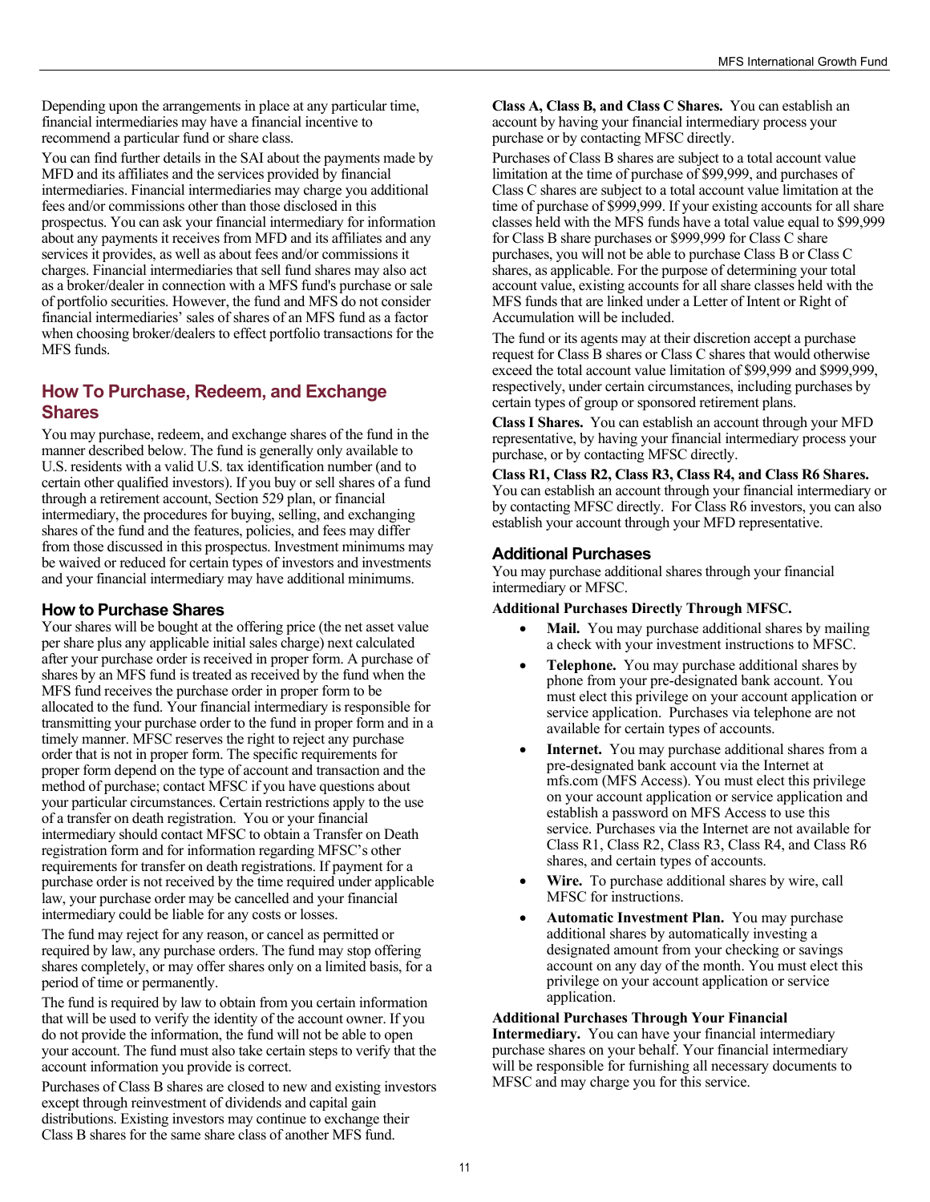Depending upon the arrangements in place at any particular time, financial intermediaries may have a financial incentive to recommend a particular fund or share class.

You can find further details in the SAI about the payments made by MFD and its affiliates and the services provided by financial intermediaries. Financial intermediaries may charge you additional fees and/or commissions other than those disclosed in this prospectus. You can ask your financial intermediary for information about any payments it receives from MFD and its affiliates and any services it provides, as well as about fees and/or commissions it charges. Financial intermediaries that sell fund shares may also act as a broker/dealer in connection with a MFS fund's purchase or sale of portfolio securities. However, the fund and MFS do not consider financial intermediaries' sales of shares of an MFS fund as a factor when choosing broker/dealers to effect portfolio transactions for the MFS funds.

## How To Purchase, Redeem, and Exchange Shares

You may purchase, redeem, and exchange shares of the fund in the manner described below. The fund is generally only available to U.S. residents with a valid U.S. tax identification number (and to certain other qualified investors). If you buy or sell shares of a fund through a retirement account, Section 529 plan, or financial intermediary, the procedures for buying, selling, and exchanging shares of the fund and the features, policies, and fees may differ from those discussed in this prospectus. Investment minimums may be waived or reduced for certain types of investors and investments and your financial intermediary may have additional minimums.

### How to Purchase Shares

Your shares will be bought at the offering price (the net asset value per share plus any applicable initial sales charge) next calculated after your purchase order is received in proper form. A purchase of shares by an MFS fund is treated as received by the fund when the MFS fund receives the purchase order in proper form to be allocated to the fund. Your financial intermediary is responsible for transmitting your purchase order to the fund in proper form and in a timely manner. MFSC reserves the right to reject any purchase order that is not in proper form. The specific requirements for proper form depend on the type of account and transaction and the method of purchase; contact MFSC if you have questions about your particular circumstances. Certain restrictions apply to the use of a transfer on death registration. You or your financial intermediary should contact MFSC to obtain a Transfer on Death registration form and for information regarding MFSC's other requirements for transfer on death registrations. If payment for a purchase order is not received by the time required under applicable law, your purchase order may be cancelled and your financial intermediary could be liable for any costs or losses.

The fund may reject for any reason, or cancel as permitted or required by law, any purchase orders. The fund may stop offering shares completely, or may offer shares only on a limited basis, for a period of time or permanently.

The fund is required by law to obtain from you certain information that will be used to verify the identity of the account owner. If you do not provide the information, the fund will not be able to open your account. The fund must also take certain steps to verify that the account information you provide is correct.

Purchases of Class B shares are closed to new and existing investors except through reinvestment of dividends and capital gain distributions. Existing investors may continue to exchange their Class B shares for the same share class of another MFS fund.

**Class A, Class B, and Class C Shares.** You can establish an account by having your financial intermediary process your purchase or by contacting MFSC directly.

Purchases of Class B shares are subject to a total account value limitation at the time of purchase of $99,999, and purchases of Class C shares are subject to a total account value limitation at the time of purchase of $999,999. If your existing accounts for all share classes held with the MFS funds have a total value equal to $99,999 for Class B share purchases or $999,999 for Class C share purchases, you will not be able to purchase Class B or Class C shares, as applicable. For the purpose of determining your total account value, existing accounts for all share classes held with the MFS funds that are linked under a Letter of Intent or Right of Accumulation will be included.

The fund or its agents may at their discretion accept a purchase request for Class B shares or Class C shares that would otherwise exceed the total account value limitation of $99,999 and $999,999, respectively, under certain circumstances, including purchases by certain types of group or sponsored retirement plans.

**Class I Shares.** You can establish an account through your MFD representative, by having your financial intermediary process your purchase, or by contacting MFSC directly.

**Class R1, Class R2, Class R3, Class R4, and Class R6 Shares.** You can establish an account through your financial intermediary or by contacting MFSC directly. For Class R6 investors, you can also establish your account through your MFD representative.

### Additional Purchases

You may purchase additional shares through your financial intermediary or MFSC.

**Additional Purchases Directly Through MFSC.**

- **Mail.** You may purchase additional shares by mailing a check with your investment instructions to MFSC.
- **Telephone.** You may purchase additional shares by phone from your pre-designated bank account. You must elect this privilege on your account application or service application. Purchases via telephone are not available for certain types of accounts.
- **Internet.** You may purchase additional shares from a pre-designated bank account via the Internet at mfs.com (MFS Access). You must elect this privilege on your account application or service application and establish a password on MFS Access to use this service. Purchases via the Internet are not available for Class R1, Class R2, Class R3, Class R4, and Class R6 shares, and certain types of accounts.
- **Wire.** To purchase additional shares by wire, call MFSC for instructions.
- **Automatic Investment Plan.** You may purchase additional shares by automatically investing a designated amount from your checking or savings account on any day of the month. You must elect this privilege on your account application or service application.

**Additional Purchases Through Your Financial Intermediary.** You can have your financial intermediary purchase shares on your behalf. Your financial intermediary will be responsible for furnishing all necessary documents to MFSC and may charge you for this service.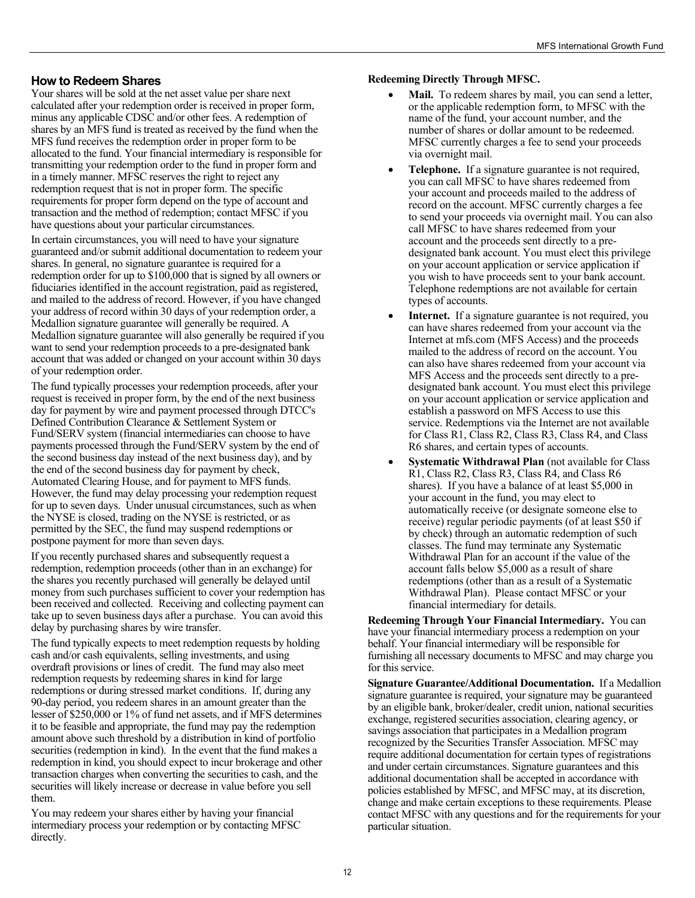## How to Redeem Shares

Your shares will be sold at the net asset value per share next calculated after your redemption order is received in proper form, minus any applicable CDSC and/or other fees. A redemption of shares by an MFS fund is treated as received by the fund when the MFS fund receives the redemption order in proper form to be allocated to the fund. Your financial intermediary is responsible for transmitting your redemption order to the fund in proper form and in a timely manner. MFSC reserves the right to reject any redemption request that is not in proper form. The specific requirements for proper form depend on the type of account and transaction and the method of redemption; contact MFSC if you have questions about your particular circumstances.

In certain circumstances, you will need to have your signature guaranteed and/or submit additional documentation to redeem your shares. In general, no signature guarantee is required for a redemption order for up to $100,000 that is signed by all owners or fiduciaries identified in the account registration, paid as registered, and mailed to the address of record. However, if you have changed your address of record within 30 days of your redemption order, a Medallion signature guarantee will generally be required. A Medallion signature guarantee will also generally be required if you want to send your redemption proceeds to a pre-designated bank account that was added or changed on your account within 30 days of your redemption order.

The fund typically processes your redemption proceeds, after your request is received in proper form, by the end of the next business day for payment by wire and payment processed through DTCC's Defined Contribution Clearance & Settlement System or Fund/SERV system (financial intermediaries can choose to have payments processed through the Fund/SERV system by the end of the second business day instead of the next business day), and by the end of the second business day for payment by check, Automated Clearing House, and for payment to MFS funds. However, the fund may delay processing your redemption request for up to seven days. Under unusual circumstances, such as when the NYSE is closed, trading on the NYSE is restricted, or as permitted by the SEC, the fund may suspend redemptions or postpone payment for more than seven days.

If you recently purchased shares and subsequently request a redemption, redemption proceeds (other than in an exchange) for the shares you recently purchased will generally be delayed until money from such purchases sufficient to cover your redemption has been received and collected. Receiving and collecting payment can take up to seven business days after a purchase. You can avoid this delay by purchasing shares by wire transfer.

The fund typically expects to meet redemption requests by holding cash and/or cash equivalents, selling investments, and using overdraft provisions or lines of credit. The fund may also meet redemption requests by redeeming shares in kind for large redemptions or during stressed market conditions. If, during any 90-day period, you redeem shares in an amount greater than the lesser of $250,000 or 1% of fund net assets, and if MFS determines it to be feasible and appropriate, the fund may pay the redemption amount above such threshold by a distribution in kind of portfolio securities (redemption in kind). In the event that the fund makes a redemption in kind, you should expect to incur brokerage and other transaction charges when converting the securities to cash, and the securities will likely increase or decrease in value before you sell them.

You may redeem your shares either by having your financial intermediary process your redemption or by contacting MFSC directly.

**Redeeming Directly Through MFSC.**

- **Mail.** To redeem shares by mail, you can send a letter, or the applicable redemption form, to MFSC with the name of the fund, your account number, and the number of shares or dollar amount to be redeemed. MFSC currently charges a fee to send your proceeds via overnight mail.
- **Telephone.** If a signature guarantee is not required, you can call MFSC to have shares redeemed from your account and proceeds mailed to the address of record on the account. MFSC currently charges a fee to send your proceeds via overnight mail. You can also call MFSC to have shares redeemed from your account and the proceeds sent directly to a pre-designated bank account. You must elect this privilege on your account application or service application if you wish to have proceeds sent to your bank account. Telephone redemptions are not available for certain types of accounts.
- **Internet.** If a signature guarantee is not required, you can have shares redeemed from your account via the Internet at mfs.com (MFS Access) and the proceeds mailed to the address of record on the account. You can also have shares redeemed from your account via MFS Access and the proceeds sent directly to a pre-designated bank account. You must elect this privilege on your account application or service application and establish a password on MFS Access to use this service. Redemptions via the Internet are not available for Class R1, Class R2, Class R3, Class R4, and Class R6 shares, and certain types of accounts.
- **Systematic Withdrawal Plan** (not available for Class R1, Class R2, Class R3, Class R4, and Class R6 shares). If you have a balance of at least $5,000 in your account in the fund, you may elect to automatically receive (or designate someone else to receive) regular periodic payments (of at least $50 if by check) through an automatic redemption of such classes. The fund may terminate any Systematic Withdrawal Plan for an account if the value of the account falls below $5,000 as a result of share redemptions (other than as a result of a Systematic Withdrawal Plan). Please contact MFSC or your financial intermediary for details.

**Redeeming Through Your Financial Intermediary.** You can have your financial intermediary process a redemption on your behalf. Your financial intermediary will be responsible for furnishing all necessary documents to MFSC and may charge you for this service.

**Signature Guarantee/Additional Documentation.** If a Medallion signature guarantee is required, your signature may be guaranteed by an eligible bank, broker/dealer, credit union, national securities exchange, registered securities association, clearing agency, or savings association that participates in a Medallion program recognized by the Securities Transfer Association. MFSC may require additional documentation for certain types of registrations and under certain circumstances. Signature guarantees and this additional documentation shall be accepted in accordance with policies established by MFSC, and MFSC may, at its discretion, change and make certain exceptions to these requirements. Please contact MFSC with any questions and for the requirements for your particular situation.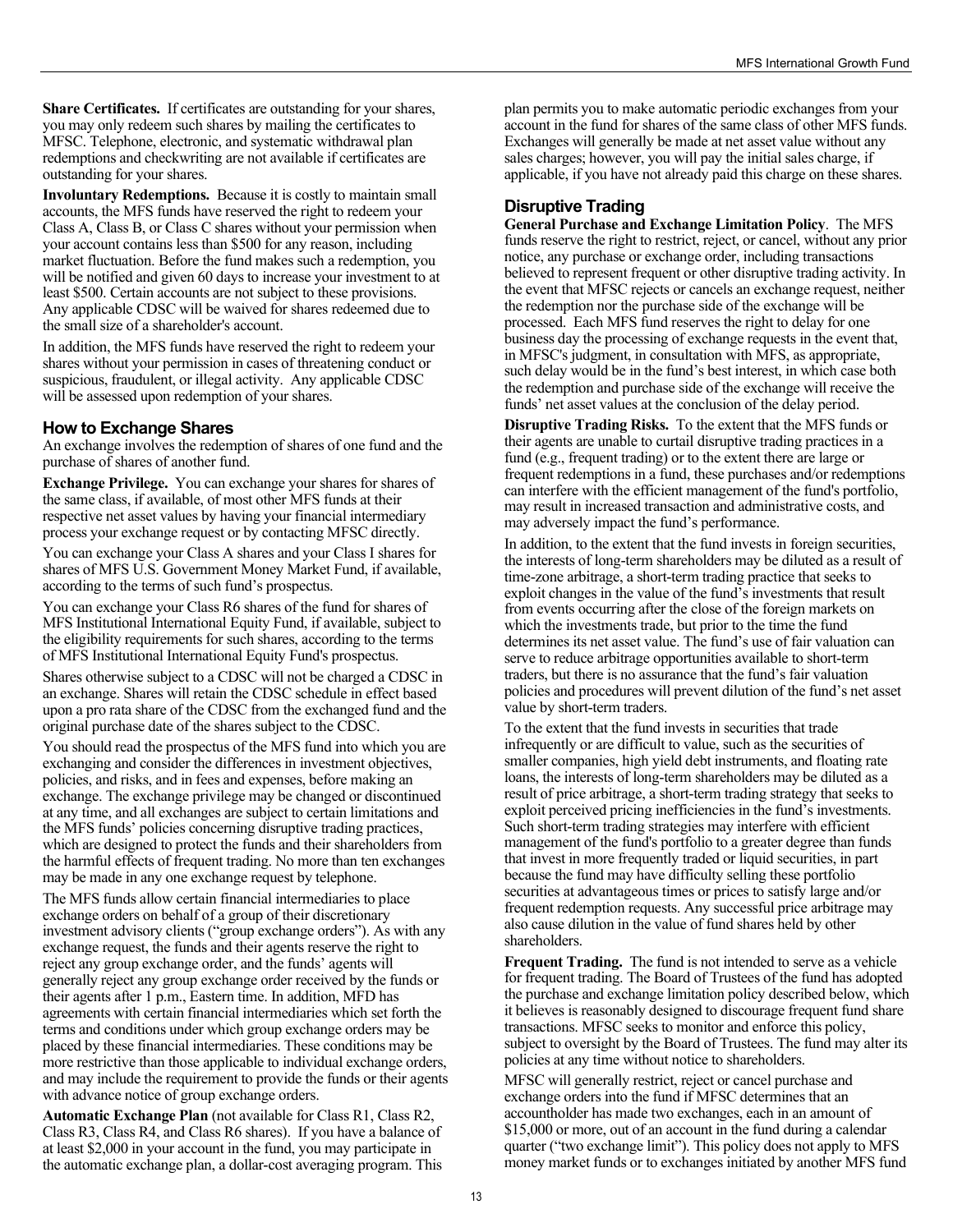**Share Certificates.** If certificates are outstanding for your shares, you may only redeem such shares by mailing the certificates to MFSC. Telephone, electronic, and systematic withdrawal plan redemptions and checkwriting are not available if certificates are outstanding for your shares.

**Involuntary Redemptions.** Because it is costly to maintain small accounts, the MFS funds have reserved the right to redeem your Class A, Class B, or Class C shares without your permission when your account contains less than $500 for any reason, including market fluctuation. Before the fund makes such a redemption, you will be notified and given 60 days to increase your investment to at least $500. Certain accounts are not subject to these provisions. Any applicable CDSC will be waived for shares redeemed due to the small size of a shareholder's account.

In addition, the MFS funds have reserved the right to redeem your shares without your permission in cases of threatening conduct or suspicious, fraudulent, or illegal activity. Any applicable CDSC will be assessed upon redemption of your shares.

## How to Exchange Shares

An exchange involves the redemption of shares of one fund and the purchase of shares of another fund.

**Exchange Privilege.** You can exchange your shares for shares of the same class, if available, of most other MFS funds at their respective net asset values by having your financial intermediary process your exchange request or by contacting MFSC directly.

You can exchange your Class A shares and your Class I shares for shares of MFS U.S. Government Money Market Fund, if available, according to the terms of such fund's prospectus.

You can exchange your Class R6 shares of the fund for shares of MFS Institutional International Equity Fund, if available, subject to the eligibility requirements for such shares, according to the terms of MFS Institutional International Equity Fund's prospectus.

Shares otherwise subject to a CDSC will not be charged a CDSC in an exchange. Shares will retain the CDSC schedule in effect based upon a pro rata share of the CDSC from the exchanged fund and the original purchase date of the shares subject to the CDSC.

You should read the prospectus of the MFS fund into which you are exchanging and consider the differences in investment objectives, policies, and risks, and in fees and expenses, before making an exchange. The exchange privilege may be changed or discontinued at any time, and all exchanges are subject to certain limitations and the MFS funds' policies concerning disruptive trading practices, which are designed to protect the funds and their shareholders from the harmful effects of frequent trading. No more than ten exchanges may be made in any one exchange request by telephone.

The MFS funds allow certain financial intermediaries to place exchange orders on behalf of a group of their discretionary investment advisory clients ("group exchange orders"). As with any exchange request, the funds and their agents reserve the right to reject any group exchange order, and the funds' agents will generally reject any group exchange order received by the funds or their agents after 1 p.m., Eastern time. In addition, MFD has agreements with certain financial intermediaries which set forth the terms and conditions under which group exchange orders may be placed by these financial intermediaries. These conditions may be more restrictive than those applicable to individual exchange orders, and may include the requirement to provide the funds or their agents with advance notice of group exchange orders.

**Automatic Exchange Plan** (not available for Class R1, Class R2, Class R3, Class R4, and Class R6 shares). If you have a balance of at least $2,000 in your account in the fund, you may participate in the automatic exchange plan, a dollar-cost averaging program. This plan permits you to make automatic periodic exchanges from your account in the fund for shares of the same class of other MFS funds. Exchanges will generally be made at net asset value without any sales charges; however, you will pay the initial sales charge, if applicable, if you have not already paid this charge on these shares.

## Disruptive Trading

**General Purchase and Exchange Limitation Policy**. The MFS funds reserve the right to restrict, reject, or cancel, without any prior notice, any purchase or exchange order, including transactions believed to represent frequent or other disruptive trading activity. In the event that MFSC rejects or cancels an exchange request, neither the redemption nor the purchase side of the exchange will be processed. Each MFS fund reserves the right to delay for one business day the processing of exchange requests in the event that, in MFSC's judgment, in consultation with MFS, as appropriate, such delay would be in the fund's best interest, in which case both the redemption and purchase side of the exchange will receive the funds' net asset values at the conclusion of the delay period.

**Disruptive Trading Risks.** To the extent that the MFS funds or their agents are unable to curtail disruptive trading practices in a fund (e.g., frequent trading) or to the extent there are large or frequent redemptions in a fund, these purchases and/or redemptions can interfere with the efficient management of the fund's portfolio, may result in increased transaction and administrative costs, and may adversely impact the fund's performance.

In addition, to the extent that the fund invests in foreign securities, the interests of long-term shareholders may be diluted as a result of time-zone arbitrage, a short-term trading practice that seeks to exploit changes in the value of the fund's investments that result from events occurring after the close of the foreign markets on which the investments trade, but prior to the time the fund determines its net asset value. The fund's use of fair valuation can serve to reduce arbitrage opportunities available to short-term traders, but there is no assurance that the fund's fair valuation policies and procedures will prevent dilution of the fund's net asset value by short-term traders.

To the extent that the fund invests in securities that trade infrequently or are difficult to value, such as the securities of smaller companies, high yield debt instruments, and floating rate loans, the interests of long-term shareholders may be diluted as a result of price arbitrage, a short-term trading strategy that seeks to exploit perceived pricing inefficiencies in the fund's investments. Such short-term trading strategies may interfere with efficient management of the fund's portfolio to a greater degree than funds that invest in more frequently traded or liquid securities, in part because the fund may have difficulty selling these portfolio securities at advantageous times or prices to satisfy large and/or frequent redemption requests. Any successful price arbitrage may also cause dilution in the value of fund shares held by other shareholders.

**Frequent Trading.** The fund is not intended to serve as a vehicle for frequent trading. The Board of Trustees of the fund has adopted the purchase and exchange limitation policy described below, which it believes is reasonably designed to discourage frequent fund share transactions. MFSC seeks to monitor and enforce this policy, subject to oversight by the Board of Trustees. The fund may alter its policies at any time without notice to shareholders.

MFSC will generally restrict, reject or cancel purchase and exchange orders into the fund if MFSC determines that an accountholder has made two exchanges, each in an amount of $15,000 or more, out of an account in the fund during a calendar quarter ("two exchange limit"). This policy does not apply to MFS money market funds or to exchanges initiated by another MFS fund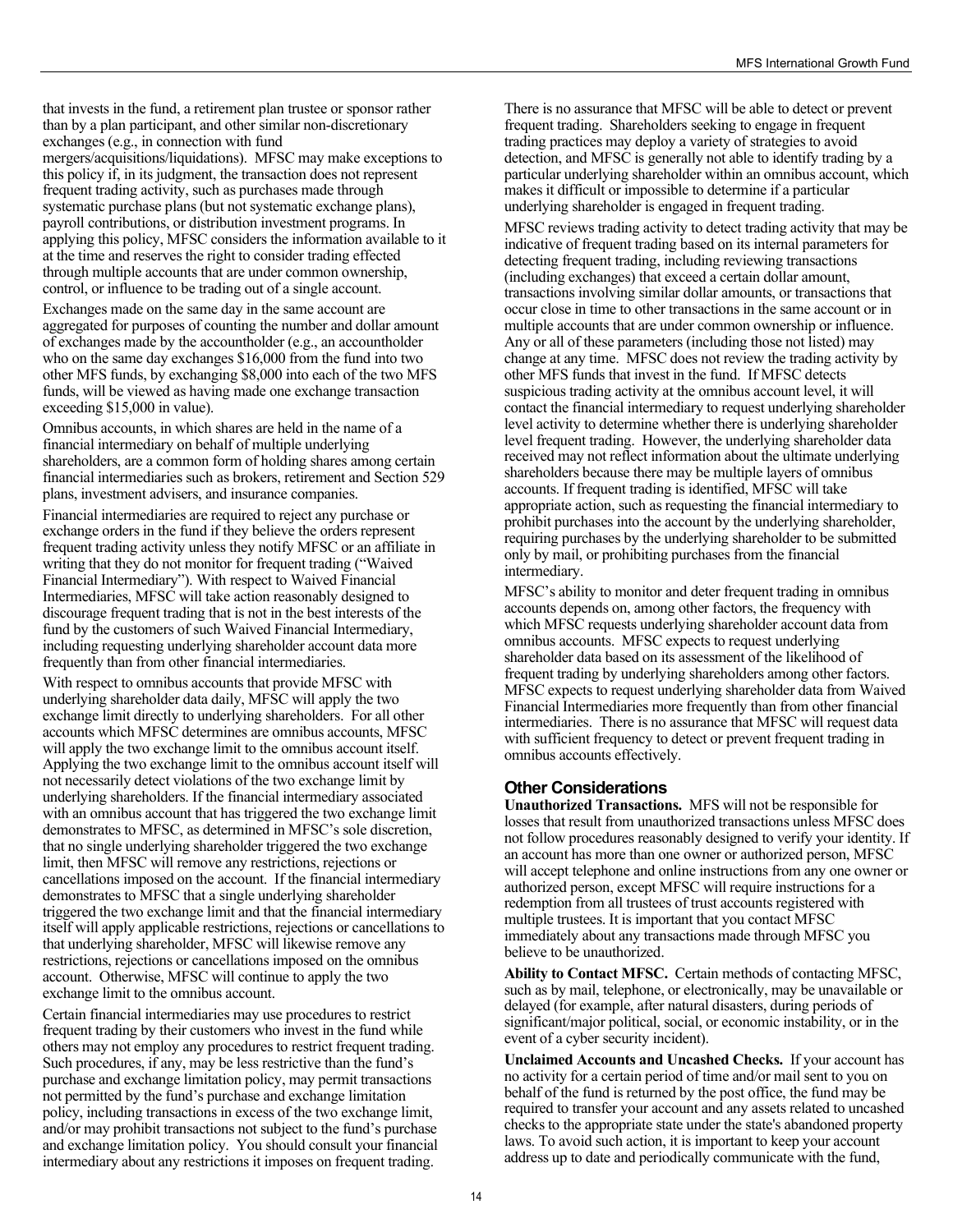that invests in the fund, a retirement plan trustee or sponsor rather than by a plan participant, and other similar non-discretionary exchanges (e.g., in connection with fund mergers/acquisitions/liquidations). MFSC may make exceptions to this policy if, in its judgment, the transaction does not represent frequent trading activity, such as purchases made through systematic purchase plans (but not systematic exchange plans), payroll contributions, or distribution investment programs. In applying this policy, MFSC considers the information available to it at the time and reserves the right to consider trading effected through multiple accounts that are under common ownership, control, or influence to be trading out of a single account.

Exchanges made on the same day in the same account are aggregated for purposes of counting the number and dollar amount of exchanges made by the accountholder (e.g., an accountholder who on the same day exchanges $16,000 from the fund into two other MFS funds, by exchanging $8,000 into each of the two MFS funds, will be viewed as having made one exchange transaction exceeding $15,000 in value).

Omnibus accounts, in which shares are held in the name of a financial intermediary on behalf of multiple underlying shareholders, are a common form of holding shares among certain financial intermediaries such as brokers, retirement and Section 529 plans, investment advisers, and insurance companies.

Financial intermediaries are required to reject any purchase or exchange orders in the fund if they believe the orders represent frequent trading activity unless they notify MFSC or an affiliate in writing that they do not monitor for frequent trading ("Waived Financial Intermediary"). With respect to Waived Financial Intermediaries, MFSC will take action reasonably designed to discourage frequent trading that is not in the best interests of the fund by the customers of such Waived Financial Intermediary, including requesting underlying shareholder account data more frequently than from other financial intermediaries.

With respect to omnibus accounts that provide MFSC with underlying shareholder data daily, MFSC will apply the two exchange limit directly to underlying shareholders. For all other accounts which MFSC determines are omnibus accounts, MFSC will apply the two exchange limit to the omnibus account itself. Applying the two exchange limit to the omnibus account itself will not necessarily detect violations of the two exchange limit by underlying shareholders. If the financial intermediary associated with an omnibus account that has triggered the two exchange limit demonstrates to MFSC, as determined in MFSC's sole discretion, that no single underlying shareholder triggered the two exchange limit, then MFSC will remove any restrictions, rejections or cancellations imposed on the account. If the financial intermediary demonstrates to MFSC that a single underlying shareholder triggered the two exchange limit and that the financial intermediary itself will apply applicable restrictions, rejections or cancellations to that underlying shareholder, MFSC will likewise remove any restrictions, rejections or cancellations imposed on the omnibus account. Otherwise, MFSC will continue to apply the two exchange limit to the omnibus account.

Certain financial intermediaries may use procedures to restrict frequent trading by their customers who invest in the fund while others may not employ any procedures to restrict frequent trading. Such procedures, if any, may be less restrictive than the fund's purchase and exchange limitation policy, may permit transactions not permitted by the fund's purchase and exchange limitation policy, including transactions in excess of the two exchange limit, and/or may prohibit transactions not subject to the fund's purchase and exchange limitation policy. You should consult your financial intermediary about any restrictions it imposes on frequent trading.

There is no assurance that MFSC will be able to detect or prevent frequent trading. Shareholders seeking to engage in frequent trading practices may deploy a variety of strategies to avoid detection, and MFSC is generally not able to identify trading by a particular underlying shareholder within an omnibus account, which makes it difficult or impossible to determine if a particular underlying shareholder is engaged in frequent trading.

MFSC reviews trading activity to detect trading activity that may be indicative of frequent trading based on its internal parameters for detecting frequent trading, including reviewing transactions (including exchanges) that exceed a certain dollar amount, transactions involving similar dollar amounts, or transactions that occur close in time to other transactions in the same account or in multiple accounts that are under common ownership or influence. Any or all of these parameters (including those not listed) may change at any time. MFSC does not review the trading activity by other MFS funds that invest in the fund. If MFSC detects suspicious trading activity at the omnibus account level, it will contact the financial intermediary to request underlying shareholder level activity to determine whether there is underlying shareholder level frequent trading. However, the underlying shareholder data received may not reflect information about the ultimate underlying shareholders because there may be multiple layers of omnibus accounts. If frequent trading is identified, MFSC will take appropriate action, such as requesting the financial intermediary to prohibit purchases into the account by the underlying shareholder, requiring purchases by the underlying shareholder to be submitted only by mail, or prohibiting purchases from the financial intermediary.

MFSC's ability to monitor and deter frequent trading in omnibus accounts depends on, among other factors, the frequency with which MFSC requests underlying shareholder account data from omnibus accounts. MFSC expects to request underlying shareholder data based on its assessment of the likelihood of frequent trading by underlying shareholders among other factors. MFSC expects to request underlying shareholder data from Waived Financial Intermediaries more frequently than from other financial intermediaries. There is no assurance that MFSC will request data with sufficient frequency to detect or prevent frequent trading in omnibus accounts effectively.

## Other Considerations

**Unauthorized Transactions.** MFS will not be responsible for losses that result from unauthorized transactions unless MFSC does not follow procedures reasonably designed to verify your identity. If an account has more than one owner or authorized person, MFSC will accept telephone and online instructions from any one owner or authorized person, except MFSC will require instructions for a redemption from all trustees of trust accounts registered with multiple trustees. It is important that you contact MFSC immediately about any transactions made through MFSC you believe to be unauthorized.

**Ability to Contact MFSC.** Certain methods of contacting MFSC, such as by mail, telephone, or electronically, may be unavailable or delayed (for example, after natural disasters, during periods of significant/major political, social, or economic instability, or in the event of a cyber security incident).

**Unclaimed Accounts and Uncashed Checks.** If your account has no activity for a certain period of time and/or mail sent to you on behalf of the fund is returned by the post office, the fund may be required to transfer your account and any assets related to uncashed checks to the appropriate state under the state's abandoned property laws. To avoid such action, it is important to keep your account address up to date and periodically communicate with the fund,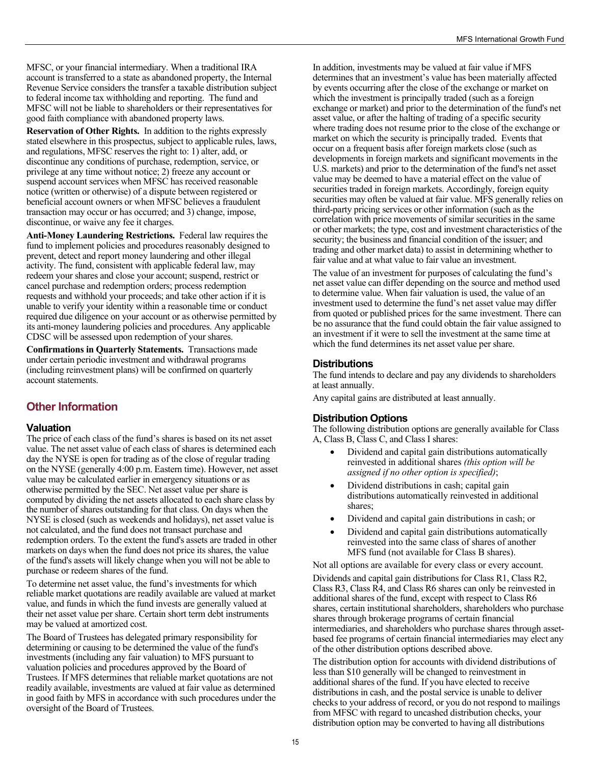MFSC, or your financial intermediary. When a traditional IRA account is transferred to a state as abandoned property, the Internal Revenue Service considers the transfer a taxable distribution subject to federal income tax withholding and reporting. The fund and MFSC will not be liable to shareholders or their representatives for good faith compliance with abandoned property laws.

**Reservation of Other Rights.** In addition to the rights expressly stated elsewhere in this prospectus, subject to applicable rules, laws, and regulations, MFSC reserves the right to: 1) alter, add, or discontinue any conditions of purchase, redemption, service, or privilege at any time without notice; 2) freeze any account or suspend account services when MFSC has received reasonable notice (written or otherwise) of a dispute between registered or beneficial account owners or when MFSC believes a fraudulent transaction may occur or has occurred; and 3) change, impose, discontinue, or waive any fee it charges.

**Anti-Money Laundering Restrictions.** Federal law requires the fund to implement policies and procedures reasonably designed to prevent, detect and report money laundering and other illegal activity. The fund, consistent with applicable federal law, may redeem your shares and close your account; suspend, restrict or cancel purchase and redemption orders; process redemption requests and withhold your proceeds; and take other action if it is unable to verify your identity within a reasonable time or conduct required due diligence on your account or as otherwise permitted by its anti-money laundering policies and procedures. Any applicable CDSC will be assessed upon redemption of your shares.

**Confirmations in Quarterly Statements.** Transactions made under certain periodic investment and withdrawal programs (including reinvestment plans) will be confirmed on quarterly account statements.

## Other Information

### Valuation

The price of each class of the fund's shares is based on its net asset value. The net asset value of each class of shares is determined each day the NYSE is open for trading as of the close of regular trading on the NYSE (generally 4:00 p.m. Eastern time). However, net asset value may be calculated earlier in emergency situations or as otherwise permitted by the SEC. Net asset value per share is computed by dividing the net assets allocated to each share class by the number of shares outstanding for that class. On days when the NYSE is closed (such as weekends and holidays), net asset value is not calculated, and the fund does not transact purchase and redemption orders. To the extent the fund's assets are traded in other markets on days when the fund does not price its shares, the value of the fund's assets will likely change when you will not be able to purchase or redeem shares of the fund.

To determine net asset value, the fund's investments for which reliable market quotations are readily available are valued at market value, and funds in which the fund invests are generally valued at their net asset value per share. Certain short term debt instruments may be valued at amortized cost.

The Board of Trustees has delegated primary responsibility for determining or causing to be determined the value of the fund's investments (including any fair valuation) to MFS pursuant to valuation policies and procedures approved by the Board of Trustees. If MFS determines that reliable market quotations are not readily available, investments are valued at fair value as determined in good faith by MFS in accordance with such procedures under the oversight of the Board of Trustees.

In addition, investments may be valued at fair value if MFS determines that an investment's value has been materially affected by events occurring after the close of the exchange or market on which the investment is principally traded (such as a foreign exchange or market) and prior to the determination of the fund's net asset value, or after the halting of trading of a specific security where trading does not resume prior to the close of the exchange or market on which the security is principally traded. Events that occur on a frequent basis after foreign markets close (such as developments in foreign markets and significant movements in the U.S. markets) and prior to the determination of the fund's net asset value may be deemed to have a material effect on the value of securities traded in foreign markets. Accordingly, foreign equity securities may often be valued at fair value. MFS generally relies on third-party pricing services or other information (such as the correlation with price movements of similar securities in the same or other markets; the type, cost and investment characteristics of the security; the business and financial condition of the issuer; and trading and other market data) to assist in determining whether to fair value and at what value to fair value an investment.

The value of an investment for purposes of calculating the fund's net asset value can differ depending on the source and method used to determine value. When fair valuation is used, the value of an investment used to determine the fund's net asset value may differ from quoted or published prices for the same investment. There can be no assurance that the fund could obtain the fair value assigned to an investment if it were to sell the investment at the same time at which the fund determines its net asset value per share.

### Distributions

The fund intends to declare and pay any dividends to shareholders at least annually.

Any capital gains are distributed at least annually.

### Distribution Options

The following distribution options are generally available for Class A, Class B, Class C, and Class I shares:

- Dividend and capital gain distributions automatically reinvested in additional shares *(this option will be assigned if no other option is specified)*;
- Dividend distributions in cash; capital gain distributions automatically reinvested in additional shares;
- Dividend and capital gain distributions in cash; or
- Dividend and capital gain distributions automatically reinvested into the same class of shares of another MFS fund (not available for Class B shares).

Not all options are available for every class or every account.

Dividends and capital gain distributions for Class R1, Class R2, Class R3, Class R4, and Class R6 shares can only be reinvested in additional shares of the fund, except with respect to Class R6 shares, certain institutional shareholders, shareholders who purchase shares through brokerage programs of certain financial intermediaries, and shareholders who purchase shares through asset-based fee programs of certain financial intermediaries may elect any of the other distribution options described above.

The distribution option for accounts with dividend distributions of less than $10 generally will be changed to reinvestment in additional shares of the fund. If you have elected to receive distributions in cash, and the postal service is unable to deliver checks to your address of record, or you do not respond to mailings from MFSC with regard to uncashed distribution checks, your distribution option may be converted to having all distributions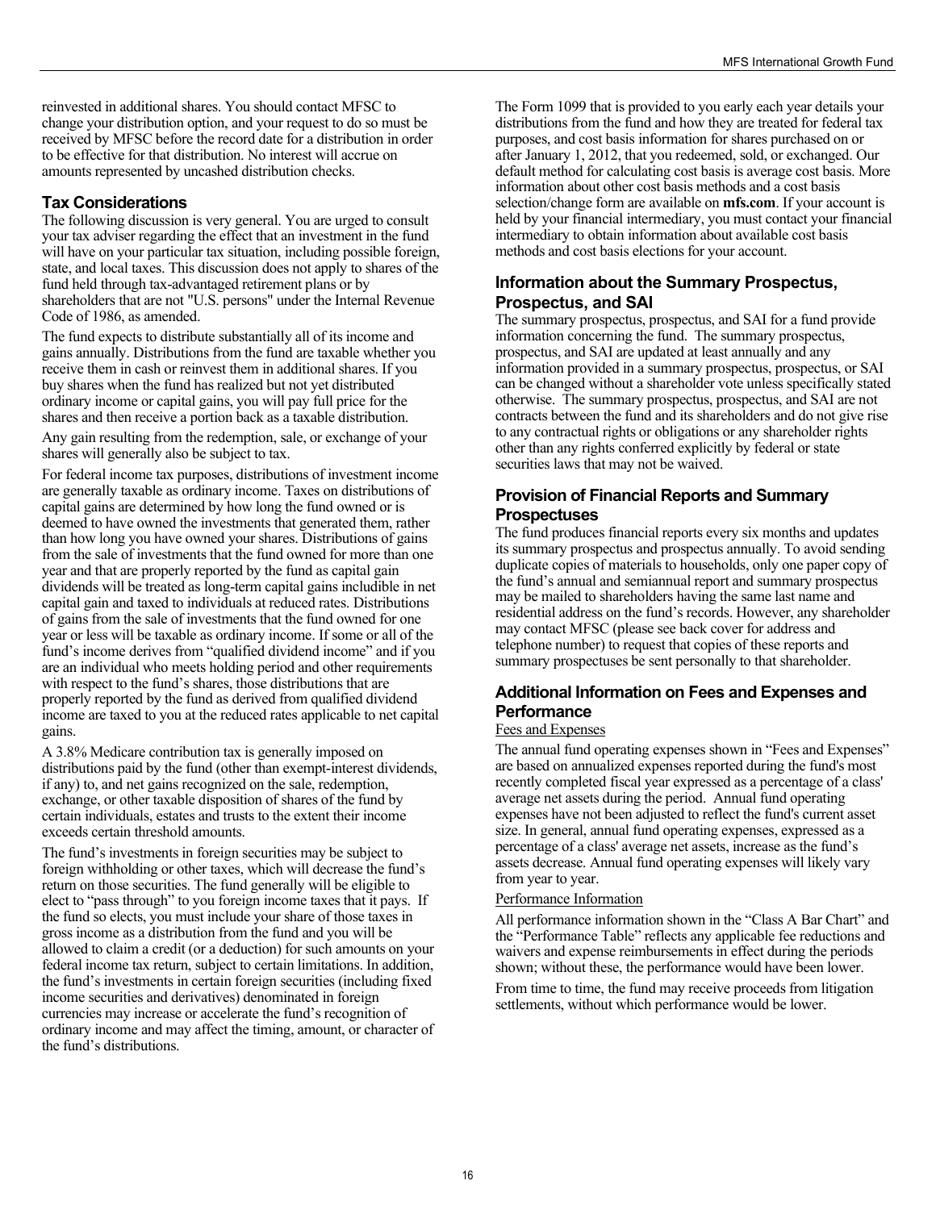reinvested in additional shares. You should contact MFSC to change your distribution option, and your request to do so must be received by MFSC before the record date for a distribution in order to be effective for that distribution. No interest will accrue on amounts represented by uncashed distribution checks.

### Tax Considerations

The following discussion is very general. You are urged to consult your tax adviser regarding the effect that an investment in the fund will have on your particular tax situation, including possible foreign, state, and local taxes. This discussion does not apply to shares of the fund held through tax-advantaged retirement plans or by shareholders that are not "U.S. persons" under the Internal Revenue Code of 1986, as amended.

The fund expects to distribute substantially all of its income and gains annually. Distributions from the fund are taxable whether you receive them in cash or reinvest them in additional shares. If you buy shares when the fund has realized but not yet distributed ordinary income or capital gains, you will pay full price for the shares and then receive a portion back as a taxable distribution.

Any gain resulting from the redemption, sale, or exchange of your shares will generally also be subject to tax.

For federal income tax purposes, distributions of investment income are generally taxable as ordinary income. Taxes on distributions of capital gains are determined by how long the fund owned or is deemed to have owned the investments that generated them, rather than how long you have owned your shares. Distributions of gains from the sale of investments that the fund owned for more than one year and that are properly reported by the fund as capital gain dividends will be treated as long-term capital gains includible in net capital gain and taxed to individuals at reduced rates. Distributions of gains from the sale of investments that the fund owned for one year or less will be taxable as ordinary income. If some or all of the fund's income derives from "qualified dividend income" and if you are an individual who meets holding period and other requirements with respect to the fund's shares, those distributions that are properly reported by the fund as derived from qualified dividend income are taxed to you at the reduced rates applicable to net capital gains.

A 3.8% Medicare contribution tax is generally imposed on distributions paid by the fund (other than exempt-interest dividends, if any) to, and net gains recognized on the sale, redemption, exchange, or other taxable disposition of shares of the fund by certain individuals, estates and trusts to the extent their income exceeds certain threshold amounts.

The fund's investments in foreign securities may be subject to foreign withholding or other taxes, which will decrease the fund's return on those securities. The fund generally will be eligible to elect to "pass through" to you foreign income taxes that it pays. If the fund so elects, you must include your share of those taxes in gross income as a distribution from the fund and you will be allowed to claim a credit (or a deduction) for such amounts on your federal income tax return, subject to certain limitations. In addition, the fund's investments in certain foreign securities (including fixed income securities and derivatives) denominated in foreign currencies may increase or accelerate the fund's recognition of ordinary income and may affect the timing, amount, or character of the fund's distributions.

The Form 1099 that is provided to you early each year details your distributions from the fund and how they are treated for federal tax purposes, and cost basis information for shares purchased on or after January 1, 2012, that you redeemed, sold, or exchanged. Our default method for calculating cost basis is average cost basis. More information about other cost basis methods and a cost basis selection/change form are available on **mfs.com**. If your account is held by your financial intermediary, you must contact your financial intermediary to obtain information about available cost basis methods and cost basis elections for your account.

### Information about the Summary Prospectus, Prospectus, and SAI

The summary prospectus, prospectus, and SAI for a fund provide information concerning the fund. The summary prospectus, prospectus, and SAI are updated at least annually and any information provided in a summary prospectus, prospectus, or SAI can be changed without a shareholder vote unless specifically stated otherwise. The summary prospectus, prospectus, and SAI are not contracts between the fund and its shareholders and do not give rise to any contractual rights or obligations or any shareholder rights other than any rights conferred explicitly by federal or state securities laws that may not be waived.

### Provision of Financial Reports and Summary Prospectuses

The fund produces financial reports every six months and updates its summary prospectus and prospectus annually. To avoid sending duplicate copies of materials to households, only one paper copy of the fund's annual and semiannual report and summary prospectus may be mailed to shareholders having the same last name and residential address on the fund's records. However, any shareholder may contact MFSC (please see back cover for address and telephone number) to request that copies of these reports and summary prospectuses be sent personally to that shareholder.

### Additional Information on Fees and Expenses and Performance

Fees and Expenses

The annual fund operating expenses shown in "Fees and Expenses" are based on annualized expenses reported during the fund's most recently completed fiscal year expressed as a percentage of a class' average net assets during the period. Annual fund operating expenses have not been adjusted to reflect the fund's current asset size. In general, annual fund operating expenses, expressed as a percentage of a class' average net assets, increase as the fund's assets decrease. Annual fund operating expenses will likely vary from year to year.

Performance Information

All performance information shown in the "Class A Bar Chart" and the "Performance Table" reflects any applicable fee reductions and waivers and expense reimbursements in effect during the periods shown; without these, the performance would have been lower.

From time to time, the fund may receive proceeds from litigation settlements, without which performance would be lower.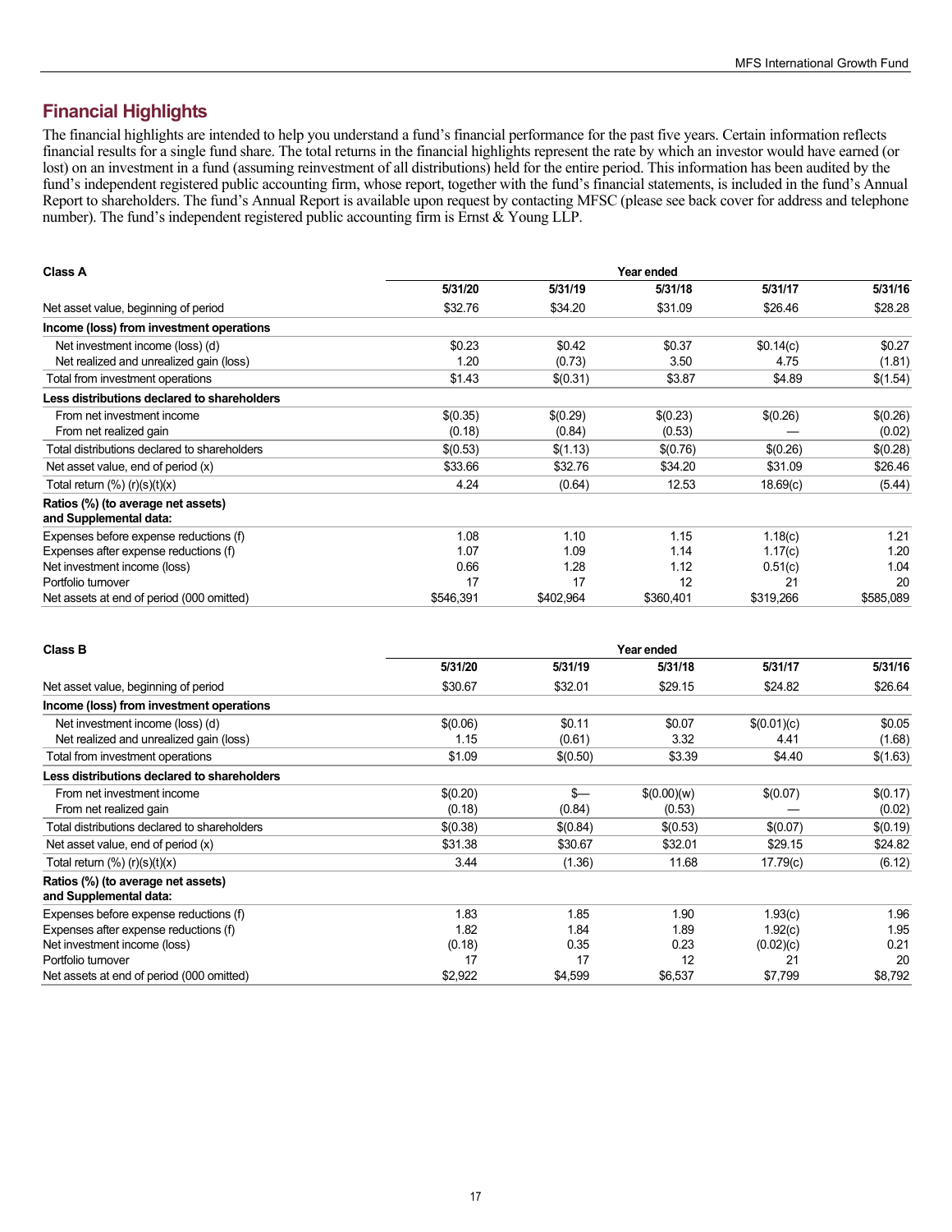## Financial Highlights

The financial highlights are intended to help you understand a fund's financial performance for the past five years. Certain information reflects financial results for a single fund share. The total returns in the financial highlights represent the rate by which an investor would have earned (or lost) on an investment in a fund (assuming reinvestment of all distributions) held for the entire period. This information has been audited by the fund's independent registered public accounting firm, whose report, together with the fund's financial statements, is included in the fund's Annual Report to shareholders. The fund's Annual Report is available upon request by contacting MFSC (please see back cover for address and telephone number). The fund's independent registered public accounting firm is Ernst & Young LLP.

| Class A | Year ended | | | | |
|---|---|---|---|---|---|
| | 5/31/20 | 5/31/19 | 5/31/18 | 5/31/17 | 5/31/16 |
| Net asset value, beginning of period | $32.76 | $34.20 | $31.09 | $26.46 | $28.28 |
| **Income (loss) from investment operations** | | | | | |
| Net investment income (loss) (d) | $0.23 | $0.42 | $0.37 | $0.14(c) | $0.27 |
| Net realized and unrealized gain (loss) | 1.20 | (0.73) | 3.50 | 4.75 | (1.81) |
| Total from investment operations | $1.43 | $(0.31) | $3.87 | $4.89 | $(1.54) |
| **Less distributions declared to shareholders** | | | | | |
| From net investment income | $(0.35) | $(0.29) | $(0.23) | $(0.26) | $(0.26) |
| From net realized gain | (0.18) | (0.84) | (0.53) | — | (0.02) |
| Total distributions declared to shareholders | $(0.53) | $(1.13) | $(0.76) | $(0.26) | $(0.28) |
| Net asset value, end of period (x) | $33.66 | $32.76 | $34.20 | $31.09 | $26.46 |
| Total return (%) (r)(s)(t)(x) | 4.24 | (0.64) | 12.53 | 18.69(c) | (5.44) |
| **Ratios (%) (to average net assets) and Supplemental data:** | | | | | |
| Expenses before expense reductions (f) | 1.08 | 1.10 | 1.15 | 1.18(c) | 1.21 |
| Expenses after expense reductions (f) | 1.07 | 1.09 | 1.14 | 1.17(c) | 1.20 |
| Net investment income (loss) | 0.66 | 1.28 | 1.12 | 0.51(c) | 1.04 |
| Portfolio turnover | 17 | 17 | 12 | 21 | 20 |
| Net assets at end of period (000 omitted) | $546,391 | $402,964 | $360,401 | $319,266 | $585,089 |

| Class B | Year ended | | | | |
|---|---|---|---|---|---|
| | 5/31/20 | 5/31/19 | 5/31/18 | 5/31/17 | 5/31/16 |
| Net asset value, beginning of period | $30.67 | $32.01 | $29.15 | $24.82 | $26.64 |
| **Income (loss) from investment operations** | | | | | |
| Net investment income (loss) (d) | $(0.06) | $0.11 | $0.07 | $(0.01)(c) | $0.05 |
| Net realized and unrealized gain (loss) | 1.15 | (0.61) | 3.32 | 4.41 | (1.68) |
| Total from investment operations | $1.09 | $(0.50) | $3.39 | $4.40 | $(1.63) |
| **Less distributions declared to shareholders** | | | | | |
| From net investment income | $(0.20) | $— | $(0.00)(w) | $(0.07) | $(0.17) |
| From net realized gain | (0.18) | (0.84) | (0.53) | — | (0.02) |
| Total distributions declared to shareholders | $(0.38) | $(0.84) | $(0.53) | $(0.07) | $(0.19) |
| Net asset value, end of period (x) | $31.38 | $30.67 | $32.01 | $29.15 | $24.82 |
| Total return (%) (r)(s)(t)(x) | 3.44 | (1.36) | 11.68 | 17.79(c) | (6.12) |
| **Ratios (%) (to average net assets) and Supplemental data:** | | | | | |
| Expenses before expense reductions (f) | 1.83 | 1.85 | 1.90 | 1.93(c) | 1.96 |
| Expenses after expense reductions (f) | 1.82 | 1.84 | 1.89 | 1.92(c) | 1.95 |
| Net investment income (loss) | (0.18) | 0.35 | 0.23 | (0.02)(c) | 0.21 |
| Portfolio turnover | 17 | 17 | 12 | 21 | 20 |
| Net assets at end of period (000 omitted) | $2,922 | $4,599 | $6,537 | $7,799 | $8,792 |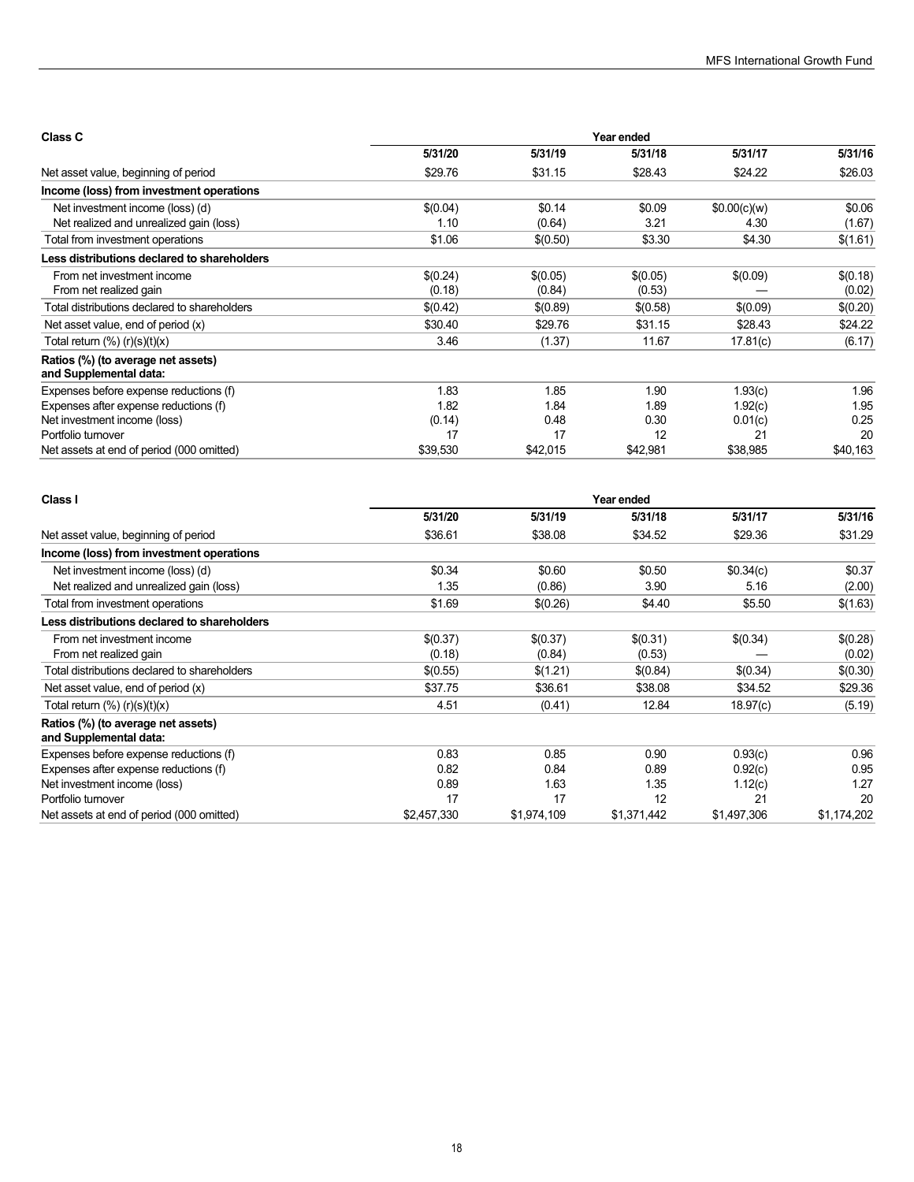| Class C | Year ended | | | | |
|---|---|---|---|---|---|
| | 5/31/20 | 5/31/19 | 5/31/18 | 5/31/17 | 5/31/16 |
| Net asset value, beginning of period | $29.76 | $31.15 | $28.43 | $24.22 | $26.03 |
| **Income (loss) from investment operations** | | | | | |
| Net investment income (loss) (d) | $(0.04) | $0.14 | $0.09 | $0.00(c)(w) | $0.06 |
| Net realized and unrealized gain (loss) | 1.10 | (0.64) | 3.21 | 4.30 | (1.67) |
| Total from investment operations | $1.06 | $(0.50) | $3.30 | $4.30 | $(1.61) |
| **Less distributions declared to shareholders** | | | | | |
| From net investment income | $(0.24) | $(0.05) | $(0.05) | $(0.09) | $(0.18) |
| From net realized gain | (0.18) | (0.84) | (0.53) | — | (0.02) |
| Total distributions declared to shareholders | $(0.42) | $(0.89) | $(0.58) | $(0.09) | $(0.20) |
| Net asset value, end of period (x) | $30.40 | $29.76 | $31.15 | $28.43 | $24.22 |
| Total return (%) (r)(s)(t)(x) | 3.46 | (1.37) | 11.67 | 17.81(c) | (6.17) |
| **Ratios (%) (to average net assets) and Supplemental data:** | | | | | |
| Expenses before expense reductions (f) | 1.83 | 1.85 | 1.90 | 1.93(c) | 1.96 |
| Expenses after expense reductions (f) | 1.82 | 1.84 | 1.89 | 1.92(c) | 1.95 |
| Net investment income (loss) | (0.14) | 0.48 | 0.30 | 0.01(c) | 0.25 |
| Portfolio turnover | 17 | 17 | 12 | 21 | 20 |
| Net assets at end of period (000 omitted) | $39,530 | $42,015 | $42,981 | $38,985 | $40,163 |

| Class I | Year ended | | | | |
|---|---|---|---|---|---|
| | 5/31/20 | 5/31/19 | 5/31/18 | 5/31/17 | 5/31/16 |
| Net asset value, beginning of period | $36.61 | $38.08 | $34.52 | $29.36 | $31.29 |
| **Income (loss) from investment operations** | | | | | |
| Net investment income (loss) (d) | $0.34 | $0.60 | $0.50 | $0.34(c) | $0.37 |
| Net realized and unrealized gain (loss) | 1.35 | (0.86) | 3.90 | 5.16 | (2.00) |
| Total from investment operations | $1.69 | $(0.26) | $4.40 | $5.50 | $(1.63) |
| **Less distributions declared to shareholders** | | | | | |
| From net investment income | $(0.37) | $(0.37) | $(0.31) | $(0.34) | $(0.28) |
| From net realized gain | (0.18) | (0.84) | (0.53) | — | (0.02) |
| Total distributions declared to shareholders | $(0.55) | $(1.21) | $(0.84) | $(0.34) | $(0.30) |
| Net asset value, end of period (x) | $37.75 | $36.61 | $38.08 | $34.52 | $29.36 |
| Total return (%) (r)(s)(t)(x) | 4.51 | (0.41) | 12.84 | 18.97(c) | (5.19) |
| **Ratios (%) (to average net assets) and Supplemental data:** | | | | | |
| Expenses before expense reductions (f) | 0.83 | 0.85 | 0.90 | 0.93(c) | 0.96 |
| Expenses after expense reductions (f) | 0.82 | 0.84 | 0.89 | 0.92(c) | 0.95 |
| Net investment income (loss) | 0.89 | 1.63 | 1.35 | 1.12(c) | 1.27 |
| Portfolio turnover | 17 | 17 | 12 | 21 | 20 |
| Net assets at end of period (000 omitted) | $2,457,330 | $1,974,109 | $1,371,442 | $1,497,306 | $1,174,202 |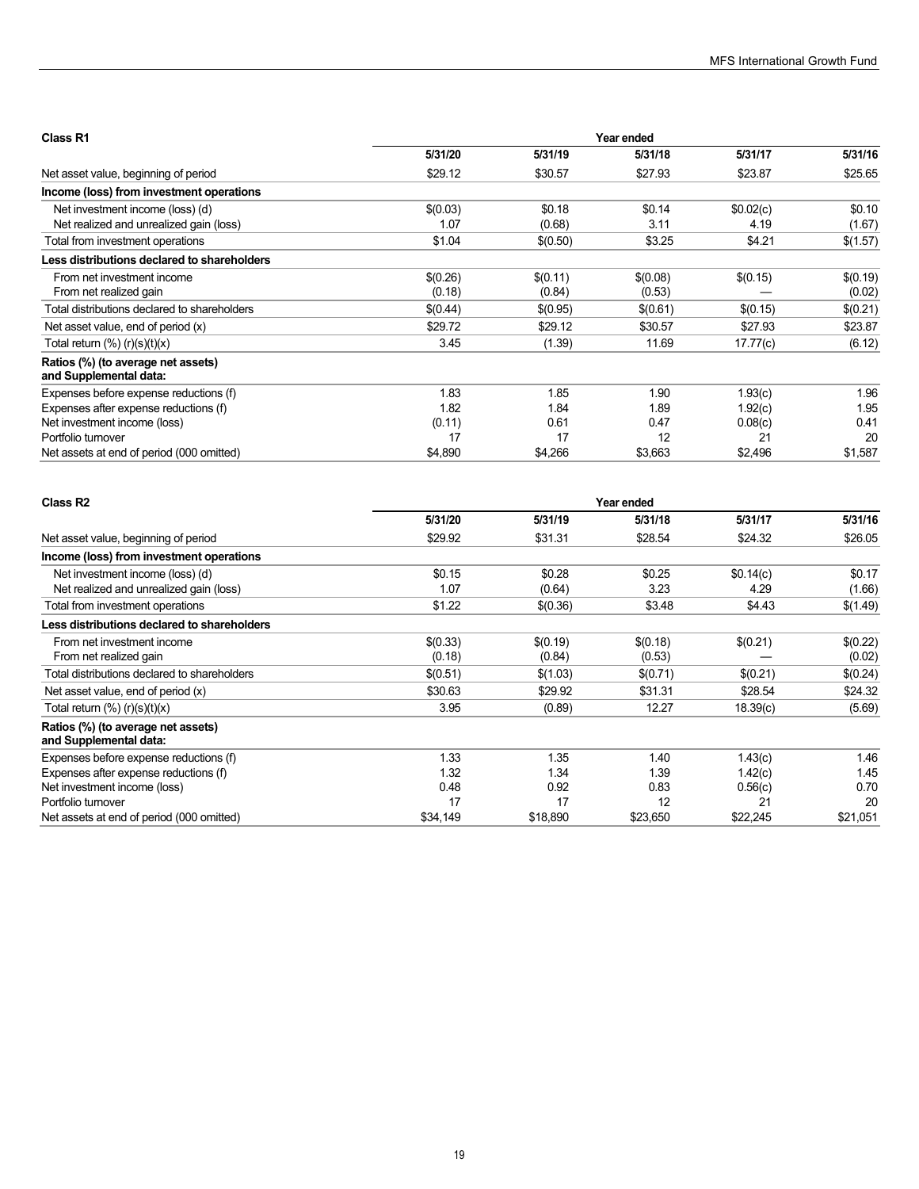**Class R1**

| | Year ended | | | | |
|---|---|---|---|---|---|
| | 5/31/20 | 5/31/19 | 5/31/18 | 5/31/17 | 5/31/16 |
| Net asset value, beginning of period | $29.12 | $30.57 | $27.93 | $23.87 | $25.65 |
| **Income (loss) from investment operations** | | | | | |
| Net investment income (loss) (d) | $(0.03) | $0.18 | $0.14 | $0.02(c) | $0.10 |
| Net realized and unrealized gain (loss) | 1.07 | (0.68) | 3.11 | 4.19 | (1.67) |
| Total from investment operations | $1.04 | $(0.50) | $3.25 | $4.21 | $(1.57) |
| **Less distributions declared to shareholders** | | | | | |
| From net investment income | $(0.26) | $(0.11) | $(0.08) | $(0.15) | $(0.19) |
| From net realized gain | (0.18) | (0.84) | (0.53) | — | (0.02) |
| Total distributions declared to shareholders | $(0.44) | $(0.95) | $(0.61) | $(0.15) | $(0.21) |
| Net asset value, end of period (x) | $29.72 | $29.12 | $30.57 | $27.93 | $23.87 |
| Total return (%) (r)(s)(t)(x) | 3.45 | (1.39) | 11.69 | 17.77(c) | (6.12) |
| **Ratios (%) (to average net assets) and Supplemental data:** | | | | | |
| Expenses before expense reductions (f) | 1.83 | 1.85 | 1.90 | 1.93(c) | 1.96 |
| Expenses after expense reductions (f) | 1.82 | 1.84 | 1.89 | 1.92(c) | 1.95 |
| Net investment income (loss) | (0.11) | 0.61 | 0.47 | 0.08(c) | 0.41 |
| Portfolio turnover | 17 | 17 | 12 | 21 | 20 |
| Net assets at end of period (000 omitted) | $4,890 | $4,266 | $3,663 | $2,496 | $1,587 |

**Class R2**

| | Year ended | | | | |
|---|---|---|---|---|---|
| | 5/31/20 | 5/31/19 | 5/31/18 | 5/31/17 | 5/31/16 |
| Net asset value, beginning of period | $29.92 | $31.31 | $28.54 | $24.32 | $26.05 |
| **Income (loss) from investment operations** | | | | | |
| Net investment income (loss) (d) | $0.15 | $0.28 | $0.25 | $0.14(c) | $0.17 |
| Net realized and unrealized gain (loss) | 1.07 | (0.64) | 3.23 | 4.29 | (1.66) |
| Total from investment operations | $1.22 | $(0.36) | $3.48 | $4.43 | $(1.49) |
| **Less distributions declared to shareholders** | | | | | |
| From net investment income | $(0.33) | $(0.19) | $(0.18) | $(0.21) | $(0.22) |
| From net realized gain | (0.18) | (0.84) | (0.53) | — | (0.02) |
| Total distributions declared to shareholders | $(0.51) | $(1.03) | $(0.71) | $(0.21) | $(0.24) |
| Net asset value, end of period (x) | $30.63 | $29.92 | $31.31 | $28.54 | $24.32 |
| Total return (%) (r)(s)(t)(x) | 3.95 | (0.89) | 12.27 | 18.39(c) | (5.69) |
| **Ratios (%) (to average net assets) and Supplemental data:** | | | | | |
| Expenses before expense reductions (f) | 1.33 | 1.35 | 1.40 | 1.43(c) | 1.46 |
| Expenses after expense reductions (f) | 1.32 | 1.34 | 1.39 | 1.42(c) | 1.45 |
| Net investment income (loss) | 0.48 | 0.92 | 0.83 | 0.56(c) | 0.70 |
| Portfolio turnover | 17 | 17 | 12 | 21 | 20 |
| Net assets at end of period (000 omitted) | $34,149 | $18,890 | $23,650 | $22,245 | $21,051 |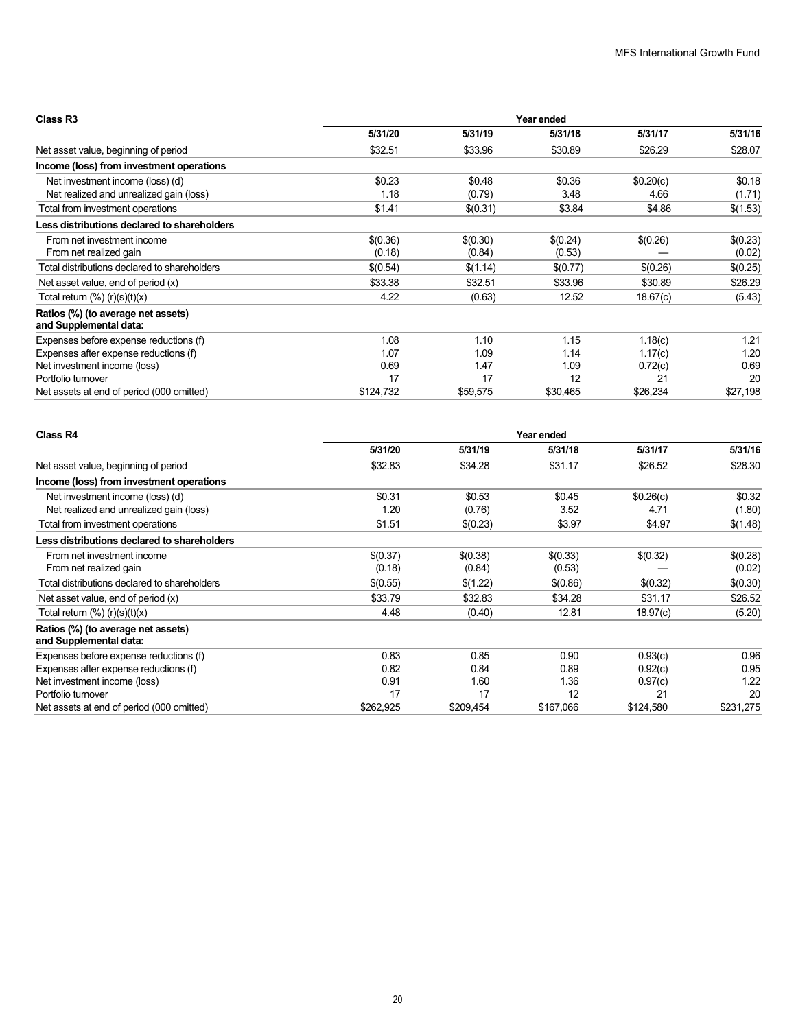| Class R3 | Year ended | | | | |
|---|---|---|---|---|---|
| | 5/31/20 | 5/31/19 | 5/31/18 | 5/31/17 | 5/31/16 |
| Net asset value, beginning of period | $32.51 | $33.96 | $30.89 | $26.29 | $28.07 |
| **Income (loss) from investment operations** | | | | | |
| Net investment income (loss) (d) | $0.23 | $0.48 | $0.36 | $0.20(c) | $0.18 |
| Net realized and unrealized gain (loss) | 1.18 | (0.79) | 3.48 | 4.66 | (1.71) |
| Total from investment operations | $1.41 | $(0.31) | $3.84 | $4.86 | $(1.53) |
| **Less distributions declared to shareholders** | | | | | |
| From net investment income | $(0.36) | $(0.30) | $(0.24) | $(0.26) | $(0.23) |
| From net realized gain | (0.18) | (0.84) | (0.53) | — | (0.02) |
| Total distributions declared to shareholders | $(0.54) | $(1.14) | $(0.77) | $(0.26) | $(0.25) |
| Net asset value, end of period (x) | $33.38 | $32.51 | $33.96 | $30.89 | $26.29 |
| Total return (%) (r)(s)(t)(x) | 4.22 | (0.63) | 12.52 | 18.67(c) | (5.43) |
| **Ratios (%) (to average net assets) and Supplemental data:** | | | | | |
| Expenses before expense reductions (f) | 1.08 | 1.10 | 1.15 | 1.18(c) | 1.21 |
| Expenses after expense reductions (f) | 1.07 | 1.09 | 1.14 | 1.17(c) | 1.20 |
| Net investment income (loss) | 0.69 | 1.47 | 1.09 | 0.72(c) | 0.69 |
| Portfolio turnover | 17 | 17 | 12 | 21 | 20 |
| Net assets at end of period (000 omitted) | $124,732 | $59,575 | $30,465 | $26,234 | $27,198 |

| Class R4 | Year ended | | | | |
|---|---|---|---|---|---|
| | 5/31/20 | 5/31/19 | 5/31/18 | 5/31/17 | 5/31/16 |
| Net asset value, beginning of period | $32.83 | $34.28 | $31.17 | $26.52 | $28.30 |
| **Income (loss) from investment operations** | | | | | |
| Net investment income (loss) (d) | $0.31 | $0.53 | $0.45 | $0.26(c) | $0.32 |
| Net realized and unrealized gain (loss) | 1.20 | (0.76) | 3.52 | 4.71 | (1.80) |
| Total from investment operations | $1.51 | $(0.23) | $3.97 | $4.97 | $(1.48) |
| **Less distributions declared to shareholders** | | | | | |
| From net investment income | $(0.37) | $(0.38) | $(0.33) | $(0.32) | $(0.28) |
| From net realized gain | (0.18) | (0.84) | (0.53) | — | (0.02) |
| Total distributions declared to shareholders | $(0.55) | $(1.22) | $(0.86) | $(0.32) | $(0.30) |
| Net asset value, end of period (x) | $33.79 | $32.83 | $34.28 | $31.17 | $26.52 |
| Total return (%) (r)(s)(t)(x) | 4.48 | (0.40) | 12.81 | 18.97(c) | (5.20) |
| **Ratios (%) (to average net assets) and Supplemental data:** | | | | | |
| Expenses before expense reductions (f) | 0.83 | 0.85 | 0.90 | 0.93(c) | 0.96 |
| Expenses after expense reductions (f) | 0.82 | 0.84 | 0.89 | 0.92(c) | 0.95 |
| Net investment income (loss) | 0.91 | 1.60 | 1.36 | 0.97(c) | 1.22 |
| Portfolio turnover | 17 | 17 | 12 | 21 | 20 |
| Net assets at end of period (000 omitted) | $262,925 | $209,454 | $167,066 | $124,580 | $231,275 |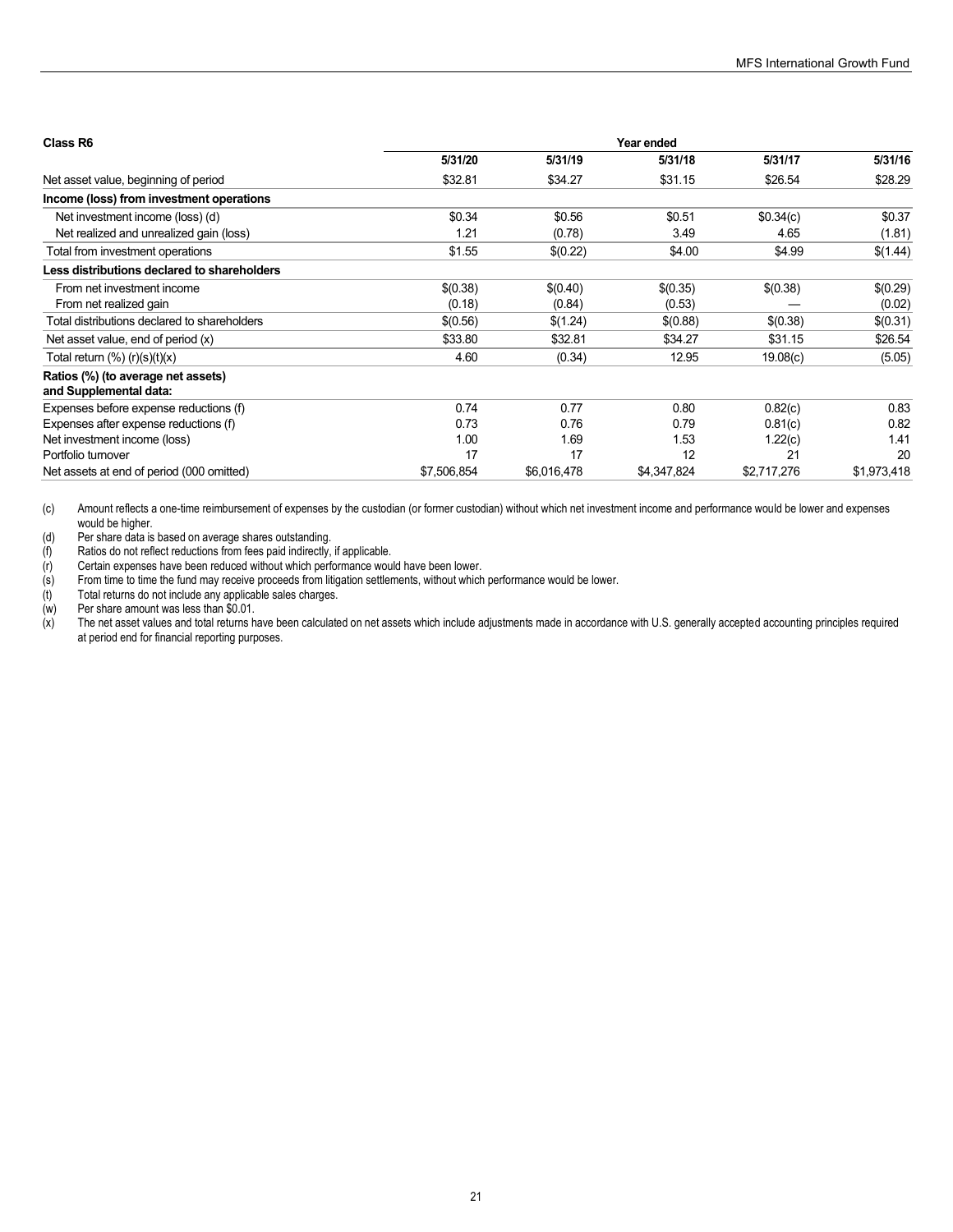| Class R6 | Year ended | | | | |
|---|---|---|---|---|---|
| | 5/31/20 | 5/31/19 | 5/31/18 | 5/31/17 | 5/31/16 |
| Net asset value, beginning of period | $32.81 | $34.27 | $31.15 | $26.54 | $28.29 |
| **Income (loss) from investment operations** | | | | | |
| Net investment income (loss) (d) | $0.34 | $0.56 | $0.51 | $0.34(c) | $0.37 |
| Net realized and unrealized gain (loss) | 1.21 | (0.78) | 3.49 | 4.65 | (1.81) |
| Total from investment operations | $1.55 | $(0.22) | $4.00 | $4.99 | $(1.44) |
| **Less distributions declared to shareholders** | | | | | |
| From net investment income | $(0.38) | $(0.40) | $(0.35) | $(0.38) | $(0.29) |
| From net realized gain | (0.18) | (0.84) | (0.53) | — | (0.02) |
| Total distributions declared to shareholders | $(0.56) | $(1.24) | $(0.88) | $(0.38) | $(0.31) |
| Net asset value, end of period (x) | $33.80 | $32.81 | $34.27 | $31.15 | $26.54 |
| Total return (%) (r)(s)(t)(x) | 4.60 | (0.34) | 12.95 | 19.08(c) | (5.05) |
| **Ratios (%) (to average net assets) and Supplemental data:** | | | | | |
| Expenses before expense reductions (f) | 0.74 | 0.77 | 0.80 | 0.82(c) | 0.83 |
| Expenses after expense reductions (f) | 0.73 | 0.76 | 0.79 | 0.81(c) | 0.82 |
| Net investment income (loss) | 1.00 | 1.69 | 1.53 | 1.22(c) | 1.41 |
| Portfolio turnover | 17 | 17 | 12 | 21 | 20 |
| Net assets at end of period (000 omitted) | $7,506,854 | $6,016,478 | $4,347,824 | $2,717,276 | $1,973,418 |

(c) Amount reflects a one-time reimbursement of expenses by the custodian (or former custodian) without which net investment income and performance would be lower and expenses would be higher.

(d) Per share data is based on average shares outstanding.

(f) Ratios do not reflect reductions from fees paid indirectly, if applicable.

(r) Certain expenses have been reduced without which performance would have been lower.

(s) From time to time the fund may receive proceeds from litigation settlements, without which performance would be lower.

(t) Total returns do not include any applicable sales charges.

(w) Per share amount was less than $0.01.

(x) The net asset values and total returns have been calculated on net assets which include adjustments made in accordance with U.S. generally accepted accounting principles required at period end for financial reporting purposes.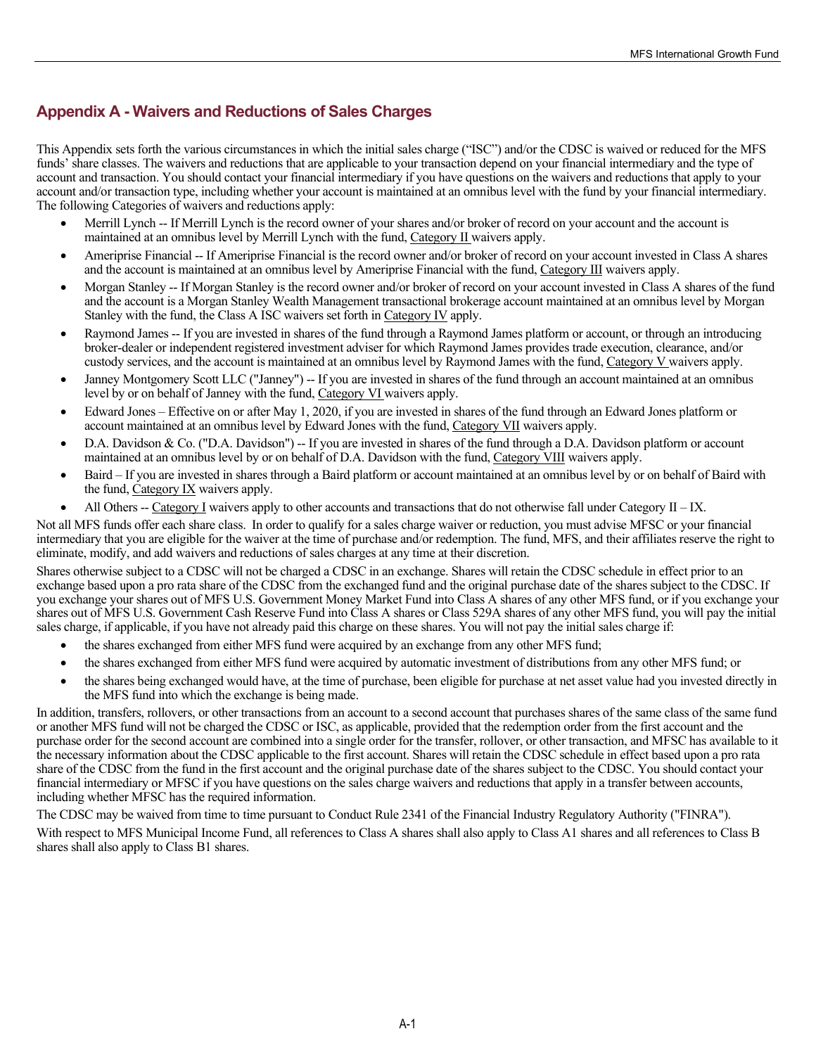## Appendix A - Waivers and Reductions of Sales Charges

This Appendix sets forth the various circumstances in which the initial sales charge ("ISC") and/or the CDSC is waived or reduced for the MFS funds' share classes. The waivers and reductions that are applicable to your transaction depend on your financial intermediary and the type of account and transaction. You should contact your financial intermediary if you have questions on the waivers and reductions that apply to your account and/or transaction type, including whether your account is maintained at an omnibus level with the fund by your financial intermediary. The following Categories of waivers and reductions apply:

- Merrill Lynch -- If Merrill Lynch is the record owner of your shares and/or broker of record on your account and the account is maintained at an omnibus level by Merrill Lynch with the fund, Category II waivers apply.
- Ameriprise Financial -- If Ameriprise Financial is the record owner and/or broker of record on your account invested in Class A shares and the account is maintained at an omnibus level by Ameriprise Financial with the fund, Category III waivers apply.
- Morgan Stanley -- If Morgan Stanley is the record owner and/or broker of record on your account invested in Class A shares of the fund and the account is a Morgan Stanley Wealth Management transactional brokerage account maintained at an omnibus level by Morgan Stanley with the fund, the Class A ISC waivers set forth in Category IV apply.
- Raymond James -- If you are invested in shares of the fund through a Raymond James platform or account, or through an introducing broker-dealer or independent registered investment adviser for which Raymond James provides trade execution, clearance, and/or custody services, and the account is maintained at an omnibus level by Raymond James with the fund, Category V waivers apply.
- Janney Montgomery Scott LLC ("Janney") -- If you are invested in shares of the fund through an account maintained at an omnibus level by or on behalf of Janney with the fund, Category VI waivers apply.
- Edward Jones – Effective on or after May 1, 2020, if you are invested in shares of the fund through an Edward Jones platform or account maintained at an omnibus level by Edward Jones with the fund, Category VII waivers apply.
- D.A. Davidson & Co. ("D.A. Davidson") -- If you are invested in shares of the fund through a D.A. Davidson platform or account maintained at an omnibus level by or on behalf of D.A. Davidson with the fund, Category VIII waivers apply.
- Baird – If you are invested in shares through a Baird platform or account maintained at an omnibus level by or on behalf of Baird with the fund, Category IX waivers apply.
- All Others -- Category I waivers apply to other accounts and transactions that do not otherwise fall under Category II – IX.

Not all MFS funds offer each share class. In order to qualify for a sales charge waiver or reduction, you must advise MFSC or your financial intermediary that you are eligible for the waiver at the time of purchase and/or redemption. The fund, MFS, and their affiliates reserve the right to eliminate, modify, and add waivers and reductions of sales charges at any time at their discretion.

Shares otherwise subject to a CDSC will not be charged a CDSC in an exchange. Shares will retain the CDSC schedule in effect prior to an exchange based upon a pro rata share of the CDSC from the exchanged fund and the original purchase date of the shares subject to the CDSC. If you exchange your shares out of MFS U.S. Government Money Market Fund into Class A shares of any other MFS fund, or if you exchange your shares out of MFS U.S. Government Cash Reserve Fund into Class A shares or Class 529A shares of any other MFS fund, you will pay the initial sales charge, if applicable, if you have not already paid this charge on these shares. You will not pay the initial sales charge if:

- the shares exchanged from either MFS fund were acquired by an exchange from any other MFS fund;
- the shares exchanged from either MFS fund were acquired by automatic investment of distributions from any other MFS fund; or
- the shares being exchanged would have, at the time of purchase, been eligible for purchase at net asset value had you invested directly in the MFS fund into which the exchange is being made.

In addition, transfers, rollovers, or other transactions from an account to a second account that purchases shares of the same class of the same fund or another MFS fund will not be charged the CDSC or ISC, as applicable, provided that the redemption order from the first account and the purchase order for the second account are combined into a single order for the transfer, rollover, or other transaction, and MFSC has available to it the necessary information about the CDSC applicable to the first account. Shares will retain the CDSC schedule in effect based upon a pro rata share of the CDSC from the fund in the first account and the original purchase date of the shares subject to the CDSC. You should contact your financial intermediary or MFSC if you have questions on the sales charge waivers and reductions that apply in a transfer between accounts, including whether MFSC has the required information.

The CDSC may be waived from time to time pursuant to Conduct Rule 2341 of the Financial Industry Regulatory Authority ("FINRA").

With respect to MFS Municipal Income Fund, all references to Class A shares shall also apply to Class A1 shares and all references to Class B shares shall also apply to Class B1 shares.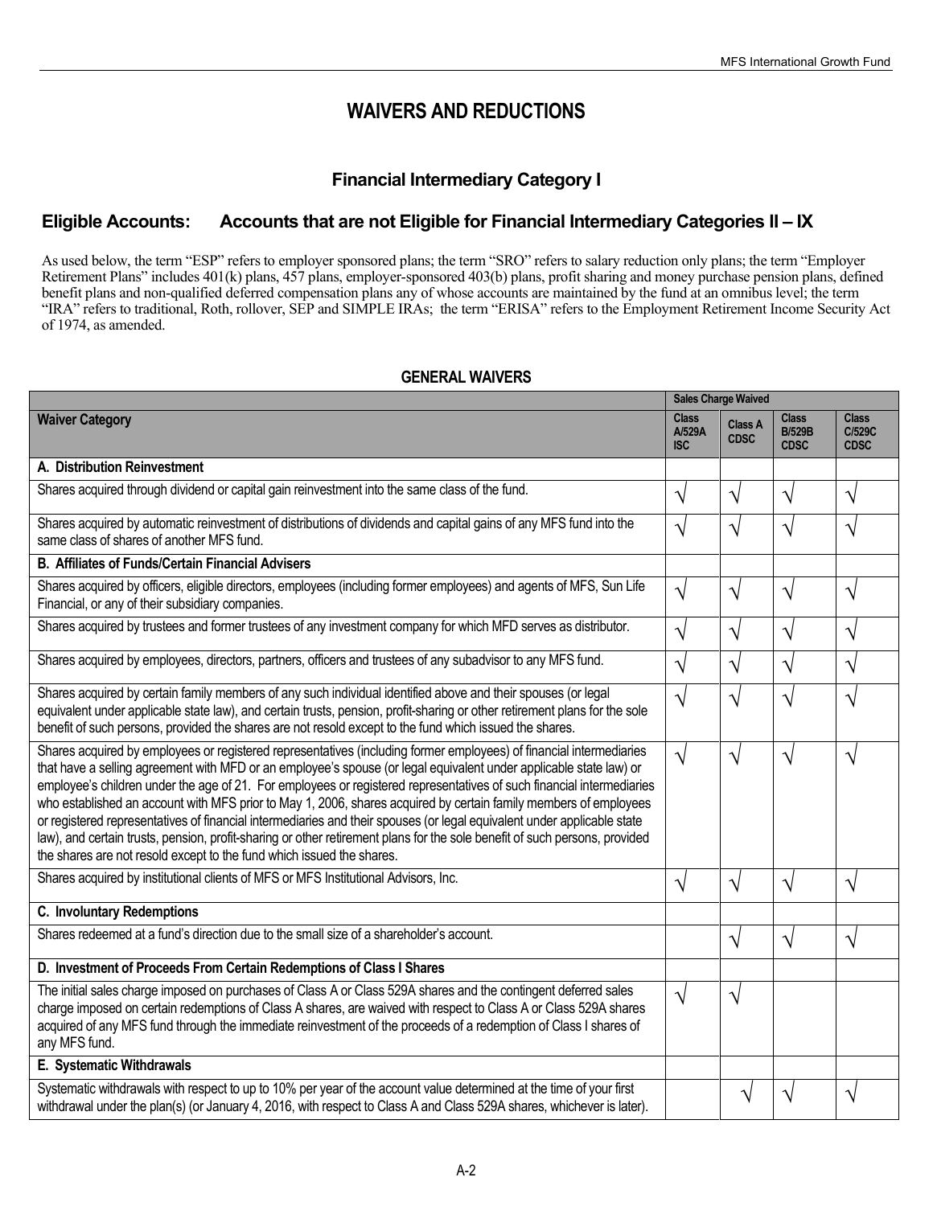# WAIVERS AND REDUCTIONS

## Financial Intermediary Category I

### Eligible Accounts: Accounts that are not Eligible for Financial Intermediary Categories II – IX

As used below, the term "ESP" refers to employer sponsored plans; the term "SRO" refers to salary reduction only plans; the term "Employer Retirement Plans" includes 401(k) plans, 457 plans, employer-sponsored 403(b) plans, profit sharing and money purchase pension plans, defined benefit plans and non-qualified deferred compensation plans any of whose accounts are maintained by the fund at an omnibus level; the term "IRA" refers to traditional, Roth, rollover, SEP and SIMPLE IRAs; the term "ERISA" refers to the Employment Retirement Income Security Act of 1974, as amended.

#### GENERAL WAIVERS

| | Sales Charge Waived | | | |
|---|---|---|---|---|
| **Waiver Category** | **Class A/529A ISC** | **Class A CDSC** | **Class B/529B CDSC** | **Class C/529C CDSC** |
| **A. Distribution Reinvestment** | | | | |
| Shares acquired through dividend or capital gain reinvestment into the same class of the fund. | √ | √ | √ | √ |
| Shares acquired by automatic reinvestment of distributions of dividends and capital gains of any MFS fund into the same class of shares of another MFS fund. | √ | √ | √ | √ |
| **B. Affiliates of Funds/Certain Financial Advisers** | | | | |
| Shares acquired by officers, eligible directors, employees (including former employees) and agents of MFS, Sun Life Financial, or any of their subsidiary companies. | √ | √ | √ | √ |
| Shares acquired by trustees and former trustees of any investment company for which MFD serves as distributor. | √ | √ | √ | √ |
| Shares acquired by employees, directors, partners, officers and trustees of any subadvisor to any MFS fund. | √ | √ | √ | √ |
| Shares acquired by certain family members of any such individual identified above and their spouses (or legal equivalent under applicable state law), and certain trusts, pension, profit-sharing or other retirement plans for the sole benefit of such persons, provided the shares are not resold except to the fund which issued the shares. | √ | √ | √ | √ |
| Shares acquired by employees or registered representatives (including former employees) of financial intermediaries that have a selling agreement with MFD or an employee's spouse (or legal equivalent under applicable state law) or employee's children under the age of 21. For employees or registered representatives of such financial intermediaries who established an account with MFS prior to May 1, 2006, shares acquired by certain family members of employees or registered representatives of financial intermediaries and their spouses (or legal equivalent under applicable state law), and certain trusts, pension, profit-sharing or other retirement plans for the sole benefit of such persons, provided the shares are not resold except to the fund which issued the shares. | √ | √ | √ | √ |
| Shares acquired by institutional clients of MFS or MFS Institutional Advisors, Inc. | √ | √ | √ | √ |
| **C. Involuntary Redemptions** | | | | |
| Shares redeemed at a fund's direction due to the small size of a shareholder's account. | | √ | √ | √ |
| **D. Investment of Proceeds From Certain Redemptions of Class I Shares** | | | | |
| The initial sales charge imposed on purchases of Class A or Class 529A shares and the contingent deferred sales charge imposed on certain redemptions of Class A shares, are waived with respect to Class A or Class 529A shares acquired of any MFS fund through the immediate reinvestment of the proceeds of a redemption of Class I shares of any MFS fund. | √ | √ | | |
| **E. Systematic Withdrawals** | | | | |
| Systematic withdrawals with respect to up to 10% per year of the account value determined at the time of your first withdrawal under the plan(s) (or January 4, 2016, with respect to Class A and Class 529A shares, whichever is later). | | √ | √ | √ |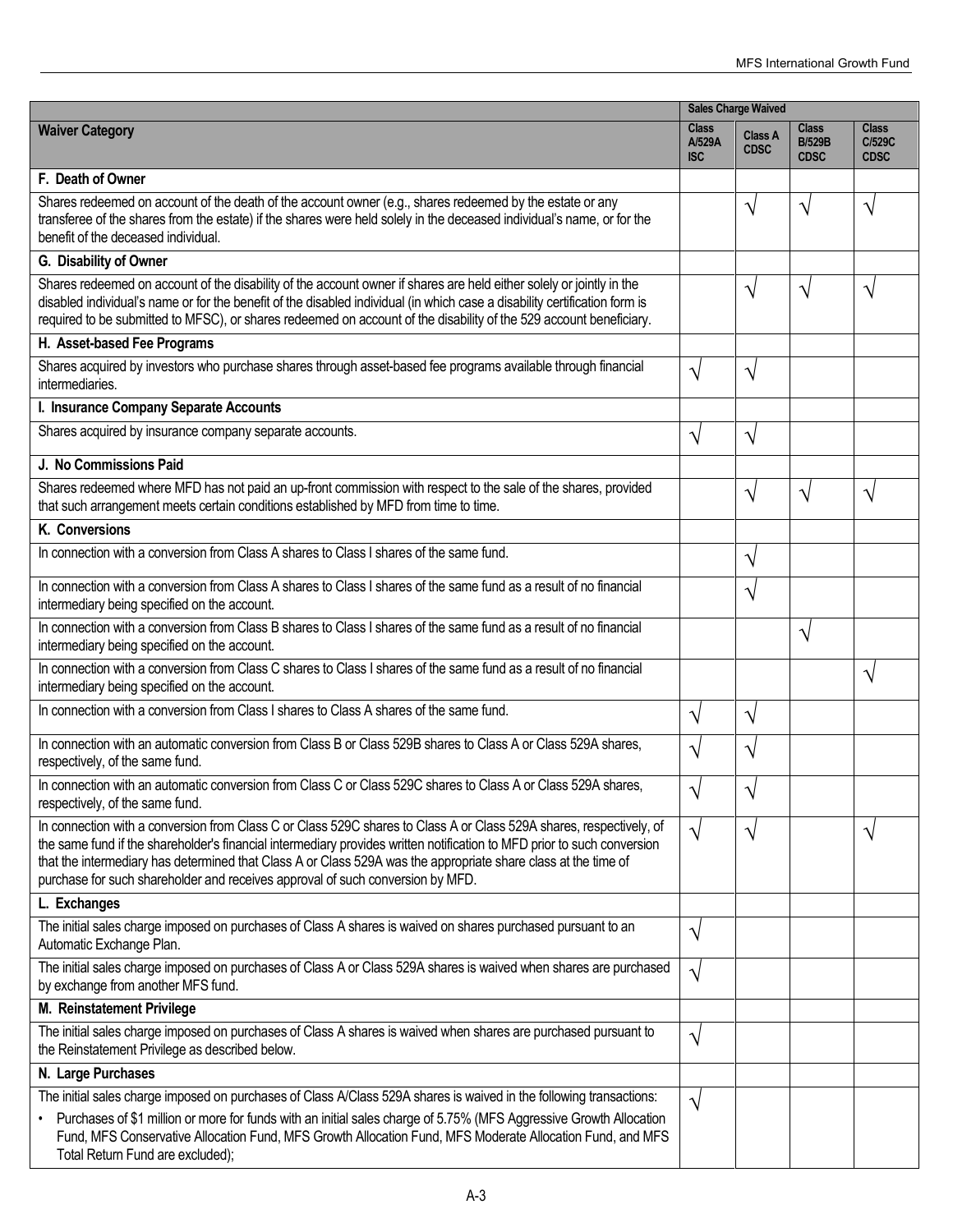| Waiver Category | Sales Charge Waived | | | |
|---|---|---|---|---|
| | Class A/529A ISC | Class A CDSC | Class B/529B CDSC | Class C/529C CDSC |
| **F. Death of Owner** | | | | |
| Shares redeemed on account of the death of the account owner (e.g., shares redeemed by the estate or any transferee of the shares from the estate) if the shares were held solely in the deceased individual's name, or for the benefit of the deceased individual. | | √ | √ | √ |
| **G. Disability of Owner** | | | | |
| Shares redeemed on account of the disability of the account owner if shares are held either solely or jointly in the disabled individual's name or for the benefit of the disabled individual (in which case a disability certification form is required to be submitted to MFSC), or shares redeemed on account of the disability of the 529 account beneficiary. | | √ | √ | √ |
| **H. Asset-based Fee Programs** | | | | |
| Shares acquired by investors who purchase shares through asset-based fee programs available through financial intermediaries. | √ | √ | | |
| **I. Insurance Company Separate Accounts** | | | | |
| Shares acquired by insurance company separate accounts. | √ | √ | | |
| **J. No Commissions Paid** | | | | |
| Shares redeemed where MFD has not paid an up-front commission with respect to the sale of the shares, provided that such arrangement meets certain conditions established by MFD from time to time. | | √ | √ | √ |
| **K. Conversions** | | | | |
| In connection with a conversion from Class A shares to Class I shares of the same fund. | | √ | | |
| In connection with a conversion from Class A shares to Class I shares of the same fund as a result of no financial intermediary being specified on the account. | | √ | | |
| In connection with a conversion from Class B shares to Class I shares of the same fund as a result of no financial intermediary being specified on the account. | | | √ | |
| In connection with a conversion from Class C shares to Class I shares of the same fund as a result of no financial intermediary being specified on the account. | | | | √ |
| In connection with a conversion from Class I shares to Class A shares of the same fund. | √ | √ | | |
| In connection with an automatic conversion from Class B or Class 529B shares to Class A or Class 529A shares, respectively, of the same fund. | √ | √ | | |
| In connection with an automatic conversion from Class C or Class 529C shares to Class A or Class 529A shares, respectively, of the same fund. | √ | √ | | |
| In connection with a conversion from Class C or Class 529C shares to Class A or Class 529A shares, respectively, of the same fund if the shareholder's financial intermediary provides written notification to MFD prior to such conversion that the intermediary has determined that Class A or Class 529A was the appropriate share class at the time of purchase for such shareholder and receives approval of such conversion by MFD. | √ | √ | | √ |
| **L. Exchanges** | | | | |
| The initial sales charge imposed on purchases of Class A shares is waived on shares purchased pursuant to an Automatic Exchange Plan. | √ | | | |
| The initial sales charge imposed on purchases of Class A or Class 529A shares is waived when shares are purchased by exchange from another MFS fund. | √ | | | |
| **M. Reinstatement Privilege** | | | | |
| The initial sales charge imposed on purchases of Class A shares is waived when shares are purchased pursuant to the Reinstatement Privilege as described below. | √ | | | |
| **N. Large Purchases** | | | | |
| The initial sales charge imposed on purchases of Class A/Class 529A shares is waived in the following transactions:<br>• Purchases of $1 million or more for funds with an initial sales charge of 5.75% (MFS Aggressive Growth Allocation Fund, MFS Conservative Allocation Fund, MFS Growth Allocation Fund, MFS Moderate Allocation Fund, and MFS Total Return Fund are excluded); | √ | | | |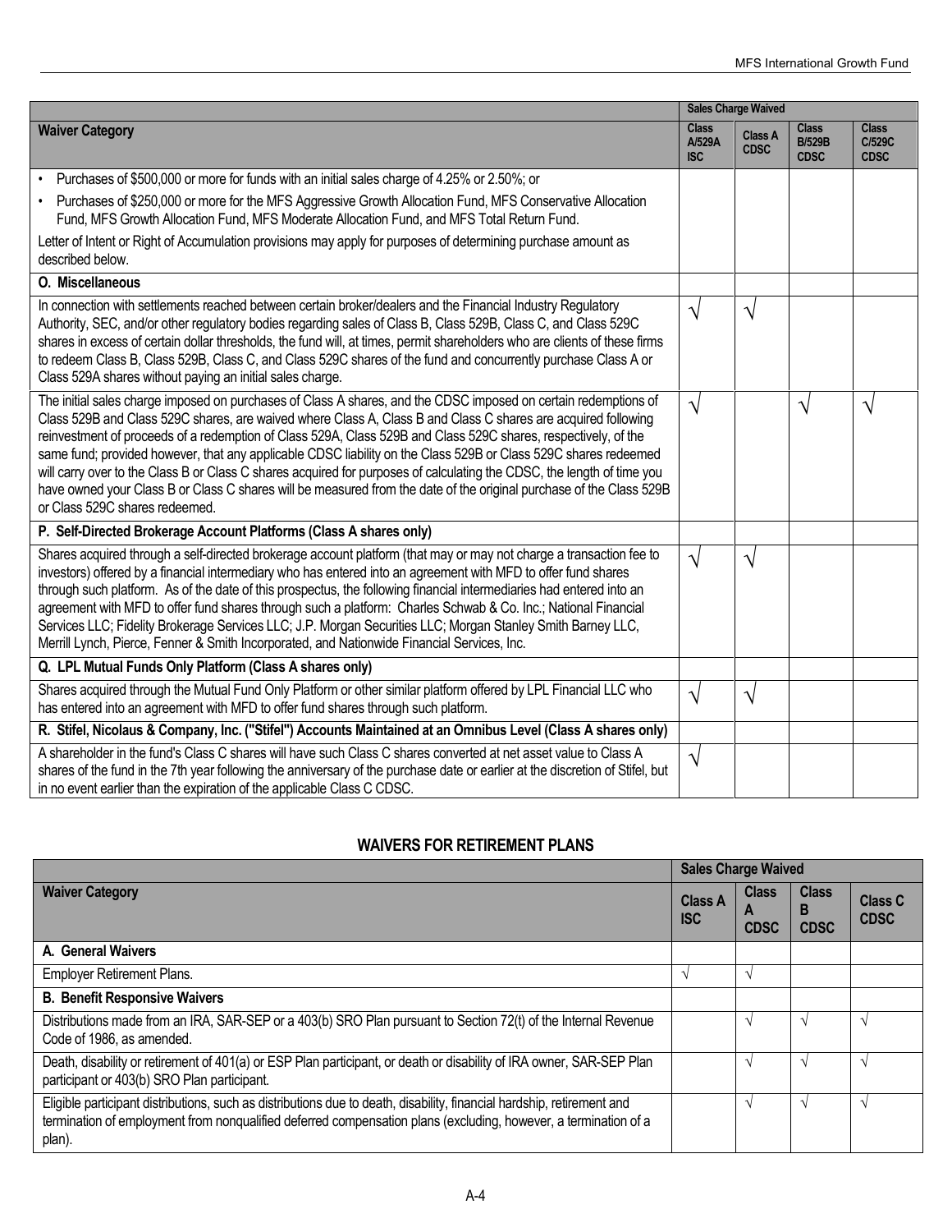| | Sales Charge Waived | | | |
|---|---|---|---|---|
| **Waiver Category** | **Class A/529A ISC** | **Class A CDSC** | **Class B/529B CDSC** | **Class C/529C CDSC** |
| • Purchases of $500,000 or more for funds with an initial sales charge of 4.25% or 2.50%; or<br>• Purchases of $250,000 or more for the MFS Aggressive Growth Allocation Fund, MFS Conservative Allocation Fund, MFS Growth Allocation Fund, MFS Moderate Allocation Fund, and MFS Total Return Fund.<br>Letter of Intent or Right of Accumulation provisions may apply for purposes of determining purchase amount as described below. | | | | |
| **O. Miscellaneous** | | | | |
| In connection with settlements reached between certain broker/dealers and the Financial Industry Regulatory Authority, SEC, and/or other regulatory bodies regarding sales of Class B, Class 529B, Class C, and Class 529C shares in excess of certain dollar thresholds, the fund will, at times, permit shareholders who are clients of these firms to redeem Class B, Class 529B, Class C, and Class 529C shares of the fund and concurrently purchase Class A or Class 529A shares without paying an initial sales charge. | √ | √ | | |
| The initial sales charge imposed on purchases of Class A shares, and the CDSC imposed on certain redemptions of Class 529B and Class 529C shares, are waived where Class A, Class B and Class C shares are acquired following reinvestment of proceeds of a redemption of Class 529A, Class 529B and Class 529C shares, respectively, of the same fund; provided however, that any applicable CDSC liability on the Class 529B or Class 529C shares redeemed will carry over to the Class B or Class C shares acquired for purposes of calculating the CDSC, the length of time you have owned your Class B or Class C shares will be measured from the date of the original purchase of the Class 529B or Class 529C shares redeemed. | √ | | √ | √ |
| **P. Self-Directed Brokerage Account Platforms (Class A shares only)** | | | | |
| Shares acquired through a self-directed brokerage account platform (that may or may not charge a transaction fee to investors) offered by a financial intermediary who has entered into an agreement with MFD to offer fund shares through such platform. As of the date of this prospectus, the following financial intermediaries had entered into an agreement with MFD to offer fund shares through such a platform: Charles Schwab & Co. Inc.; National Financial Services LLC; Fidelity Brokerage Services LLC; J.P. Morgan Securities LLC; Morgan Stanley Smith Barney LLC, Merrill Lynch, Pierce, Fenner & Smith Incorporated, and Nationwide Financial Services, Inc. | √ | √ | | |
| **Q. LPL Mutual Funds Only Platform (Class A shares only)** | | | | |
| Shares acquired through the Mutual Fund Only Platform or other similar platform offered by LPL Financial LLC who has entered into an agreement with MFD to offer fund shares through such platform. | √ | √ | | |
| **R. Stifel, Nicolaus & Company, Inc. ("Stifel") Accounts Maintained at an Omnibus Level (Class A shares only)** | | | | |
| A shareholder in the fund's Class C shares will have such Class C shares converted at net asset value to Class A shares of the fund in the 7th year following the anniversary of the purchase date or earlier at the discretion of Stifel, but in no event earlier than the expiration of the applicable Class C CDSC. | √ | | | |

## WAIVERS FOR RETIREMENT PLANS

| | Sales Charge Waived | | | |
|---|---|---|---|---|
| **Waiver Category** | **Class A ISC** | **Class A CDSC** | **Class B CDSC** | **Class C CDSC** |
| **A. General Waivers** | | | | |
| Employer Retirement Plans. | √ | √ | | |
| **B. Benefit Responsive Waivers** | | | | |
| Distributions made from an IRA, SAR-SEP or a 403(b) SRO Plan pursuant to Section 72(t) of the Internal Revenue Code of 1986, as amended. | | √ | √ | √ |
| Death, disability or retirement of 401(a) or ESP Plan participant, or death or disability of IRA owner, SAR-SEP Plan participant or 403(b) SRO Plan participant. | | √ | √ | √ |
| Eligible participant distributions, such as distributions due to death, disability, financial hardship, retirement and termination of employment from nonqualified deferred compensation plans (excluding, however, a termination of a plan). | | √ | √ | √ |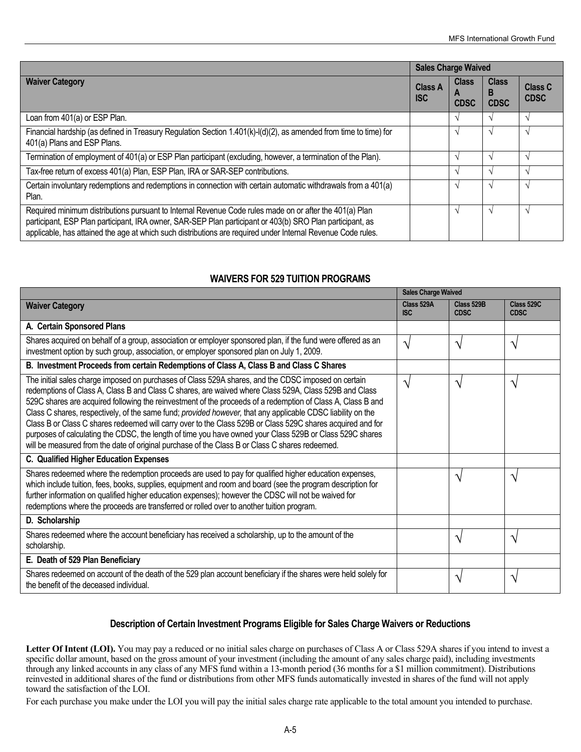| Waiver Category | Sales Charge Waived | | | |
|---|---|---|---|---|
| | Class A ISC | Class A CDSC | Class B CDSC | Class C CDSC |
| Loan from 401(a) or ESP Plan. | | √ | √ | √ |
| Financial hardship (as defined in Treasury Regulation Section 1.401(k)-l(d)(2), as amended from time to time) for 401(a) Plans and ESP Plans. | | √ | √ | √ |
| Termination of employment of 401(a) or ESP Plan participant (excluding, however, a termination of the Plan). | | √ | √ | √ |
| Tax-free return of excess 401(a) Plan, ESP Plan, IRA or SAR-SEP contributions. | | √ | √ | √ |
| Certain involuntary redemptions and redemptions in connection with certain automatic withdrawals from a 401(a) Plan. | | √ | √ | √ |
| Required minimum distributions pursuant to Internal Revenue Code rules made on or after the 401(a) Plan participant, ESP Plan participant, IRA owner, SAR-SEP Plan participant or 403(b) SRO Plan participant, as applicable, has attained the age at which such distributions are required under Internal Revenue Code rules. | | √ | √ | √ |

## WAIVERS FOR 529 TUITION PROGRAMS

| Waiver Category | Sales Charge Waived | | |
|---|---|---|---|
| | Class 529A ISC | Class 529B CDSC | Class 529C CDSC |
| **A. Certain Sponsored Plans** | | | |
| Shares acquired on behalf of a group, association or employer sponsored plan, if the fund were offered as an investment option by such group, association, or employer sponsored plan on July 1, 2009. | √ | √ | √ |
| **B. Investment Proceeds from certain Redemptions of Class A, Class B and Class C Shares** | | | |
| The initial sales charge imposed on purchases of Class 529A shares, and the CDSC imposed on certain redemptions of Class A, Class B and Class C shares, are waived where Class 529A, Class 529B and Class 529C shares are acquired following the reinvestment of the proceeds of a redemption of Class A, Class B and Class C shares, respectively, of the same fund; *provided however,* that any applicable CDSC liability on the Class B or Class C shares redeemed will carry over to the Class 529B or Class 529C shares acquired and for purposes of calculating the CDSC, the length of time you have owned your Class 529B or Class 529C shares will be measured from the date of original purchase of the Class B or Class C shares redeemed. | √ | √ | √ |
| **C. Qualified Higher Education Expenses** | | | |
| Shares redeemed where the redemption proceeds are used to pay for qualified higher education expenses, which include tuition, fees, books, supplies, equipment and room and board (see the program description for further information on qualified higher education expenses); however the CDSC will not be waived for redemptions where the proceeds are transferred or rolled over to another tuition program. | | √ | √ |
| **D. Scholarship** | | | |
| Shares redeemed where the account beneficiary has received a scholarship, up to the amount of the scholarship. | | √ | √ |
| **E. Death of 529 Plan Beneficiary** | | | |
| Shares redeemed on account of the death of the 529 plan account beneficiary if the shares were held solely for the benefit of the deceased individual. | | √ | √ |

## Description of Certain Investment Programs Eligible for Sales Charge Waivers or Reductions

**Letter Of Intent (LOI).** You may pay a reduced or no initial sales charge on purchases of Class A or Class 529A shares if you intend to invest a specific dollar amount, based on the gross amount of your investment (including the amount of any sales charge paid), including investments through any linked accounts in any class of any MFS fund within a 13-month period (36 months for a $1 million commitment). Distributions reinvested in additional shares of the fund or distributions from other MFS funds automatically invested in shares of the fund will not apply toward the satisfaction of the LOI.

For each purchase you make under the LOI you will pay the initial sales charge rate applicable to the total amount you intended to purchase.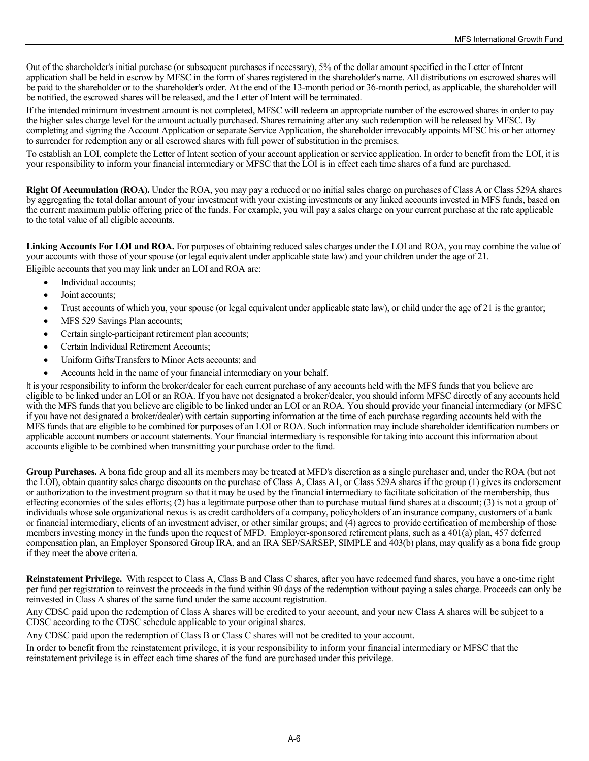Out of the shareholder's initial purchase (or subsequent purchases if necessary), 5% of the dollar amount specified in the Letter of Intent application shall be held in escrow by MFSC in the form of shares registered in the shareholder's name. All distributions on escrowed shares will be paid to the shareholder or to the shareholder's order. At the end of the 13-month period or 36-month period, as applicable, the shareholder will be notified, the escrowed shares will be released, and the Letter of Intent will be terminated.

If the intended minimum investment amount is not completed, MFSC will redeem an appropriate number of the escrowed shares in order to pay the higher sales charge level for the amount actually purchased. Shares remaining after any such redemption will be released by MFSC. By completing and signing the Account Application or separate Service Application, the shareholder irrevocably appoints MFSC his or her attorney to surrender for redemption any or all escrowed shares with full power of substitution in the premises.

To establish an LOI, complete the Letter of Intent section of your account application or service application. In order to benefit from the LOI, it is your responsibility to inform your financial intermediary or MFSC that the LOI is in effect each time shares of a fund are purchased.

**Right Of Accumulation (ROA).** Under the ROA, you may pay a reduced or no initial sales charge on purchases of Class A or Class 529A shares by aggregating the total dollar amount of your investment with your existing investments or any linked accounts invested in MFS funds, based on the current maximum public offering price of the funds. For example, you will pay a sales charge on your current purchase at the rate applicable to the total value of all eligible accounts.

**Linking Accounts For LOI and ROA.** For purposes of obtaining reduced sales charges under the LOI and ROA, you may combine the value of your accounts with those of your spouse (or legal equivalent under applicable state law) and your children under the age of 21.

Eligible accounts that you may link under an LOI and ROA are:

- Individual accounts;
- Joint accounts;
- Trust accounts of which you, your spouse (or legal equivalent under applicable state law), or child under the age of 21 is the grantor;
- MFS 529 Savings Plan accounts;
- Certain single-participant retirement plan accounts;
- Certain Individual Retirement Accounts;
- Uniform Gifts/Transfers to Minor Acts accounts; and
- Accounts held in the name of your financial intermediary on your behalf.

It is your responsibility to inform the broker/dealer for each current purchase of any accounts held with the MFS funds that you believe are eligible to be linked under an LOI or an ROA. If you have not designated a broker/dealer, you should inform MFSC directly of any accounts held with the MFS funds that you believe are eligible to be linked under an LOI or an ROA. You should provide your financial intermediary (or MFSC if you have not designated a broker/dealer) with certain supporting information at the time of each purchase regarding accounts held with the MFS funds that are eligible to be combined for purposes of an LOI or ROA. Such information may include shareholder identification numbers or applicable account numbers or account statements. Your financial intermediary is responsible for taking into account this information about accounts eligible to be combined when transmitting your purchase order to the fund.

**Group Purchases.** A bona fide group and all its members may be treated at MFD's discretion as a single purchaser and, under the ROA (but not the LOI), obtain quantity sales charge discounts on the purchase of Class A, Class A1, or Class 529A shares if the group (1) gives its endorsement or authorization to the investment program so that it may be used by the financial intermediary to facilitate solicitation of the membership, thus effecting economies of the sales efforts; (2) has a legitimate purpose other than to purchase mutual fund shares at a discount; (3) is not a group of individuals whose sole organizational nexus is as credit cardholders of a company, policyholders of an insurance company, customers of a bank or financial intermediary, clients of an investment adviser, or other similar groups; and (4) agrees to provide certification of membership of those members investing money in the funds upon the request of MFD. Employer-sponsored retirement plans, such as a 401(a) plan, 457 deferred compensation plan, an Employer Sponsored Group IRA, and an IRA SEP/SARSEP, SIMPLE and 403(b) plans, may qualify as a bona fide group if they meet the above criteria.

**Reinstatement Privilege.** With respect to Class A, Class B and Class C shares, after you have redeemed fund shares, you have a one-time right per fund per registration to reinvest the proceeds in the fund within 90 days of the redemption without paying a sales charge. Proceeds can only be reinvested in Class A shares of the same fund under the same account registration.

Any CDSC paid upon the redemption of Class A shares will be credited to your account, and your new Class A shares will be subject to a CDSC according to the CDSC schedule applicable to your original shares.

Any CDSC paid upon the redemption of Class B or Class C shares will not be credited to your account.

In order to benefit from the reinstatement privilege, it is your responsibility to inform your financial intermediary or MFSC that the reinstatement privilege is in effect each time shares of the fund are purchased under this privilege.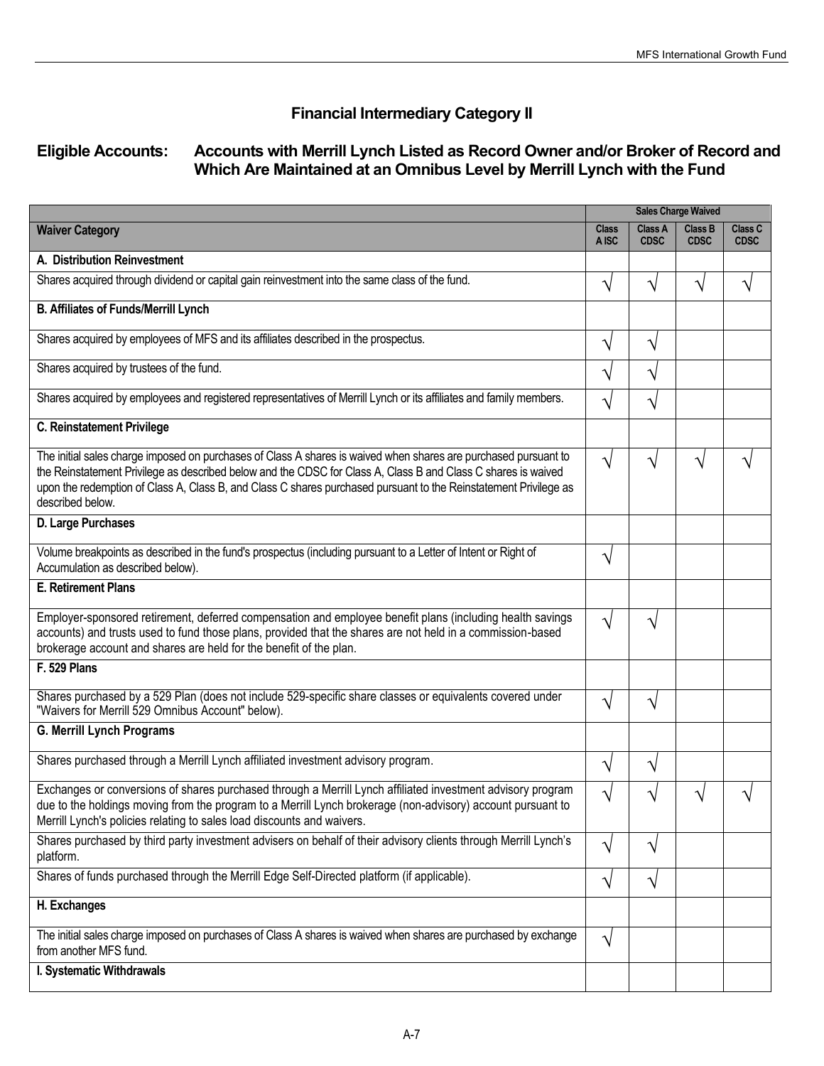## Financial Intermediary Category II

### Eligible Accounts: Accounts with Merrill Lynch Listed as Record Owner and/or Broker of Record and Which Are Maintained at an Omnibus Level by Merrill Lynch with the Fund

| | Sales Charge Waived | | | |
|---|---|---|---|---|
| **Waiver Category** | **Class A ISC** | **Class A CDSC** | **Class B CDSC** | **Class C CDSC** |
| **A. Distribution Reinvestment** | | | | |
| Shares acquired through dividend or capital gain reinvestment into the same class of the fund. | √ | √ | √ | √ |
| **B. Affiliates of Funds/Merrill Lynch** | | | | |
| Shares acquired by employees of MFS and its affiliates described in the prospectus. | √ | √ | | |
| Shares acquired by trustees of the fund. | √ | √ | | |
| Shares acquired by employees and registered representatives of Merrill Lynch or its affiliates and family members. | √ | √ | | |
| **C. Reinstatement Privilege** | | | | |
| The initial sales charge imposed on purchases of Class A shares is waived when shares are purchased pursuant to the Reinstatement Privilege as described below and the CDSC for Class A, Class B and Class C shares is waived upon the redemption of Class A, Class B, and Class C shares purchased pursuant to the Reinstatement Privilege as described below. | √ | √ | √ | √ |
| **D. Large Purchases** | | | | |
| Volume breakpoints as described in the fund's prospectus (including pursuant to a Letter of Intent or Right of Accumulation as described below). | √ | | | |
| **E. Retirement Plans** | | | | |
| Employer-sponsored retirement, deferred compensation and employee benefit plans (including health savings accounts) and trusts used to fund those plans, provided that the shares are not held in a commission-based brokerage account and shares are held for the benefit of the plan. | √ | √ | | |
| **F. 529 Plans** | | | | |
| Shares purchased by a 529 Plan (does not include 529-specific share classes or equivalents covered under "Waivers for Merrill 529 Omnibus Account" below). | √ | √ | | |
| **G. Merrill Lynch Programs** | | | | |
| Shares purchased through a Merrill Lynch affiliated investment advisory program. | √ | √ | | |
| Exchanges or conversions of shares purchased through a Merrill Lynch affiliated investment advisory program due to the holdings moving from the program to a Merrill Lynch brokerage (non-advisory) account pursuant to Merrill Lynch's policies relating to sales load discounts and waivers. | √ | √ | √ | √ |
| Shares purchased by third party investment advisers on behalf of their advisory clients through Merrill Lynch's platform. | √ | √ | | |
| Shares of funds purchased through the Merrill Edge Self-Directed platform (if applicable). | √ | √ | | |
| **H. Exchanges** | | | | |
| The initial sales charge imposed on purchases of Class A shares is waived when shares are purchased by exchange from another MFS fund. | √ | | | |
| **I. Systematic Withdrawals** | | | | |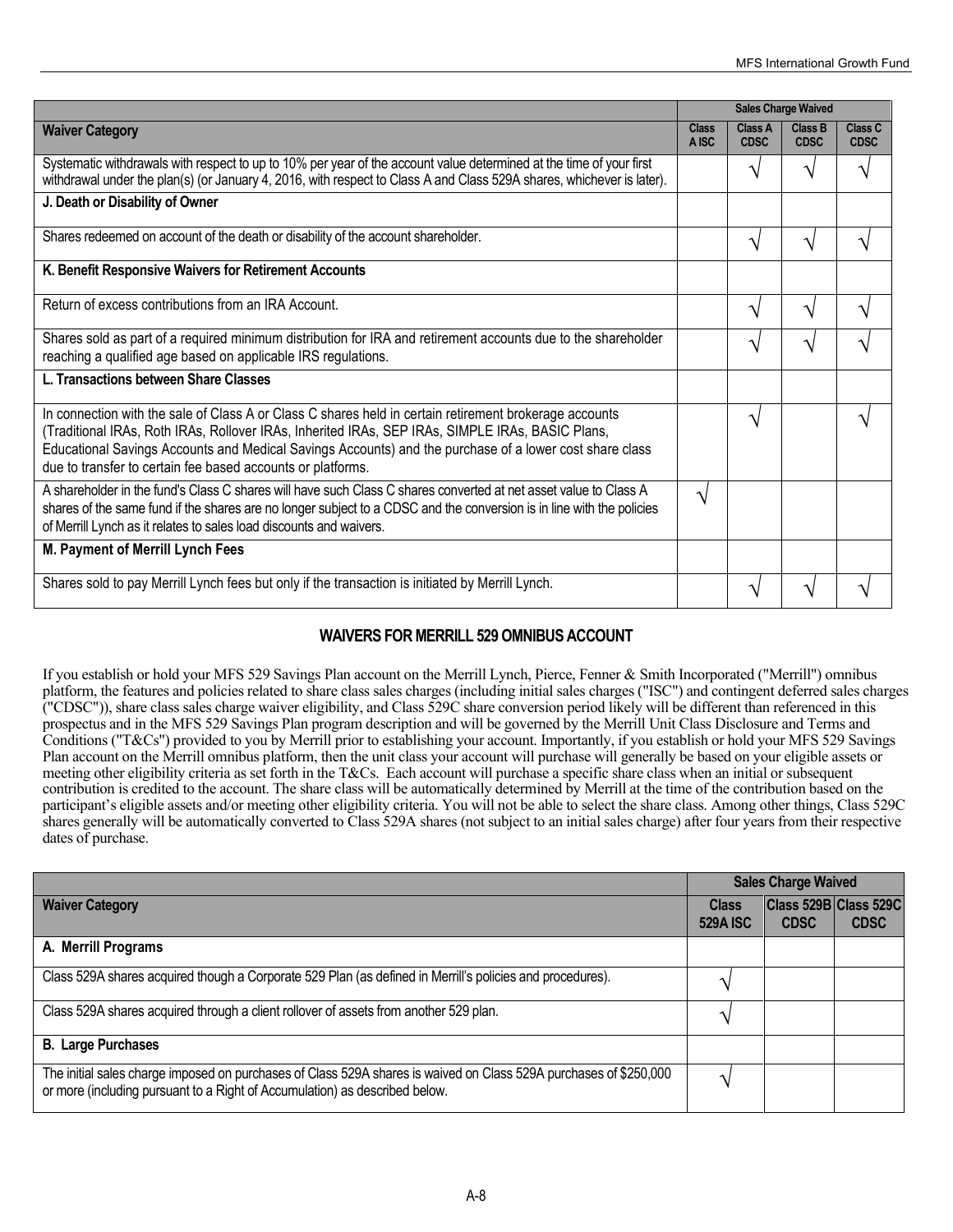| Waiver Category | Sales Charge Waived | | | |
|---|---|---|---|---|
| | Class A ISC | Class A CDSC | Class B CDSC | Class C CDSC |
| Systematic withdrawals with respect to up to 10% per year of the account value determined at the time of your first withdrawal under the plan(s) (or January 4, 2016, with respect to Class A and Class 529A shares, whichever is later). | | √ | √ | √ |
| **J. Death or Disability of Owner** | | | | |
| Shares redeemed on account of the death or disability of the account shareholder. | | √ | √ | √ |
| **K. Benefit Responsive Waivers for Retirement Accounts** | | | | |
| Return of excess contributions from an IRA Account. | | √ | √ | √ |
| Shares sold as part of a required minimum distribution for IRA and retirement accounts due to the shareholder reaching a qualified age based on applicable IRS regulations. | | √ | √ | √ |
| **L. Transactions between Share Classes** | | | | |
| In connection with the sale of Class A or Class C shares held in certain retirement brokerage accounts (Traditional IRAs, Roth IRAs, Rollover IRAs, Inherited IRAs, SEP IRAs, SIMPLE IRAs, BASIC Plans, Educational Savings Accounts and Medical Savings Accounts) and the purchase of a lower cost share class due to transfer to certain fee based accounts or platforms. | | √ | | √ |
| A shareholder in the fund's Class C shares will have such Class C shares converted at net asset value to Class A shares of the same fund if the shares are no longer subject to a CDSC and the conversion is in line with the policies of Merrill Lynch as it relates to sales load discounts and waivers. | √ | | | |
| **M. Payment of Merrill Lynch Fees** | | | | |
| Shares sold to pay Merrill Lynch fees but only if the transaction is initiated by Merrill Lynch. | | √ | √ | √ |

## WAIVERS FOR MERRILL 529 OMNIBUS ACCOUNT

If you establish or hold your MFS 529 Savings Plan account on the Merrill Lynch, Pierce, Fenner & Smith Incorporated ("Merrill") omnibus platform, the features and policies related to share class sales charges (including initial sales charges ("ISC") and contingent deferred sales charges ("CDSC")), share class sales charge waiver eligibility, and Class 529C share conversion period likely will be different than referenced in this prospectus and in the MFS 529 Savings Plan program description and will be governed by the Merrill Unit Class Disclosure and Terms and Conditions ("T&Cs") provided to you by Merrill prior to establishing your account. Importantly, if you establish or hold your MFS 529 Savings Plan account on the Merrill omnibus platform, then the unit class your account will purchase will generally be based on your eligible assets or meeting other eligibility criteria as set forth in the T&Cs. Each account will purchase a specific share class when an initial or subsequent contribution is credited to the account. The share class will be automatically determined by Merrill at the time of the contribution based on the participant's eligible assets and/or meeting other eligibility criteria. You will not be able to select the share class. Among other things, Class 529C shares generally will be automatically converted to Class 529A shares (not subject to an initial sales charge) after four years from their respective dates of purchase.

| Waiver Category | Sales Charge Waived | | |
|---|---|---|---|
| | Class 529A ISC | Class 529B CDSC | Class 529C CDSC |
| **A. Merrill Programs** | | | |
| Class 529A shares acquired though a Corporate 529 Plan (as defined in Merrill's policies and procedures). | √ | | |
| Class 529A shares acquired through a client rollover of assets from another 529 plan. | √ | | |
| **B. Large Purchases** | | | |
| The initial sales charge imposed on purchases of Class 529A shares is waived on Class 529A purchases of $250,000 or more (including pursuant to a Right of Accumulation) as described below. | √ | | |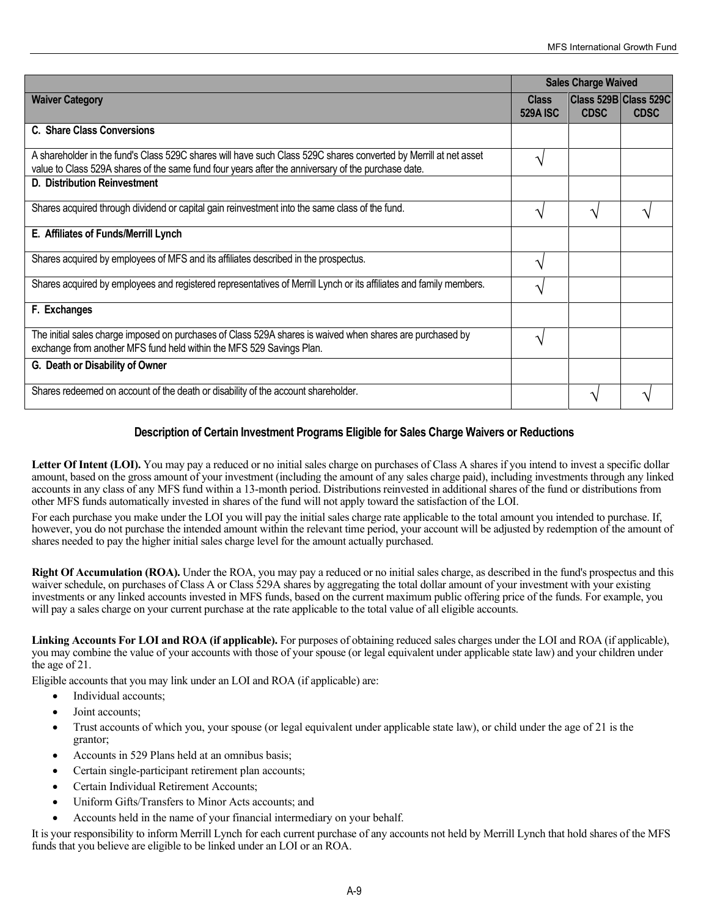| | Sales Charge Waived | | |
|---|---|---|---|
| **Waiver Category** | **Class 529A ISC** | **Class 529B CDSC** | **Class 529C CDSC** |
| **C. Share Class Conversions** | | | |
| A shareholder in the fund's Class 529C shares will have such Class 529C shares converted by Merrill at net asset value to Class 529A shares of the same fund four years after the anniversary of the purchase date. | √ | | |
| **D. Distribution Reinvestment** | | | |
| Shares acquired through dividend or capital gain reinvestment into the same class of the fund. | √ | √ | √ |
| **E. Affiliates of Funds/Merrill Lynch** | | | |
| Shares acquired by employees of MFS and its affiliates described in the prospectus. | √ | | |
| Shares acquired by employees and registered representatives of Merrill Lynch or its affiliates and family members. | √ | | |
| **F. Exchanges** | | | |
| The initial sales charge imposed on purchases of Class 529A shares is waived when shares are purchased by exchange from another MFS fund held within the MFS 529 Savings Plan. | √ | | |
| **G. Death or Disability of Owner** | | | |
| Shares redeemed on account of the death or disability of the account shareholder. | | √ | √ |

## Description of Certain Investment Programs Eligible for Sales Charge Waivers or Reductions

**Letter Of Intent (LOI).** You may pay a reduced or no initial sales charge on purchases of Class A shares if you intend to invest a specific dollar amount, based on the gross amount of your investment (including the amount of any sales charge paid), including investments through any linked accounts in any class of any MFS fund within a 13-month period. Distributions reinvested in additional shares of the fund or distributions from other MFS funds automatically invested in shares of the fund will not apply toward the satisfaction of the LOI.

For each purchase you make under the LOI you will pay the initial sales charge rate applicable to the total amount you intended to purchase. If, however, you do not purchase the intended amount within the relevant time period, your account will be adjusted by redemption of the amount of shares needed to pay the higher initial sales charge level for the amount actually purchased.

**Right Of Accumulation (ROA).** Under the ROA, you may pay a reduced or no initial sales charge, as described in the fund's prospectus and this waiver schedule, on purchases of Class A or Class 529A shares by aggregating the total dollar amount of your investment with your existing investments or any linked accounts invested in MFS funds, based on the current maximum public offering price of the funds. For example, you will pay a sales charge on your current purchase at the rate applicable to the total value of all eligible accounts.

**Linking Accounts For LOI and ROA (if applicable).** For purposes of obtaining reduced sales charges under the LOI and ROA (if applicable), you may combine the value of your accounts with those of your spouse (or legal equivalent under applicable state law) and your children under the age of 21.

Eligible accounts that you may link under an LOI and ROA (if applicable) are:

- Individual accounts;
- Joint accounts;
- Trust accounts of which you, your spouse (or legal equivalent under applicable state law), or child under the age of 21 is the grantor;
- Accounts in 529 Plans held at an omnibus basis;
- Certain single-participant retirement plan accounts;
- Certain Individual Retirement Accounts;
- Uniform Gifts/Transfers to Minor Acts accounts; and
- Accounts held in the name of your financial intermediary on your behalf.

It is your responsibility to inform Merrill Lynch for each current purchase of any accounts not held by Merrill Lynch that hold shares of the MFS funds that you believe are eligible to be linked under an LOI or an ROA.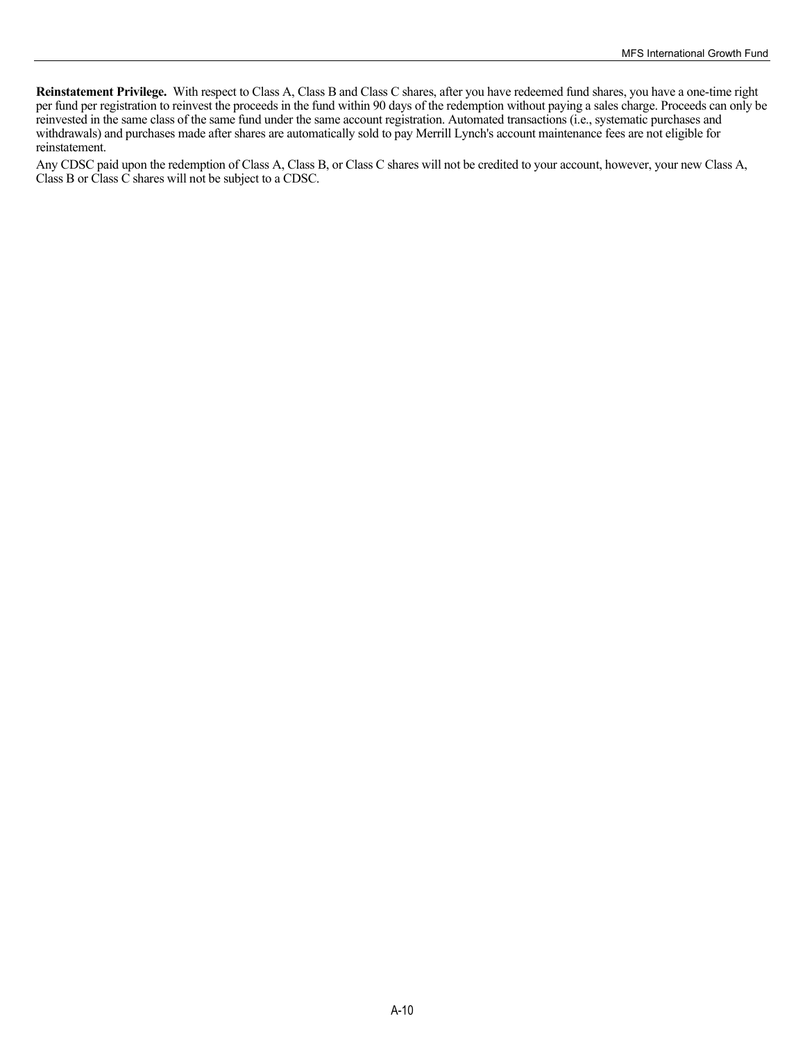**Reinstatement Privilege.** With respect to Class A, Class B and Class C shares, after you have redeemed fund shares, you have a one-time right per fund per registration to reinvest the proceeds in the fund within 90 days of the redemption without paying a sales charge. Proceeds can only be reinvested in the same class of the same fund under the same account registration. Automated transactions (i.e., systematic purchases and withdrawals) and purchases made after shares are automatically sold to pay Merrill Lynch's account maintenance fees are not eligible for reinstatement.

Any CDSC paid upon the redemption of Class A, Class B, or Class C shares will not be credited to your account, however, your new Class A, Class B or Class C shares will not be subject to a CDSC.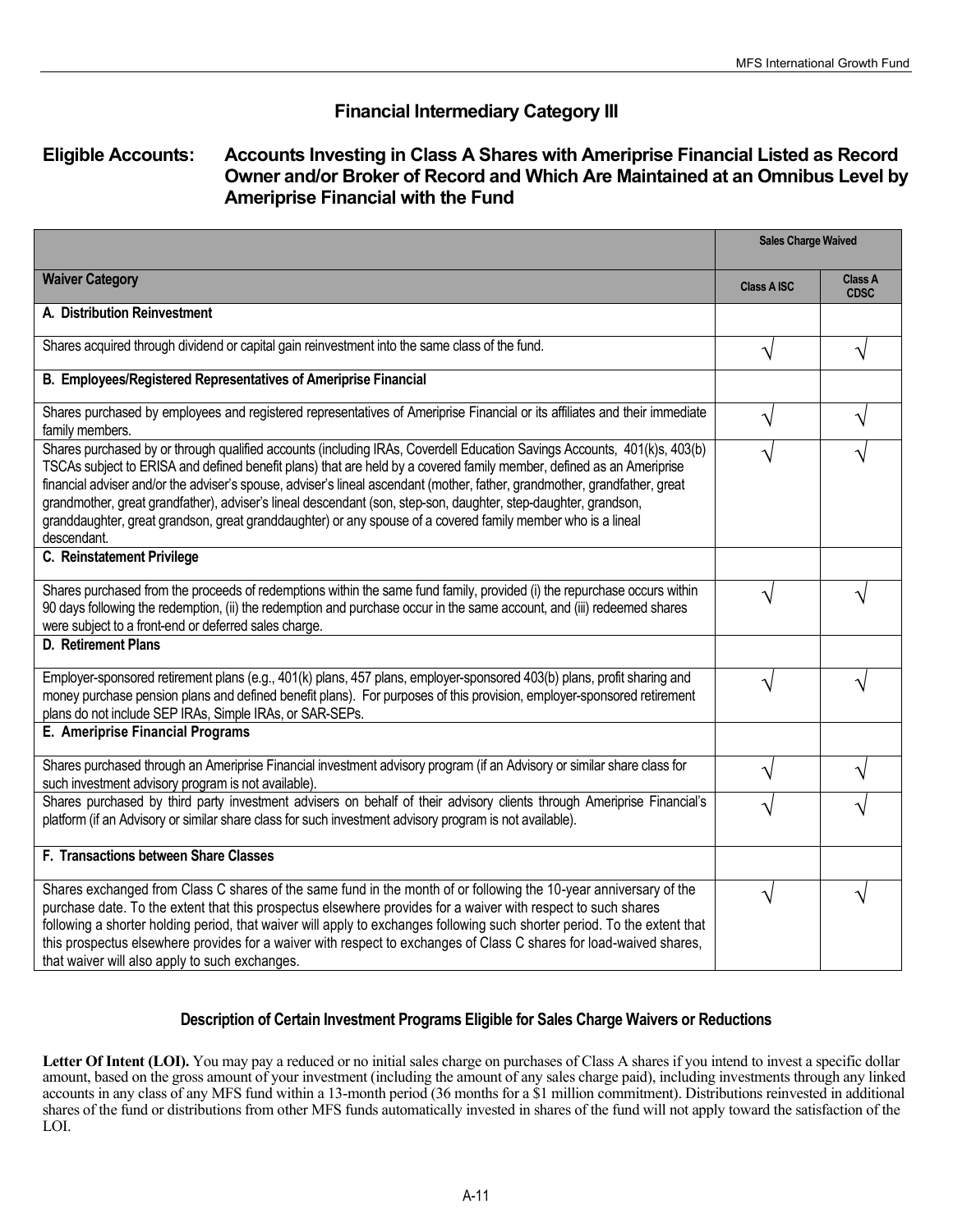## Financial Intermediary Category III

### Eligible Accounts: Accounts Investing in Class A Shares with Ameriprise Financial Listed as Record Owner and/or Broker of Record and Which Are Maintained at an Omnibus Level by Ameriprise Financial with the Fund

| | Sales Charge Waived | |
|---|---|---|
| **Waiver Category** | **Class A ISC** | **Class A CDSC** |
| **A. Distribution Reinvestment** | | |
| Shares acquired through dividend or capital gain reinvestment into the same class of the fund. | √ | √ |
| **B. Employees/Registered Representatives of Ameriprise Financial** | | |
| Shares purchased by employees and registered representatives of Ameriprise Financial or its affiliates and their immediate family members. | √ | √ |
| Shares purchased by or through qualified accounts (including IRAs, Coverdell Education Savings Accounts, 401(k)s, 403(b) TSCAs subject to ERISA and defined benefit plans) that are held by a covered family member, defined as an Ameriprise financial adviser and/or the adviser's spouse, adviser's lineal ascendant (mother, father, grandmother, grandfather, great grandmother, great grandfather), adviser's lineal descendant (son, step-son, daughter, step-daughter, grandson, granddaughter, great grandson, great granddaughter) or any spouse of a covered family member who is a lineal descendant. | √ | √ |
| **C. Reinstatement Privilege** | | |
| Shares purchased from the proceeds of redemptions within the same fund family, provided (i) the repurchase occurs within 90 days following the redemption, (ii) the redemption and purchase occur in the same account, and (iii) redeemed shares were subject to a front-end or deferred sales charge. | √ | √ |
| **D. Retirement Plans** | | |
| Employer-sponsored retirement plans (e.g., 401(k) plans, 457 plans, employer-sponsored 403(b) plans, profit sharing and money purchase pension plans and defined benefit plans). For purposes of this provision, employer-sponsored retirement plans do not include SEP IRAs, Simple IRAs, or SAR-SEPs. | √ | √ |
| **E. Ameriprise Financial Programs** | | |
| Shares purchased through an Ameriprise Financial investment advisory program (if an Advisory or similar share class for such investment advisory program is not available). | √ | √ |
| Shares purchased by third party investment advisers on behalf of their advisory clients through Ameriprise Financial's platform (if an Advisory or similar share class for such investment advisory program is not available). | √ | √ |
| **F. Transactions between Share Classes** | | |
| Shares exchanged from Class C shares of the same fund in the month of or following the 10-year anniversary of the purchase date. To the extent that this prospectus elsewhere provides for a waiver with respect to such shares following a shorter holding period, that waiver will apply to exchanges following such shorter period. To the extent that this prospectus elsewhere provides for a waiver with respect to exchanges of Class C shares for load-waived shares, that waiver will also apply to such exchanges. | √ | √ |

### Description of Certain Investment Programs Eligible for Sales Charge Waivers or Reductions

**Letter Of Intent (LOI).** You may pay a reduced or no initial sales charge on purchases of Class A shares if you intend to invest a specific dollar amount, based on the gross amount of your investment (including the amount of any sales charge paid), including investments through any linked accounts in any class of any MFS fund within a 13-month period (36 months for a $1 million commitment). Distributions reinvested in additional shares of the fund or distributions from other MFS funds automatically invested in shares of the fund will not apply toward the satisfaction of the LOI.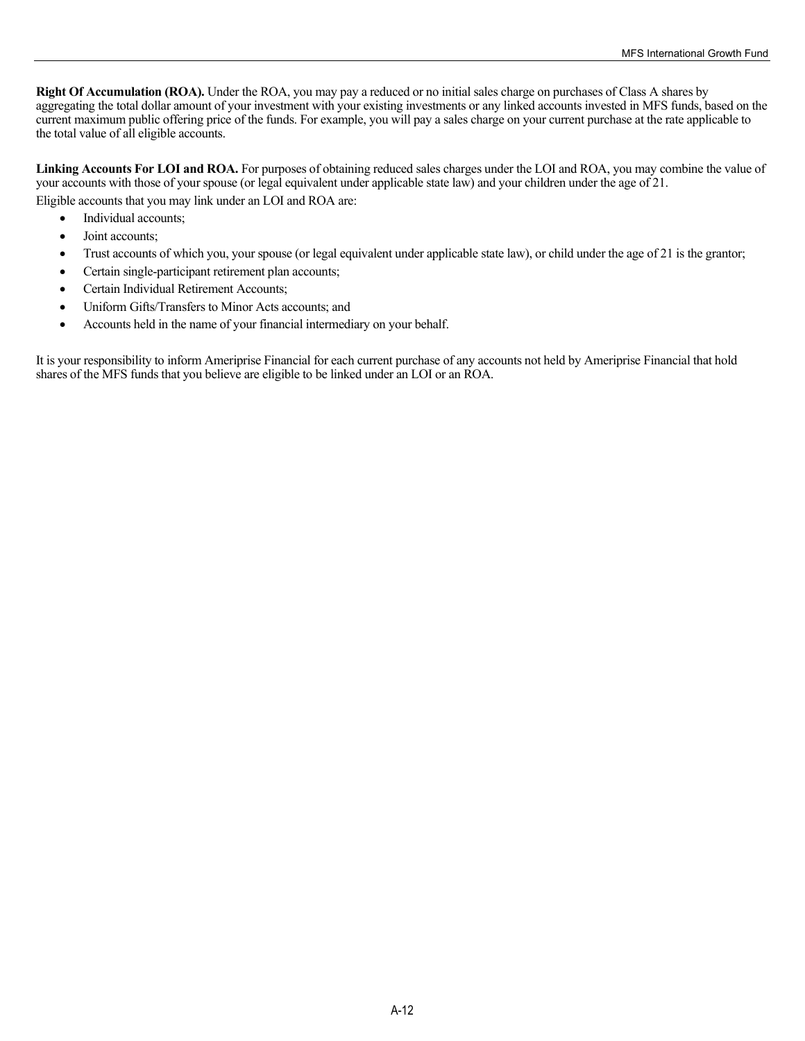**Right Of Accumulation (ROA).** Under the ROA, you may pay a reduced or no initial sales charge on purchases of Class A shares by aggregating the total dollar amount of your investment with your existing investments or any linked accounts invested in MFS funds, based on the current maximum public offering price of the funds. For example, you will pay a sales charge on your current purchase at the rate applicable to the total value of all eligible accounts.

**Linking Accounts For LOI and ROA.** For purposes of obtaining reduced sales charges under the LOI and ROA, you may combine the value of your accounts with those of your spouse (or legal equivalent under applicable state law) and your children under the age of 21.

Eligible accounts that you may link under an LOI and ROA are:

- Individual accounts;
- Joint accounts;
- Trust accounts of which you, your spouse (or legal equivalent under applicable state law), or child under the age of 21 is the grantor;
- Certain single-participant retirement plan accounts;
- Certain Individual Retirement Accounts;
- Uniform Gifts/Transfers to Minor Acts accounts; and
- Accounts held in the name of your financial intermediary on your behalf.

It is your responsibility to inform Ameriprise Financial for each current purchase of any accounts not held by Ameriprise Financial that hold shares of the MFS funds that you believe are eligible to be linked under an LOI or an ROA.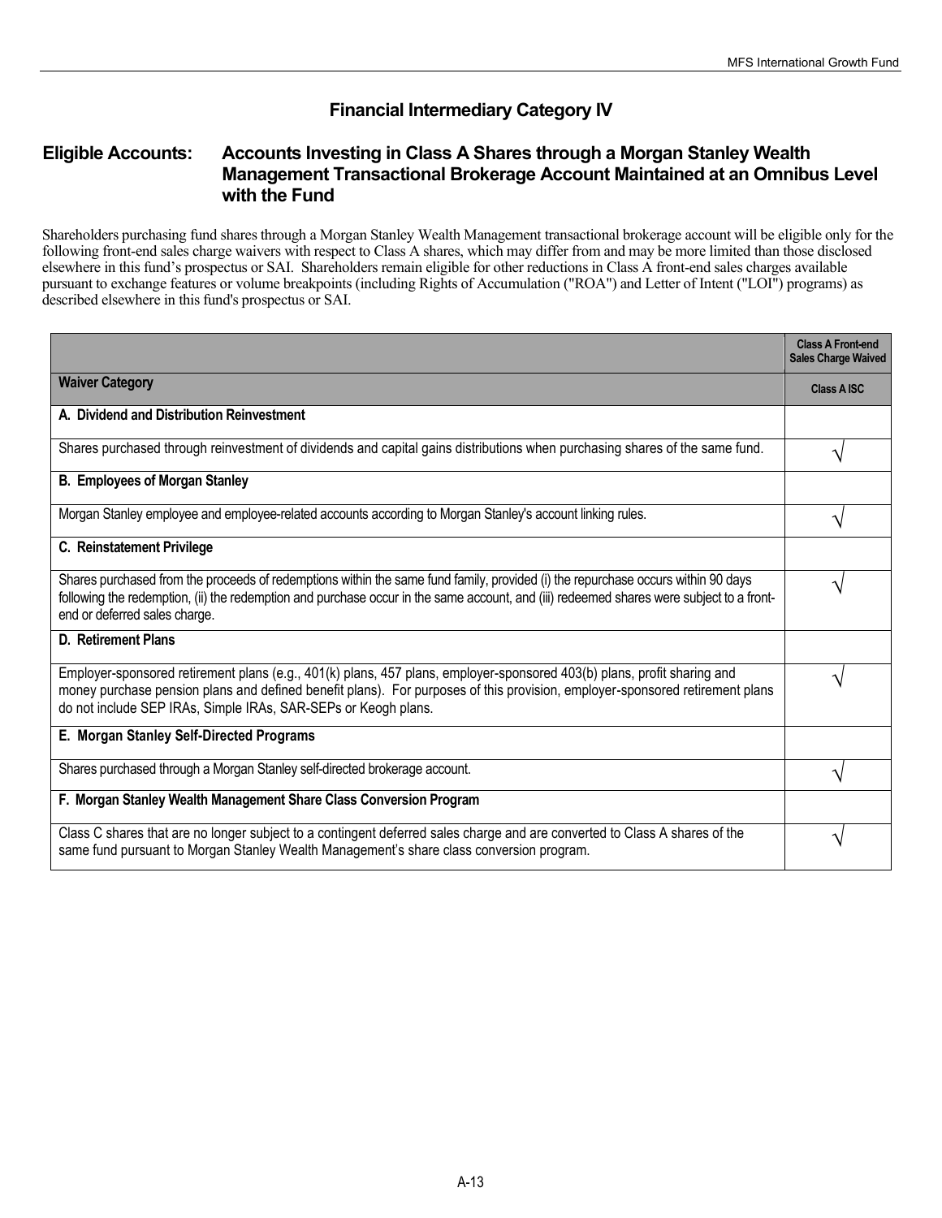## Financial Intermediary Category IV

### Eligible Accounts: Accounts Investing in Class A Shares through a Morgan Stanley Wealth Management Transactional Brokerage Account Maintained at an Omnibus Level with the Fund

Shareholders purchasing fund shares through a Morgan Stanley Wealth Management transactional brokerage account will be eligible only for the following front-end sales charge waivers with respect to Class A shares, which may differ from and may be more limited than those disclosed elsewhere in this fund's prospectus or SAI. Shareholders remain eligible for other reductions in Class A front-end sales charges available pursuant to exchange features or volume breakpoints (including Rights of Accumulation ("ROA") and Letter of Intent ("LOI") programs) as described elsewhere in this fund's prospectus or SAI.

| | Class A Front-end Sales Charge Waived |
|---|---|
| **Waiver Category** | **Class A ISC** |
| **A. Dividend and Distribution Reinvestment** | |
| Shares purchased through reinvestment of dividends and capital gains distributions when purchasing shares of the same fund. | √ |
| **B. Employees of Morgan Stanley** | |
| Morgan Stanley employee and employee-related accounts according to Morgan Stanley's account linking rules. | √ |
| **C. Reinstatement Privilege** | |
| Shares purchased from the proceeds of redemptions within the same fund family, provided (i) the repurchase occurs within 90 days following the redemption, (ii) the redemption and purchase occur in the same account, and (iii) redeemed shares were subject to a front-end or deferred sales charge. | √ |
| **D. Retirement Plans** | |
| Employer-sponsored retirement plans (e.g., 401(k) plans, 457 plans, employer-sponsored 403(b) plans, profit sharing and money purchase pension plans and defined benefit plans). For purposes of this provision, employer-sponsored retirement plans do not include SEP IRAs, Simple IRAs, SAR-SEPs or Keogh plans. | √ |
| **E. Morgan Stanley Self-Directed Programs** | |
| Shares purchased through a Morgan Stanley self-directed brokerage account. | √ |
| **F. Morgan Stanley Wealth Management Share Class Conversion Program** | |
| Class C shares that are no longer subject to a contingent deferred sales charge and are converted to Class A shares of the same fund pursuant to Morgan Stanley Wealth Management's share class conversion program. | √ |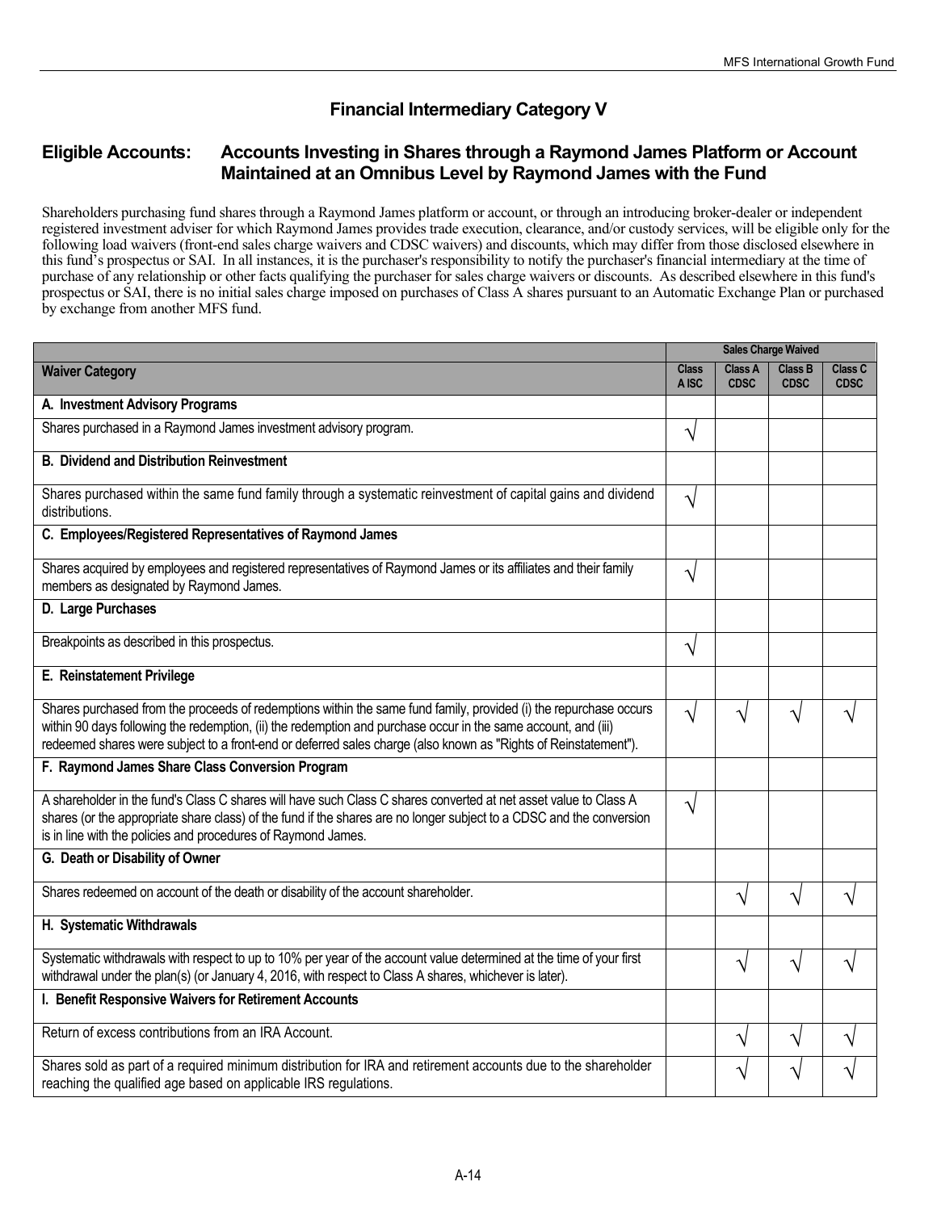## Financial Intermediary Category V

### Eligible Accounts: Accounts Investing in Shares through a Raymond James Platform or Account Maintained at an Omnibus Level by Raymond James with the Fund

Shareholders purchasing fund shares through a Raymond James platform or account, or through an introducing broker-dealer or independent registered investment adviser for which Raymond James provides trade execution, clearance, and/or custody services, will be eligible only for the following load waivers (front-end sales charge waivers and CDSC waivers) and discounts, which may differ from those disclosed elsewhere in this fund's prospectus or SAI. In all instances, it is the purchaser's responsibility to notify the purchaser's financial intermediary at the time of purchase of any relationship or other facts qualifying the purchaser for sales charge waivers or discounts. As described elsewhere in this fund's prospectus or SAI, there is no initial sales charge imposed on purchases of Class A shares pursuant to an Automatic Exchange Plan or purchased by exchange from another MFS fund.

| | Sales Charge Waived | | | |
|---|---|---|---|---|
| **Waiver Category** | **Class A ISC** | **Class A CDSC** | **Class B CDSC** | **Class C CDSC** |
| **A. Investment Advisory Programs** | | | | |
| Shares purchased in a Raymond James investment advisory program. | √ | | | |
| **B. Dividend and Distribution Reinvestment** | | | | |
| Shares purchased within the same fund family through a systematic reinvestment of capital gains and dividend distributions. | √ | | | |
| **C. Employees/Registered Representatives of Raymond James** | | | | |
| Shares acquired by employees and registered representatives of Raymond James or its affiliates and their family members as designated by Raymond James. | √ | | | |
| **D. Large Purchases** | | | | |
| Breakpoints as described in this prospectus. | √ | | | |
| **E. Reinstatement Privilege** | | | | |
| Shares purchased from the proceeds of redemptions within the same fund family, provided (i) the repurchase occurs within 90 days following the redemption, (ii) the redemption and purchase occur in the same account, and (iii) redeemed shares were subject to a front-end or deferred sales charge (also known as "Rights of Reinstatement"). | √ | √ | √ | √ |
| **F. Raymond James Share Class Conversion Program** | | | | |
| A shareholder in the fund's Class C shares will have such Class C shares converted at net asset value to Class A shares (or the appropriate share class) of the fund if the shares are no longer subject to a CDSC and the conversion is in line with the policies and procedures of Raymond James. | √ | | | |
| **G. Death or Disability of Owner** | | | | |
| Shares redeemed on account of the death or disability of the account shareholder. | | √ | √ | √ |
| **H. Systematic Withdrawals** | | | | |
| Systematic withdrawals with respect to up to 10% per year of the account value determined at the time of your first withdrawal under the plan(s) (or January 4, 2016, with respect to Class A shares, whichever is later). | | √ | √ | √ |
| **I. Benefit Responsive Waivers for Retirement Accounts** | | | | |
| Return of excess contributions from an IRA Account. | | √ | √ | √ |
| Shares sold as part of a required minimum distribution for IRA and retirement accounts due to the shareholder reaching the qualified age based on applicable IRS regulations. | | √ | √ | √ |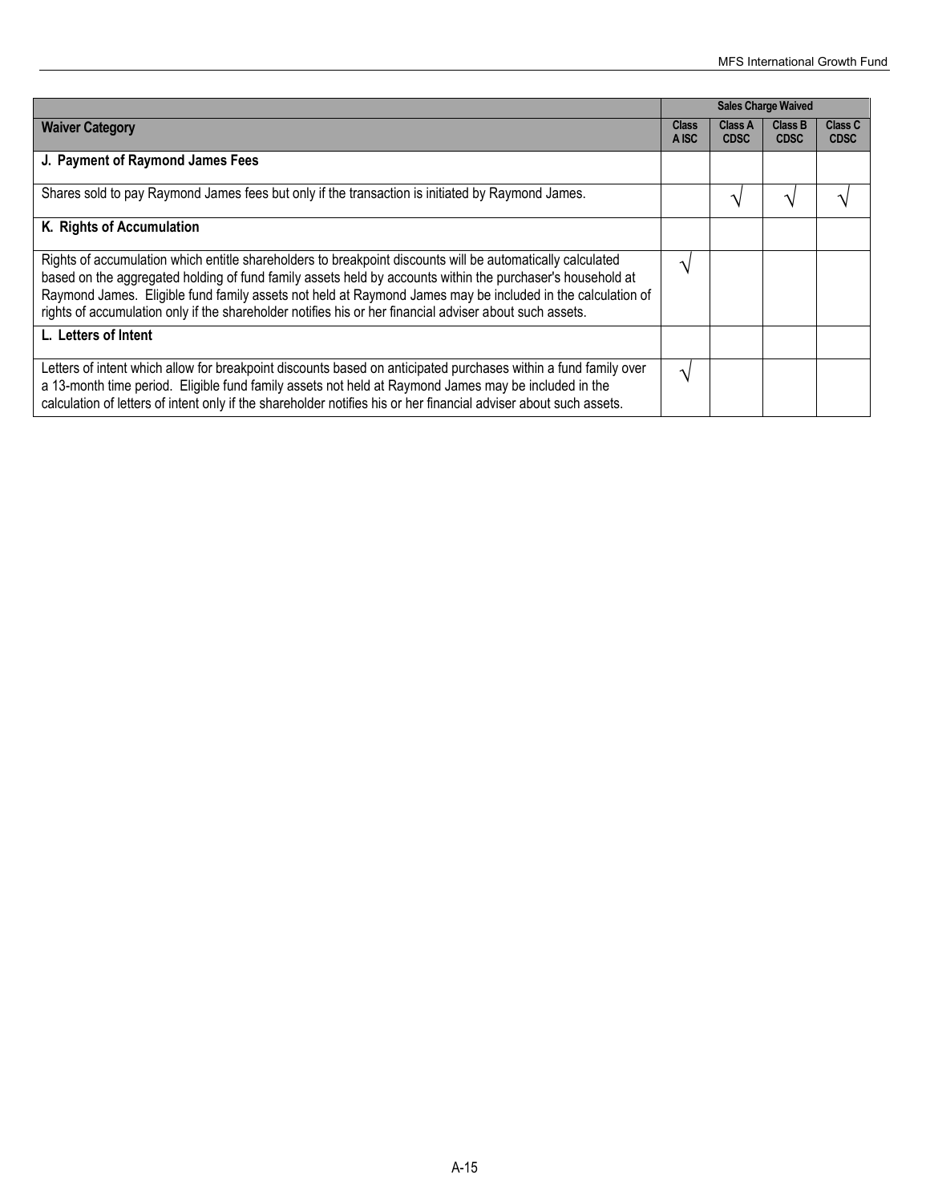| | Sales Charge Waived | | | |
|---|---|---|---|---|
| **Waiver Category** | **Class A ISC** | **Class A CDSC** | **Class B CDSC** | **Class C CDSC** |
| **J. Payment of Raymond James Fees** | | | | |
| Shares sold to pay Raymond James fees but only if the transaction is initiated by Raymond James. | | √ | √ | √ |
| **K. Rights of Accumulation** | | | | |
| Rights of accumulation which entitle shareholders to breakpoint discounts will be automatically calculated based on the aggregated holding of fund family assets held by accounts within the purchaser's household at Raymond James. Eligible fund family assets not held at Raymond James may be included in the calculation of rights of accumulation only if the shareholder notifies his or her financial adviser about such assets. | √ | | | |
| **L. Letters of Intent** | | | | |
| Letters of intent which allow for breakpoint discounts based on anticipated purchases within a fund family over a 13-month time period. Eligible fund family assets not held at Raymond James may be included in the calculation of letters of intent only if the shareholder notifies his or her financial adviser about such assets. | √ | | | |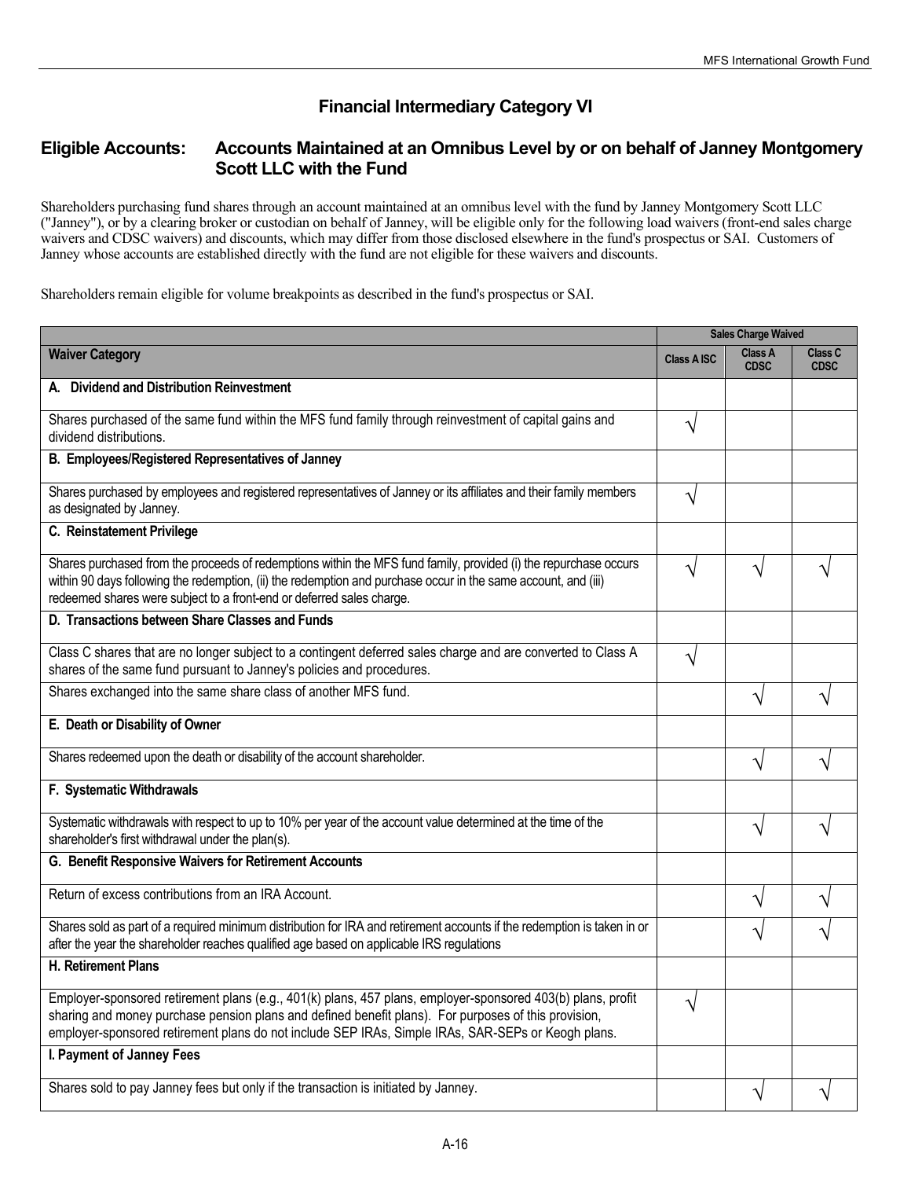## Financial Intermediary Category VI

### Eligible Accounts: Accounts Maintained at an Omnibus Level by or on behalf of Janney Montgomery Scott LLC with the Fund

Shareholders purchasing fund shares through an account maintained at an omnibus level with the fund by Janney Montgomery Scott LLC ("Janney"), or by a clearing broker or custodian on behalf of Janney, will be eligible only for the following load waivers (front-end sales charge waivers and CDSC waivers) and discounts, which may differ from those disclosed elsewhere in the fund's prospectus or SAI. Customers of Janney whose accounts are established directly with the fund are not eligible for these waivers and discounts.

Shareholders remain eligible for volume breakpoints as described in the fund's prospectus or SAI.

| | Sales Charge Waived | | |
|---|---|---|---|
| **Waiver Category** | **Class A ISC** | **Class A CDSC** | **Class C CDSC** |
| **A. Dividend and Distribution Reinvestment** | | | |
| Shares purchased of the same fund within the MFS fund family through reinvestment of capital gains and dividend distributions. | √ | | |
| **B. Employees/Registered Representatives of Janney** | | | |
| Shares purchased by employees and registered representatives of Janney or its affiliates and their family members as designated by Janney. | √ | | |
| **C. Reinstatement Privilege** | | | |
| Shares purchased from the proceeds of redemptions within the MFS fund family, provided (i) the repurchase occurs within 90 days following the redemption, (ii) the redemption and purchase occur in the same account, and (iii) redeemed shares were subject to a front-end or deferred sales charge. | √ | √ | √ |
| **D. Transactions between Share Classes and Funds** | | | |
| Class C shares that are no longer subject to a contingent deferred sales charge and are converted to Class A shares of the same fund pursuant to Janney's policies and procedures. | √ | | |
| Shares exchanged into the same share class of another MFS fund. | | √ | √ |
| **E. Death or Disability of Owner** | | | |
| Shares redeemed upon the death or disability of the account shareholder. | | √ | √ |
| **F. Systematic Withdrawals** | | | |
| Systematic withdrawals with respect to up to 10% per year of the account value determined at the time of the shareholder's first withdrawal under the plan(s). | | √ | √ |
| **G. Benefit Responsive Waivers for Retirement Accounts** | | | |
| Return of excess contributions from an IRA Account. | | √ | √ |
| Shares sold as part of a required minimum distribution for IRA and retirement accounts if the redemption is taken in or after the year the shareholder reaches qualified age based on applicable IRS regulations | | √ | √ |
| **H. Retirement Plans** | | | |
| Employer-sponsored retirement plans (e.g., 401(k) plans, 457 plans, employer-sponsored 403(b) plans, profit sharing and money purchase pension plans and defined benefit plans). For purposes of this provision, employer-sponsored retirement plans do not include SEP IRAs, Simple IRAs, SAR-SEPs or Keogh plans. | √ | | |
| **I. Payment of Janney Fees** | | | |
| Shares sold to pay Janney fees but only if the transaction is initiated by Janney. | | √ | √ |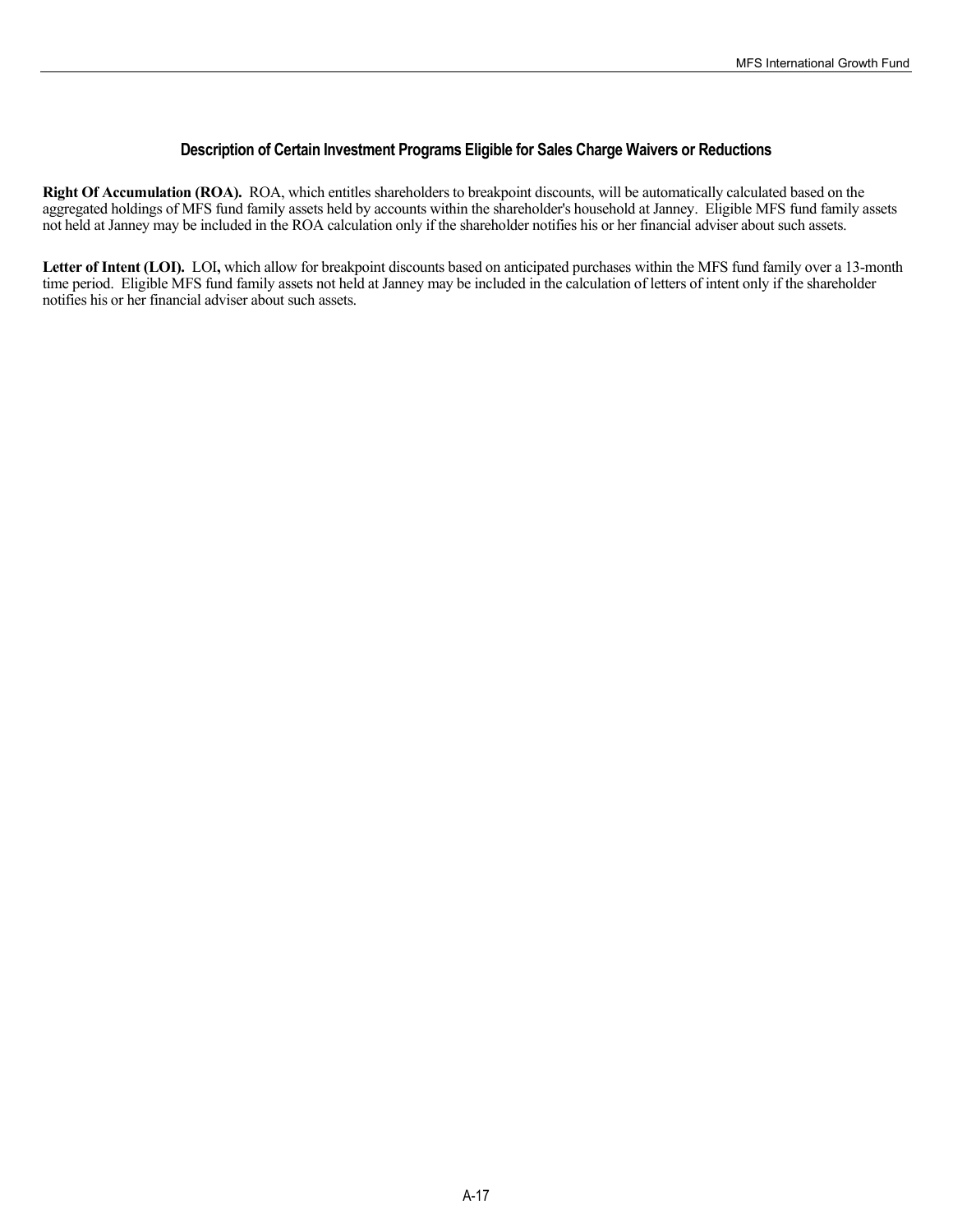### Description of Certain Investment Programs Eligible for Sales Charge Waivers or Reductions

**Right Of Accumulation (ROA).** ROA, which entitles shareholders to breakpoint discounts, will be automatically calculated based on the aggregated holdings of MFS fund family assets held by accounts within the shareholder's household at Janney. Eligible MFS fund family assets not held at Janney may be included in the ROA calculation only if the shareholder notifies his or her financial adviser about such assets.

**Letter of Intent (LOI).** LOI**,** which allow for breakpoint discounts based on anticipated purchases within the MFS fund family over a 13-month time period. Eligible MFS fund family assets not held at Janney may be included in the calculation of letters of intent only if the shareholder notifies his or her financial adviser about such assets.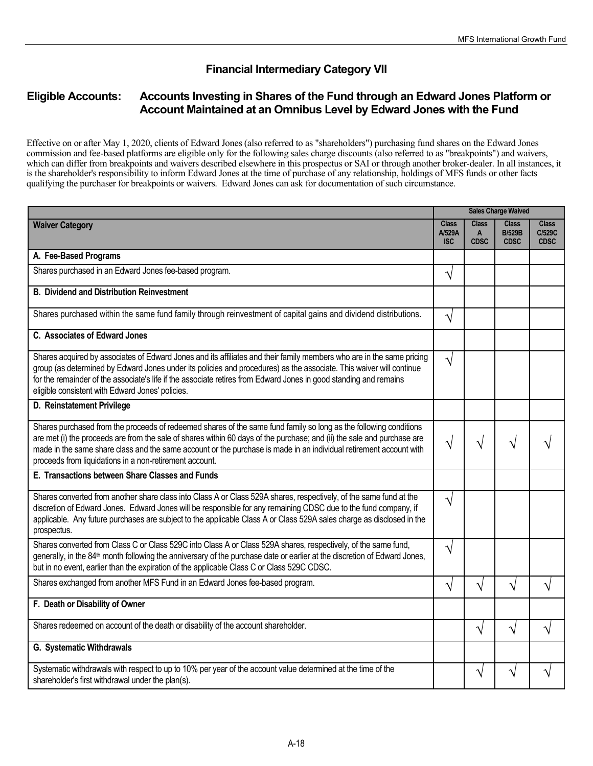## Financial Intermediary Category VII

### Eligible Accounts: Accounts Investing in Shares of the Fund through an Edward Jones Platform or Account Maintained at an Omnibus Level by Edward Jones with the Fund

Effective on or after May 1, 2020, clients of Edward Jones (also referred to as "shareholders") purchasing fund shares on the Edward Jones commission and fee-based platforms are eligible only for the following sales charge discounts (also referred to as "breakpoints") and waivers, which can differ from breakpoints and waivers described elsewhere in this prospectus or SAI or through another broker-dealer. In all instances, it is the shareholder's responsibility to inform Edward Jones at the time of purchase of any relationship, holdings of MFS funds or other facts qualifying the purchaser for breakpoints or waivers. Edward Jones can ask for documentation of such circumstance.

| | Sales Charge Waived | | | |
|---|---|---|---|---|
| **Waiver Category** | **Class A/529A ISC** | **Class A CDSC** | **Class B/529B CDSC** | **Class C/529C CDSC** |
| **A. Fee-Based Programs** | | | | |
| Shares purchased in an Edward Jones fee-based program. | √ | | | |
| **B. Dividend and Distribution Reinvestment** | | | | |
| Shares purchased within the same fund family through reinvestment of capital gains and dividend distributions. | √ | | | |
| **C. Associates of Edward Jones** | | | | |
| Shares acquired by associates of Edward Jones and its affiliates and their family members who are in the same pricing group (as determined by Edward Jones under its policies and procedures) as the associate. This waiver will continue for the remainder of the associate's life if the associate retires from Edward Jones in good standing and remains eligible consistent with Edward Jones' policies. | √ | | | |
| **D. Reinstatement Privilege** | | | | |
| Shares purchased from the proceeds of redeemed shares of the same fund family so long as the following conditions are met (i) the proceeds are from the sale of shares within 60 days of the purchase; and (ii) the sale and purchase are made in the same share class and the same account or the purchase is made in an individual retirement account with proceeds from liquidations in a non-retirement account. | √ | √ | √ | √ |
| **E. Transactions between Share Classes and Funds** | | | | |
| Shares converted from another share class into Class A or Class 529A shares, respectively, of the same fund at the discretion of Edward Jones. Edward Jones will be responsible for any remaining CDSC due to the fund company, if applicable. Any future purchases are subject to the applicable Class A or Class 529A sales charge as disclosed in the prospectus. | √ | | | |
| Shares converted from Class C or Class 529C into Class A or Class 529A shares, respectively, of the same fund, generally, in the 84th month following the anniversary of the purchase date or earlier at the discretion of Edward Jones, but in no event, earlier than the expiration of the applicable Class C or Class 529C CDSC. | √ | | | |
| Shares exchanged from another MFS Fund in an Edward Jones fee-based program. | √ | √ | √ | √ |
| **F. Death or Disability of Owner** | | | | |
| Shares redeemed on account of the death or disability of the account shareholder. | | √ | √ | √ |
| **G. Systematic Withdrawals** | | | | |
| Systematic withdrawals with respect to up to 10% per year of the account value determined at the time of the shareholder's first withdrawal under the plan(s). | | √ | √ | √ |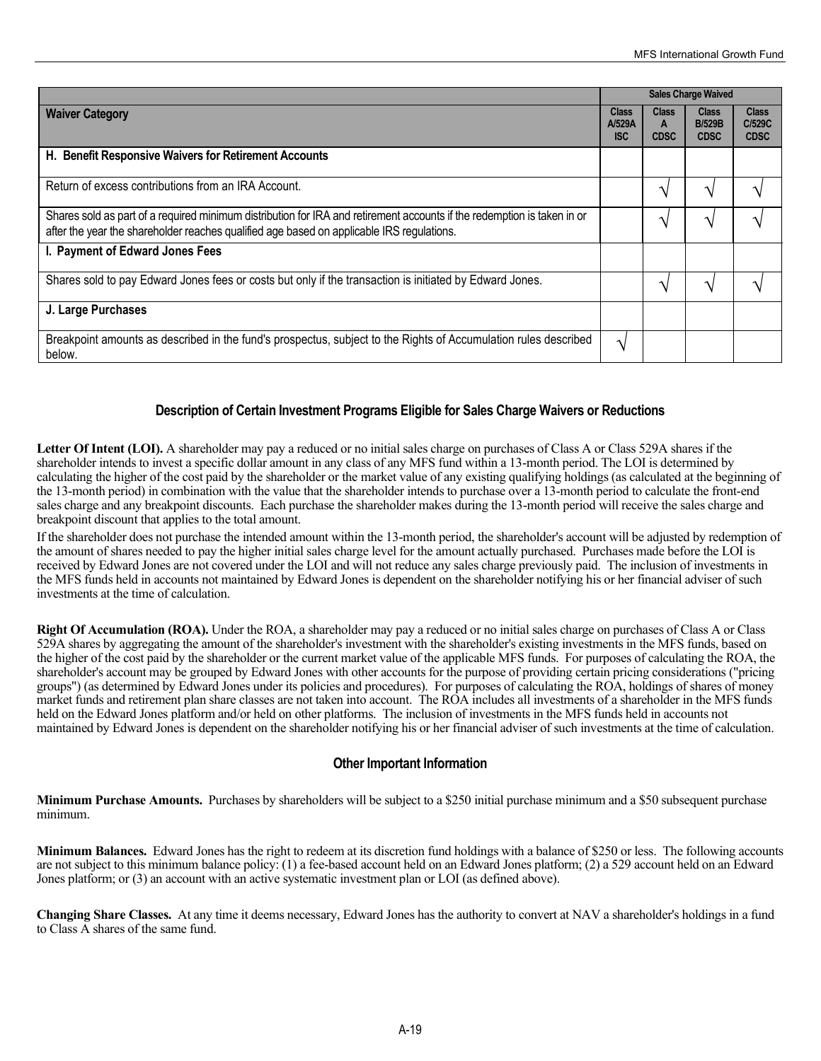| Waiver Category | Sales Charge Waived | | | |
|---|---|---|---|---|
| | Class A/529A ISC | Class A CDSC | Class B/529B CDSC | Class C/529C CDSC |
| **H. Benefit Responsive Waivers for Retirement Accounts** | | | | |
| Return of excess contributions from an IRA Account. | | √ | √ | √ |
| Shares sold as part of a required minimum distribution for IRA and retirement accounts if the redemption is taken in or after the year the shareholder reaches qualified age based on applicable IRS regulations. | | √ | √ | √ |
| **I. Payment of Edward Jones Fees** | | | | |
| Shares sold to pay Edward Jones fees or costs but only if the transaction is initiated by Edward Jones. | | √ | √ | √ |
| **J. Large Purchases** | | | | |
| Breakpoint amounts as described in the fund's prospectus, subject to the Rights of Accumulation rules described below. | √ | | | |

## Description of Certain Investment Programs Eligible for Sales Charge Waivers or Reductions

**Letter Of Intent (LOI).** A shareholder may pay a reduced or no initial sales charge on purchases of Class A or Class 529A shares if the shareholder intends to invest a specific dollar amount in any class of any MFS fund within a 13-month period. The LOI is determined by calculating the higher of the cost paid by the shareholder or the market value of any existing qualifying holdings (as calculated at the beginning of the 13-month period) in combination with the value that the shareholder intends to purchase over a 13-month period to calculate the front-end sales charge and any breakpoint discounts. Each purchase the shareholder makes during the 13-month period will receive the sales charge and breakpoint discount that applies to the total amount.

If the shareholder does not purchase the intended amount within the 13-month period, the shareholder's account will be adjusted by redemption of the amount of shares needed to pay the higher initial sales charge level for the amount actually purchased. Purchases made before the LOI is received by Edward Jones are not covered under the LOI and will not reduce any sales charge previously paid. The inclusion of investments in the MFS funds held in accounts not maintained by Edward Jones is dependent on the shareholder notifying his or her financial adviser of such investments at the time of calculation.

**Right Of Accumulation (ROA).** Under the ROA, a shareholder may pay a reduced or no initial sales charge on purchases of Class A or Class 529A shares by aggregating the amount of the shareholder's investment with the shareholder's existing investments in the MFS funds, based on the higher of the cost paid by the shareholder or the current market value of the applicable MFS funds. For purposes of calculating the ROA, the shareholder's account may be grouped by Edward Jones with other accounts for the purpose of providing certain pricing considerations ("pricing groups") (as determined by Edward Jones under its policies and procedures). For purposes of calculating the ROA, holdings of shares of money market funds and retirement plan share classes are not taken into account. The ROA includes all investments of a shareholder in the MFS funds held on the Edward Jones platform and/or held on other platforms. The inclusion of investments in the MFS funds held in accounts not maintained by Edward Jones is dependent on the shareholder notifying his or her financial adviser of such investments at the time of calculation.

## Other Important Information

**Minimum Purchase Amounts.** Purchases by shareholders will be subject to a $250 initial purchase minimum and a $50 subsequent purchase minimum.

**Minimum Balances.** Edward Jones has the right to redeem at its discretion fund holdings with a balance of $250 or less. The following accounts are not subject to this minimum balance policy: (1) a fee-based account held on an Edward Jones platform; (2) a 529 account held on an Edward Jones platform; or (3) an account with an active systematic investment plan or LOI (as defined above).

**Changing Share Classes.** At any time it deems necessary, Edward Jones has the authority to convert at NAV a shareholder's holdings in a fund to Class A shares of the same fund.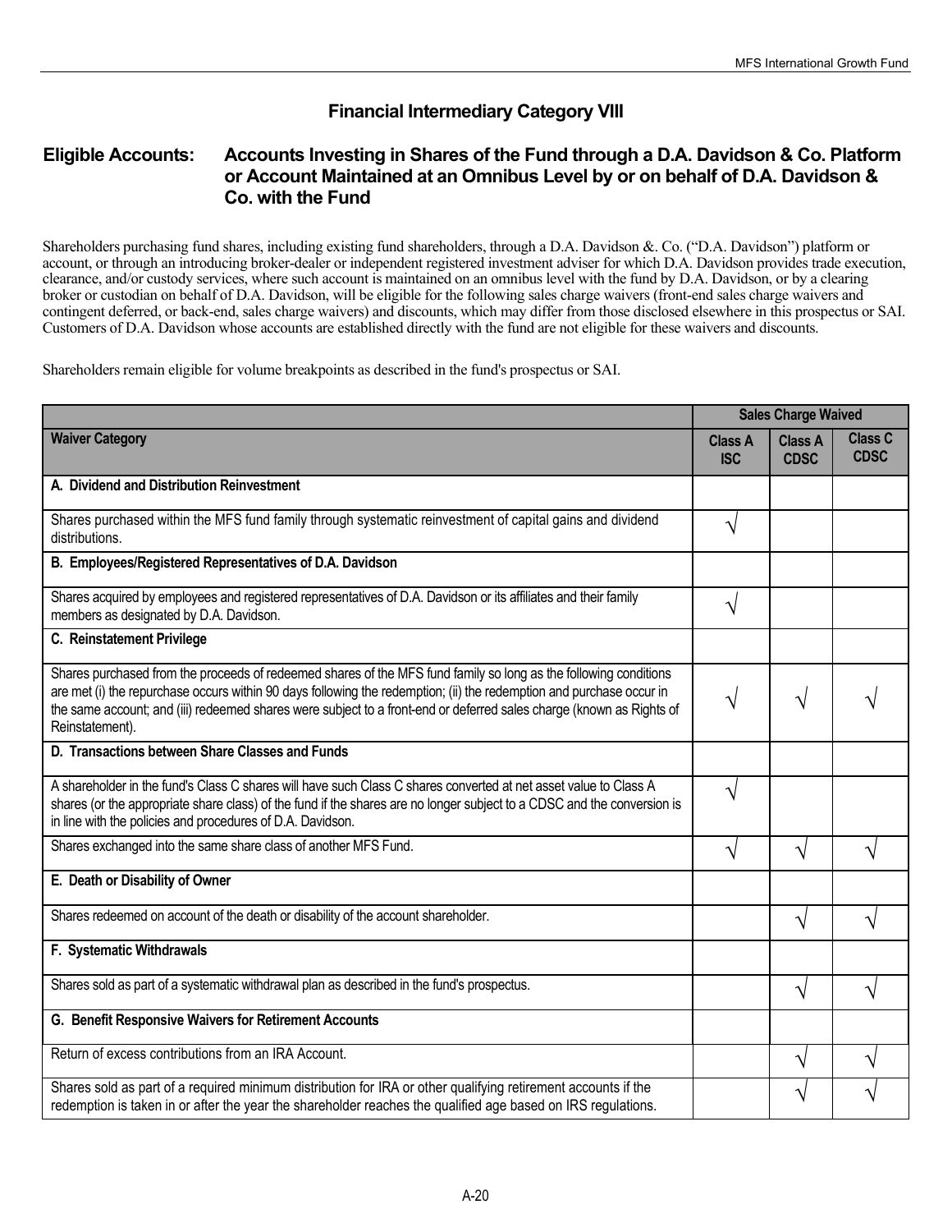## Financial Intermediary Category VIII

### Eligible Accounts: Accounts Investing in Shares of the Fund through a D.A. Davidson & Co. Platform or Account Maintained at an Omnibus Level by or on behalf of D.A. Davidson & Co. with the Fund

Shareholders purchasing fund shares, including existing fund shareholders, through a D.A. Davidson &. Co. ("D.A. Davidson") platform or account, or through an introducing broker-dealer or independent registered investment adviser for which D.A. Davidson provides trade execution, clearance, and/or custody services, where such account is maintained on an omnibus level with the fund by D.A. Davidson, or by a clearing broker or custodian on behalf of D.A. Davidson, will be eligible for the following sales charge waivers (front-end sales charge waivers and contingent deferred, or back-end, sales charge waivers) and discounts, which may differ from those disclosed elsewhere in this prospectus or SAI. Customers of D.A. Davidson whose accounts are established directly with the fund are not eligible for these waivers and discounts.

Shareholders remain eligible for volume breakpoints as described in the fund's prospectus or SAI.

| | Sales Charge Waived | | |
|---|---|---|---|
| **Waiver Category** | **Class A ISC** | **Class A CDSC** | **Class C CDSC** |
| **A. Dividend and Distribution Reinvestment** | | | |
| Shares purchased within the MFS fund family through systematic reinvestment of capital gains and dividend distributions. | √ | | |
| **B. Employees/Registered Representatives of D.A. Davidson** | | | |
| Shares acquired by employees and registered representatives of D.A. Davidson or its affiliates and their family members as designated by D.A. Davidson. | √ | | |
| **C. Reinstatement Privilege** | | | |
| Shares purchased from the proceeds of redeemed shares of the MFS fund family so long as the following conditions are met (i) the repurchase occurs within 90 days following the redemption; (ii) the redemption and purchase occur in the same account; and (iii) redeemed shares were subject to a front-end or deferred sales charge (known as Rights of Reinstatement). | √ | √ | √ |
| **D. Transactions between Share Classes and Funds** | | | |
| A shareholder in the fund's Class C shares will have such Class C shares converted at net asset value to Class A shares (or the appropriate share class) of the fund if the shares are no longer subject to a CDSC and the conversion is in line with the policies and procedures of D.A. Davidson. | √ | | |
| Shares exchanged into the same share class of another MFS Fund. | √ | √ | √ |
| **E. Death or Disability of Owner** | | | |
| Shares redeemed on account of the death or disability of the account shareholder. | | √ | √ |
| **F. Systematic Withdrawals** | | | |
| Shares sold as part of a systematic withdrawal plan as described in the fund's prospectus. | | √ | √ |
| **G. Benefit Responsive Waivers for Retirement Accounts** | | | |
| Return of excess contributions from an IRA Account. | | √ | √ |
| Shares sold as part of a required minimum distribution for IRA or other qualifying retirement accounts if the redemption is taken in or after the year the shareholder reaches the qualified age based on IRS regulations. | | √ | √ |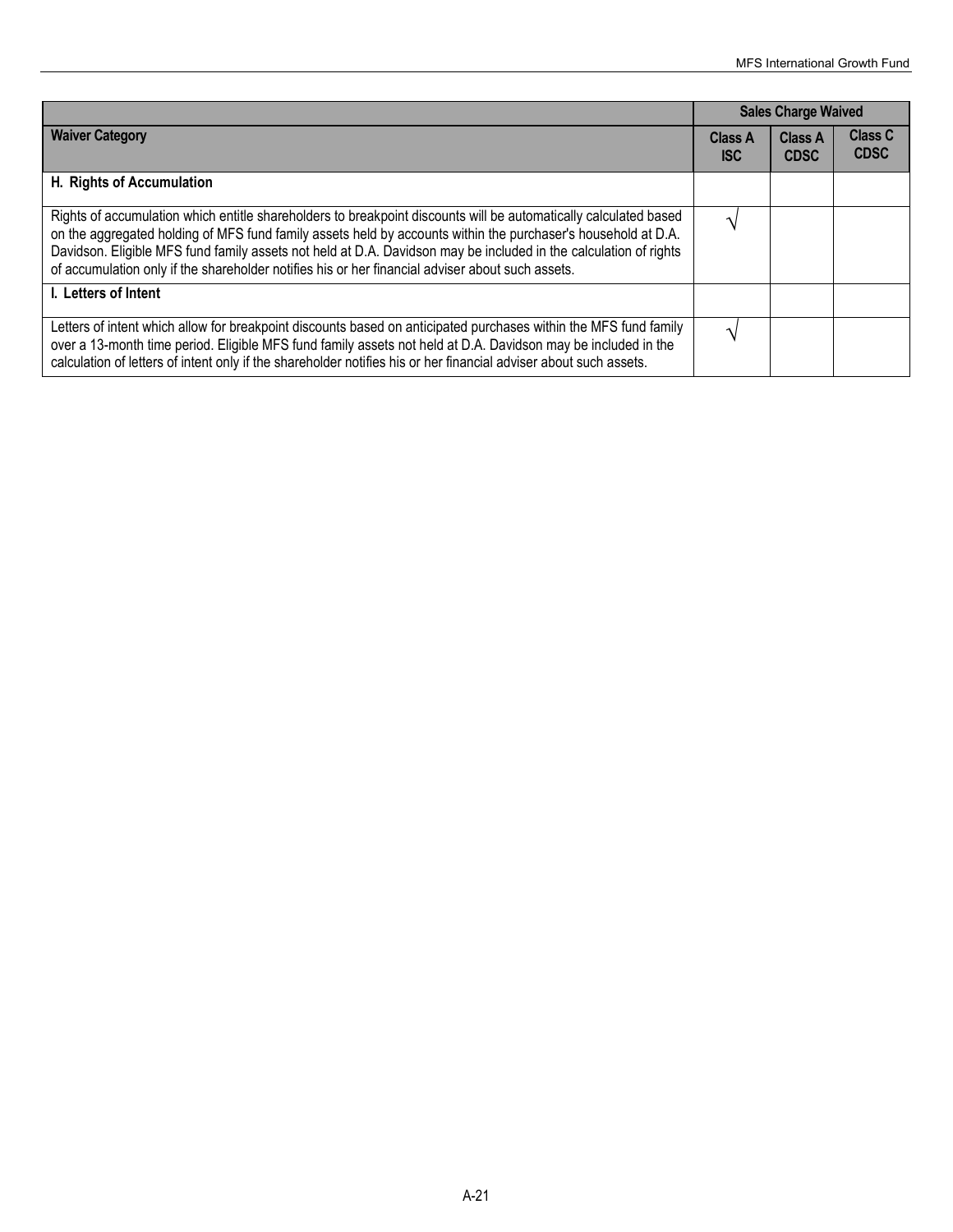| | Sales Charge Waived | | |
|---|---|---|---|
| **Waiver Category** | **Class A ISC** | **Class A CDSC** | **Class C CDSC** |
| **H. Rights of Accumulation** | | | |
| Rights of accumulation which entitle shareholders to breakpoint discounts will be automatically calculated based on the aggregated holding of MFS fund family assets held by accounts within the purchaser's household at D.A. Davidson. Eligible MFS fund family assets not held at D.A. Davidson may be included in the calculation of rights of accumulation only if the shareholder notifies his or her financial adviser about such assets. | √ | | |
| **I. Letters of Intent** | | | |
| Letters of intent which allow for breakpoint discounts based on anticipated purchases within the MFS fund family over a 13-month time period. Eligible MFS fund family assets not held at D.A. Davidson may be included in the calculation of letters of intent only if the shareholder notifies his or her financial adviser about such assets. | √ | | |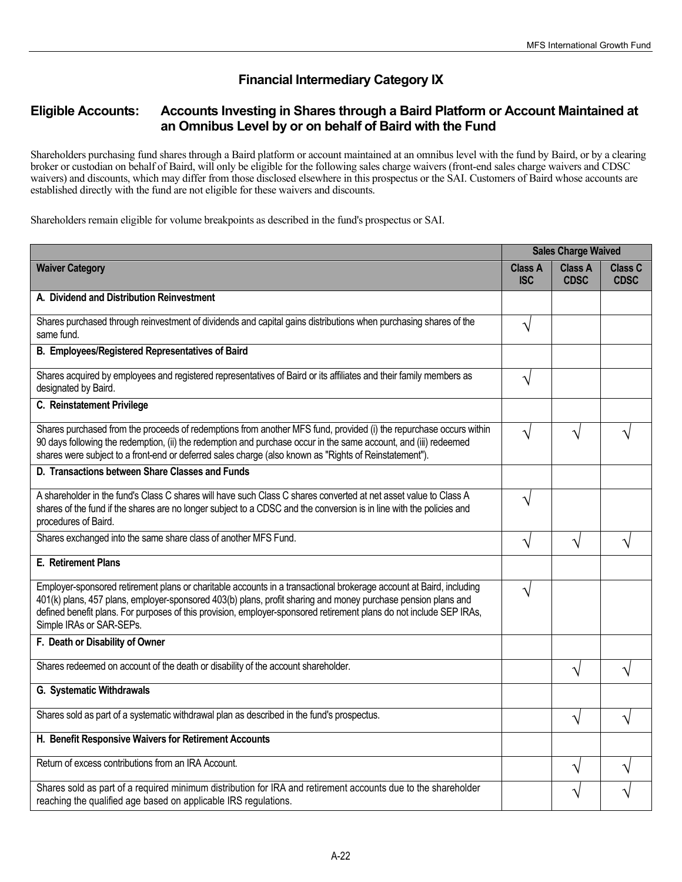## Financial Intermediary Category IX

### Eligible Accounts: Accounts Investing in Shares through a Baird Platform or Account Maintained at an Omnibus Level by or on behalf of Baird with the Fund

Shareholders purchasing fund shares through a Baird platform or account maintained at an omnibus level with the fund by Baird, or by a clearing broker or custodian on behalf of Baird, will only be eligible for the following sales charge waivers (front-end sales charge waivers and CDSC waivers) and discounts, which may differ from those disclosed elsewhere in this prospectus or the SAI. Customers of Baird whose accounts are established directly with the fund are not eligible for these waivers and discounts.

Shareholders remain eligible for volume breakpoints as described in the fund's prospectus or SAI.

| | Sales Charge Waived | | |
|---|---|---|---|
| **Waiver Category** | **Class A ISC** | **Class A CDSC** | **Class C CDSC** |
| **A. Dividend and Distribution Reinvestment** | | | |
| Shares purchased through reinvestment of dividends and capital gains distributions when purchasing shares of the same fund. | √ | | |
| **B. Employees/Registered Representatives of Baird** | | | |
| Shares acquired by employees and registered representatives of Baird or its affiliates and their family members as designated by Baird. | √ | | |
| **C. Reinstatement Privilege** | | | |
| Shares purchased from the proceeds of redemptions from another MFS fund, provided (i) the repurchase occurs within 90 days following the redemption, (ii) the redemption and purchase occur in the same account, and (iii) redeemed shares were subject to a front-end or deferred sales charge (also known as "Rights of Reinstatement"). | √ | √ | √ |
| **D. Transactions between Share Classes and Funds** | | | |
| A shareholder in the fund's Class C shares will have such Class C shares converted at net asset value to Class A shares of the fund if the shares are no longer subject to a CDSC and the conversion is in line with the policies and procedures of Baird. | √ | | |
| Shares exchanged into the same share class of another MFS Fund. | √ | √ | √ |
| **E. Retirement Plans** | | | |
| Employer-sponsored retirement plans or charitable accounts in a transactional brokerage account at Baird, including 401(k) plans, 457 plans, employer-sponsored 403(b) plans, profit sharing and money purchase pension plans and defined benefit plans. For purposes of this provision, employer-sponsored retirement plans do not include SEP IRAs, Simple IRAs or SAR-SEPs. | √ | | |
| **F. Death or Disability of Owner** | | | |
| Shares redeemed on account of the death or disability of the account shareholder. | | √ | √ |
| **G. Systematic Withdrawals** | | | |
| Shares sold as part of a systematic withdrawal plan as described in the fund's prospectus. | | √ | √ |
| **H. Benefit Responsive Waivers for Retirement Accounts** | | | |
| Return of excess contributions from an IRA Account. | | √ | √ |
| Shares sold as part of a required minimum distribution for IRA and retirement accounts due to the shareholder reaching the qualified age based on applicable IRS regulations. | | √ | √ |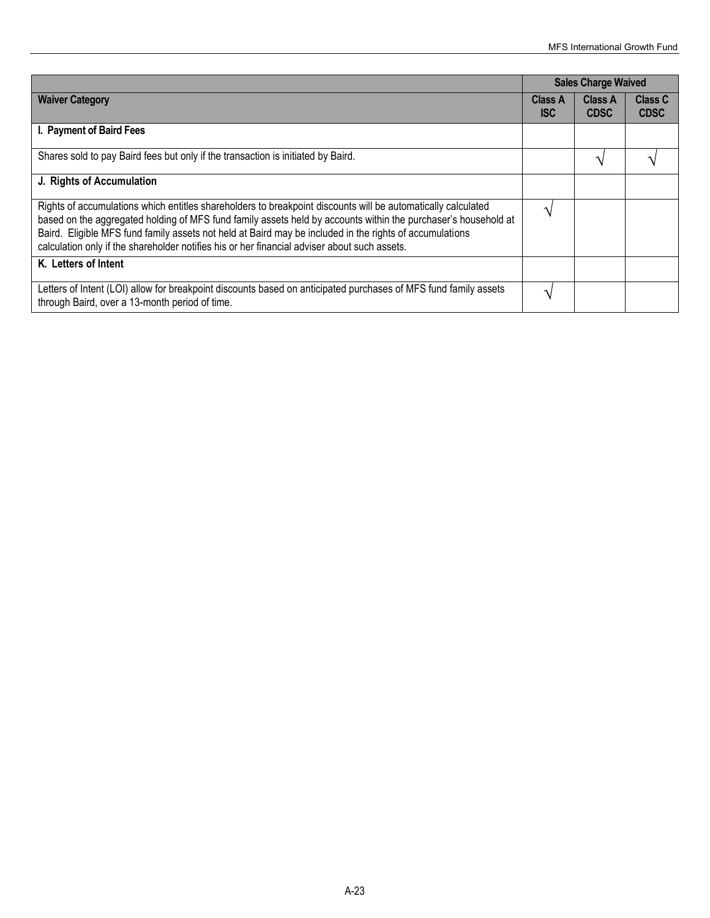| | Sales Charge Waived | | |
|---|---|---|---|
| **Waiver Category** | **Class A ISC** | **Class A CDSC** | **Class C CDSC** |
| **I. Payment of Baird Fees** | | | |
| Shares sold to pay Baird fees but only if the transaction is initiated by Baird. | | √ | √ |
| **J. Rights of Accumulation** | | | |
| Rights of accumulations which entitles shareholders to breakpoint discounts will be automatically calculated based on the aggregated holding of MFS fund family assets held by accounts within the purchaser's household at Baird. Eligible MFS fund family assets not held at Baird may be included in the rights of accumulations calculation only if the shareholder notifies his or her financial adviser about such assets. | √ | | |
| **K. Letters of Intent** | | | |
| Letters of Intent (LOI) allow for breakpoint discounts based on anticipated purchases of MFS fund family assets through Baird, over a 13-month period of time. | √ | | |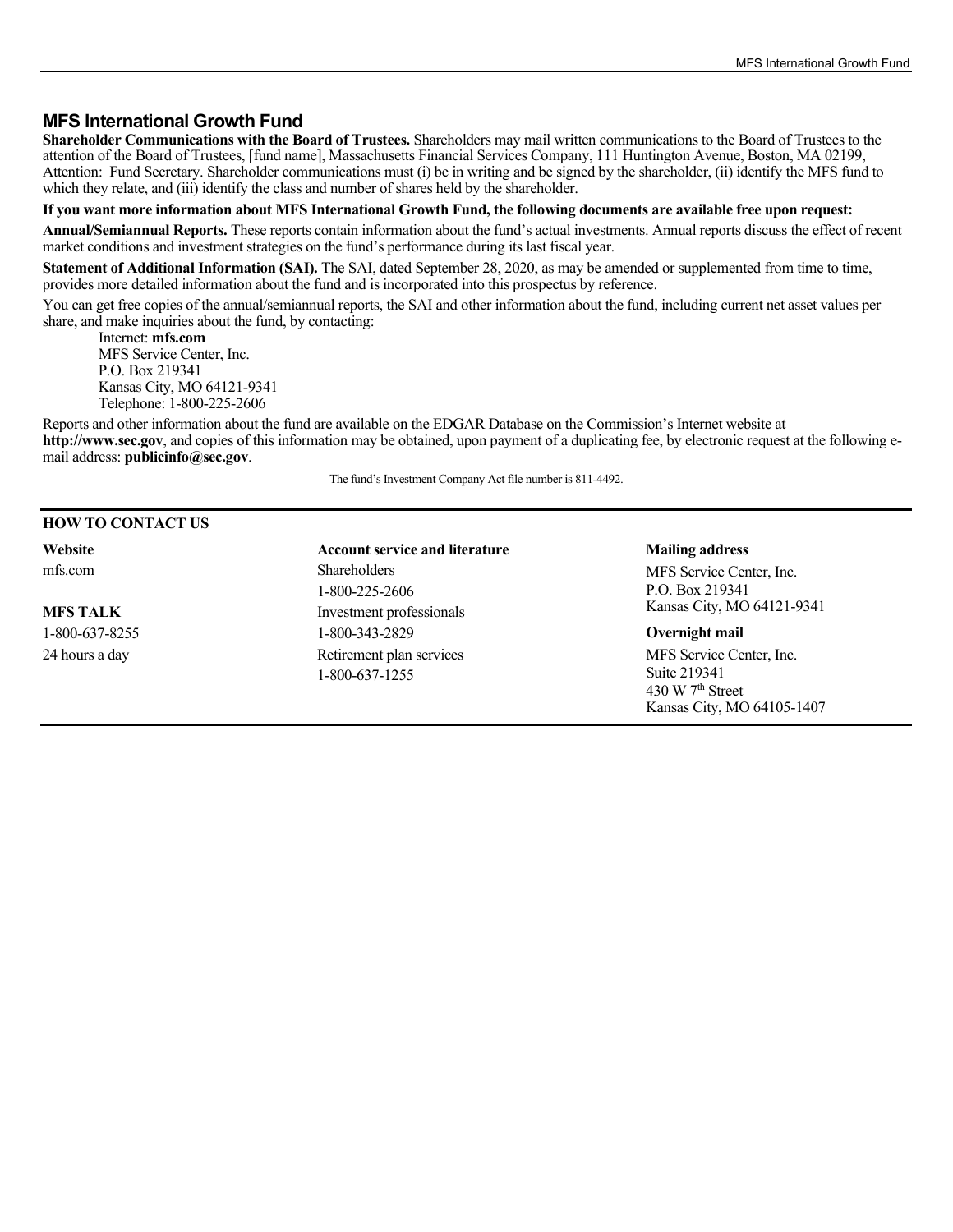## MFS International Growth Fund

**Shareholder Communications with the Board of Trustees.** Shareholders may mail written communications to the Board of Trustees to the attention of the Board of Trustees, [fund name], Massachusetts Financial Services Company, 111 Huntington Avenue, Boston, MA 02199, Attention: Fund Secretary. Shareholder communications must (i) be in writing and be signed by the shareholder, (ii) identify the MFS fund to which they relate, and (iii) identify the class and number of shares held by the shareholder.

**If you want more information about MFS International Growth Fund, the following documents are available free upon request:**

**Annual/Semiannual Reports.** These reports contain information about the fund's actual investments. Annual reports discuss the effect of recent market conditions and investment strategies on the fund's performance during its last fiscal year.

**Statement of Additional Information (SAI).** The SAI, dated September 28, 2020, as may be amended or supplemented from time to time, provides more detailed information about the fund and is incorporated into this prospectus by reference.

You can get free copies of the annual/semiannual reports, the SAI and other information about the fund, including current net asset values per share, and make inquiries about the fund, by contacting:

Internet: **mfs.com**
MFS Service Center, Inc.
P.O. Box 219341
Kansas City, MO 64121-9341
Telephone: 1-800-225-2606

Reports and other information about the fund are available on the EDGAR Database on the Commission's Internet website at **http://www.sec.gov**, and copies of this information may be obtained, upon payment of a duplicating fee, by electronic request at the following e-mail address: **publicinfo@sec.gov**.

The fund's Investment Company Act file number is 811-4492.

### HOW TO CONTACT US

**Website**
mfs.com

**MFS TALK**
1-800-637-8255
24 hours a day

**Account service and literature**
Shareholders
1-800-225-2606
Investment professionals
1-800-343-2829
Retirement plan services
1-800-637-1255

**Mailing address**
MFS Service Center, Inc.
P.O. Box 219341
Kansas City, MO 64121-9341

**Overnight mail**
MFS Service Center, Inc.
Suite 219341
430 W 7th Street
Kansas City, MO 64105-1407